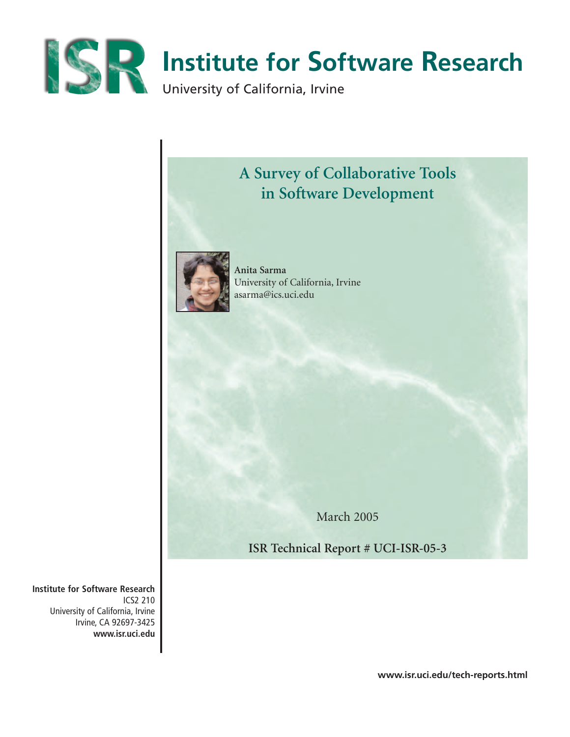# Institute for Software Research

University of California, Irvine

## A Survey of Collaborative Tools in Software Development

**Anita Sarma**
University of California, Irvine
asarma@ics.uci.edu

March 2005

**ISR Technical Report # UCI-ISR-05-3**

**Institute for Software Research**
ICS2 210
University of California, Irvine
Irvine, CA 92697-3425
**www.isr.uci.edu**

**www.isr.uci.edu/tech-reports.html**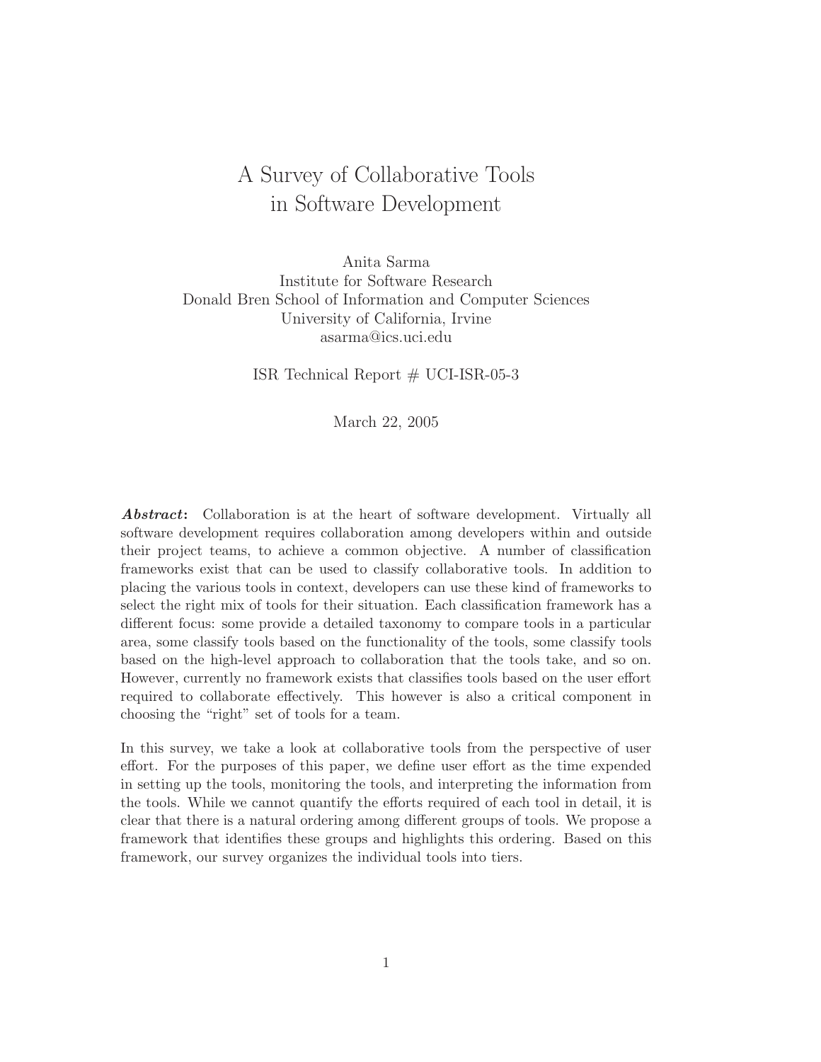# A Survey of Collaborative Tools in Software Development

Anita Sarma
Institute for Software Research
Donald Bren School of Information and Computer Sciences
University of California, Irvine
asarma@ics.uci.edu

ISR Technical Report # UCI-ISR-05-3

March 22, 2005

***Abstract*:** Collaboration is at the heart of software development. Virtually all software development requires collaboration among developers within and outside their project teams, to achieve a common objective. A number of classification frameworks exist that can be used to classify collaborative tools. In addition to placing the various tools in context, developers can use these kind of frameworks to select the right mix of tools for their situation. Each classification framework has a different focus: some provide a detailed taxonomy to compare tools in a particular area, some classify tools based on the functionality of the tools, some classify tools based on the high-level approach to collaboration that the tools take, and so on. However, currently no framework exists that classifies tools based on the user effort required to collaborate effectively. This however is also a critical component in choosing the "right" set of tools for a team.

In this survey, we take a look at collaborative tools from the perspective of user effort. For the purposes of this paper, we define user effort as the time expended in setting up the tools, monitoring the tools, and interpreting the information from the tools. While we cannot quantify the efforts required of each tool in detail, it is clear that there is a natural ordering among different groups of tools. We propose a framework that identifies these groups and highlights this ordering. Based on this framework, our survey organizes the individual tools into tiers.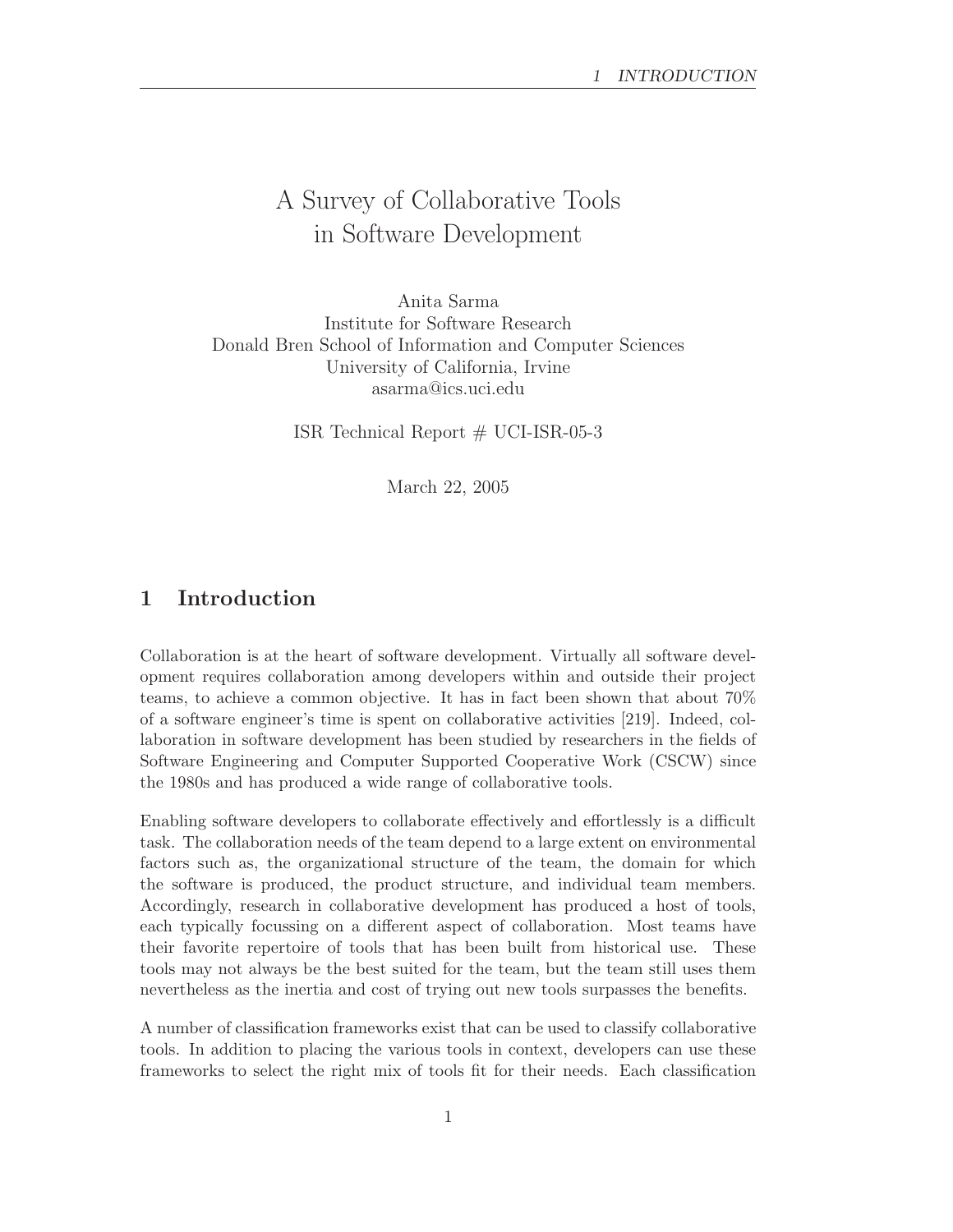# A Survey of Collaborative Tools in Software Development

Anita Sarma
Institute for Software Research
Donald Bren School of Information and Computer Sciences
University of California, Irvine
asarma@ics.uci.edu

ISR Technical Report # UCI-ISR-05-3

March 22, 2005

## 1 Introduction

Collaboration is at the heart of software development. Virtually all software development requires collaboration among developers within and outside their project teams, to achieve a common objective. It has in fact been shown that about 70% of a software engineer's time is spent on collaborative activities [219]. Indeed, collaboration in software development has been studied by researchers in the fields of Software Engineering and Computer Supported Cooperative Work (CSCW) since the 1980s and has produced a wide range of collaborative tools.

Enabling software developers to collaborate effectively and effortlessly is a difficult task. The collaboration needs of the team depend to a large extent on environmental factors such as, the organizational structure of the team, the domain for which the software is produced, the product structure, and individual team members. Accordingly, research in collaborative development has produced a host of tools, each typically focussing on a different aspect of collaboration. Most teams have their favorite repertoire of tools that has been built from historical use. These tools may not always be the best suited for the team, but the team still uses them nevertheless as the inertia and cost of trying out new tools surpasses the benefits.

A number of classification frameworks exist that can be used to classify collaborative tools. In addition to placing the various tools in context, developers can use these frameworks to select the right mix of tools fit for their needs. Each classification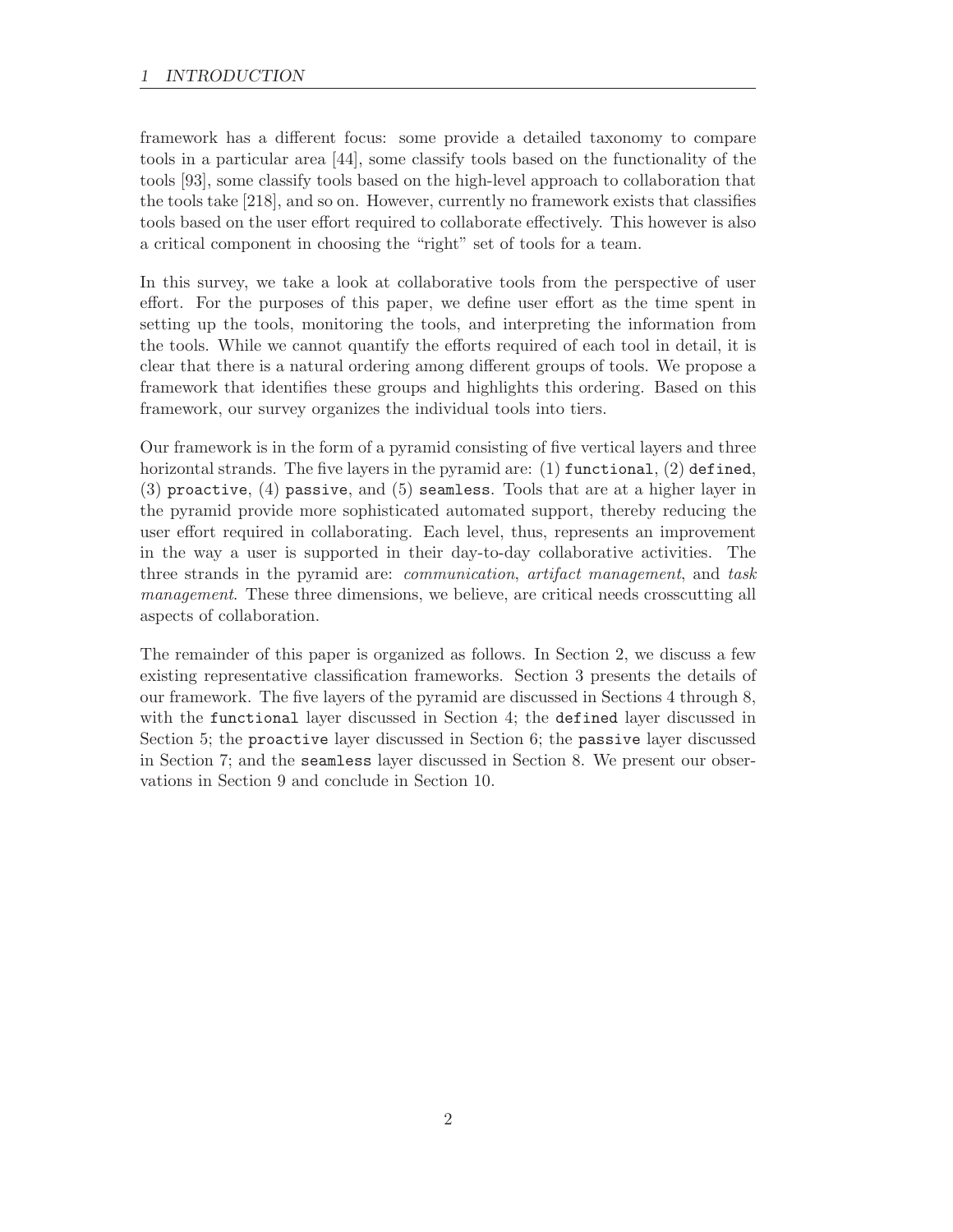framework has a different focus: some provide a detailed taxonomy to compare tools in a particular area [44], some classify tools based on the functionality of the tools [93], some classify tools based on the high-level approach to collaboration that the tools take [218], and so on. However, currently no framework exists that classifies tools based on the user effort required to collaborate effectively. This however is also a critical component in choosing the "right" set of tools for a team.

In this survey, we take a look at collaborative tools from the perspective of user effort. For the purposes of this paper, we define user effort as the time spent in setting up the tools, monitoring the tools, and interpreting the information from the tools. While we cannot quantify the efforts required of each tool in detail, it is clear that there is a natural ordering among different groups of tools. We propose a framework that identifies these groups and highlights this ordering. Based on this framework, our survey organizes the individual tools into tiers.

Our framework is in the form of a pyramid consisting of five vertical layers and three horizontal strands. The five layers in the pyramid are: (1) `functional`, (2) `defined`, (3) `proactive`, (4) `passive`, and (5) `seamless`. Tools that are at a higher layer in the pyramid provide more sophisticated automated support, thereby reducing the user effort required in collaborating. Each level, thus, represents an improvement in the way a user is supported in their day-to-day collaborative activities. The three strands in the pyramid are: *communication*, *artifact management*, and *task management*. These three dimensions, we believe, are critical needs crosscutting all aspects of collaboration.

The remainder of this paper is organized as follows. In Section 2, we discuss a few existing representative classification frameworks. Section 3 presents the details of our framework. The five layers of the pyramid are discussed in Sections 4 through 8, with the `functional` layer discussed in Section 4; the `defined` layer discussed in Section 5; the `proactive` layer discussed in Section 6; the `passive` layer discussed in Section 7; and the `seamless` layer discussed in Section 8. We present our observations in Section 9 and conclude in Section 10.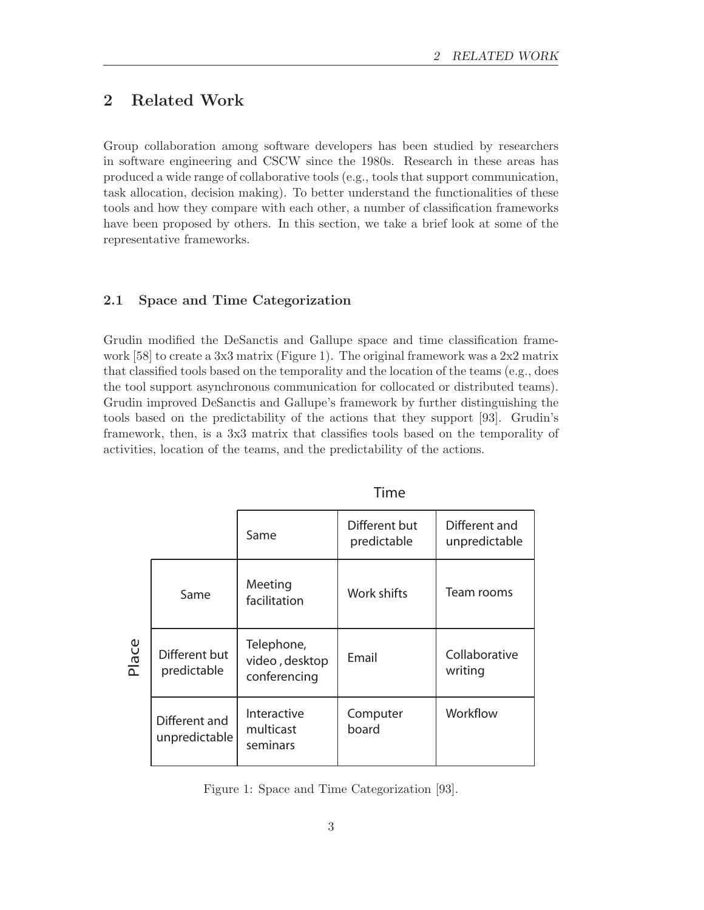## 2 Related Work

Group collaboration among software developers has been studied by researchers in software engineering and CSCW since the 1980s. Research in these areas has produced a wide range of collaborative tools (e.g., tools that support communication, task allocation, decision making). To better understand the functionalities of these tools and how they compare with each other, a number of classification frameworks have been proposed by others. In this section, we take a brief look at some of the representative frameworks.

### 2.1 Space and Time Categorization

Grudin modified the DeSanctis and Gallupe space and time classification framework [58] to create a 3x3 matrix (Figure 1). The original framework was a 2x2 matrix that classified tools based on the temporality and the location of the teams (e.g., does the tool support asynchronous communication for collocated or distributed teams). Grudin improved DeSanctis and Gallupe's framework by further distinguishing the tools based on the predictability of the actions that they support [93]. Grudin's framework, then, is a 3x3 matrix that classifies tools based on the temporality of activities, location of the teams, and the predictability of the actions.

| Place \ Time | Same | Different but predictable | Different and unpredictable |
|---|---|---|---|
| Same | Meeting facilitation | Work shifts | Team rooms |
| Different but predictable | Telephone, video , desktop conferencing | Email | Collaborative writing |
| Different and unpredictable | Interactive multicast seminars | Computer board | Workflow |

Figure 1: Space and Time Categorization [93].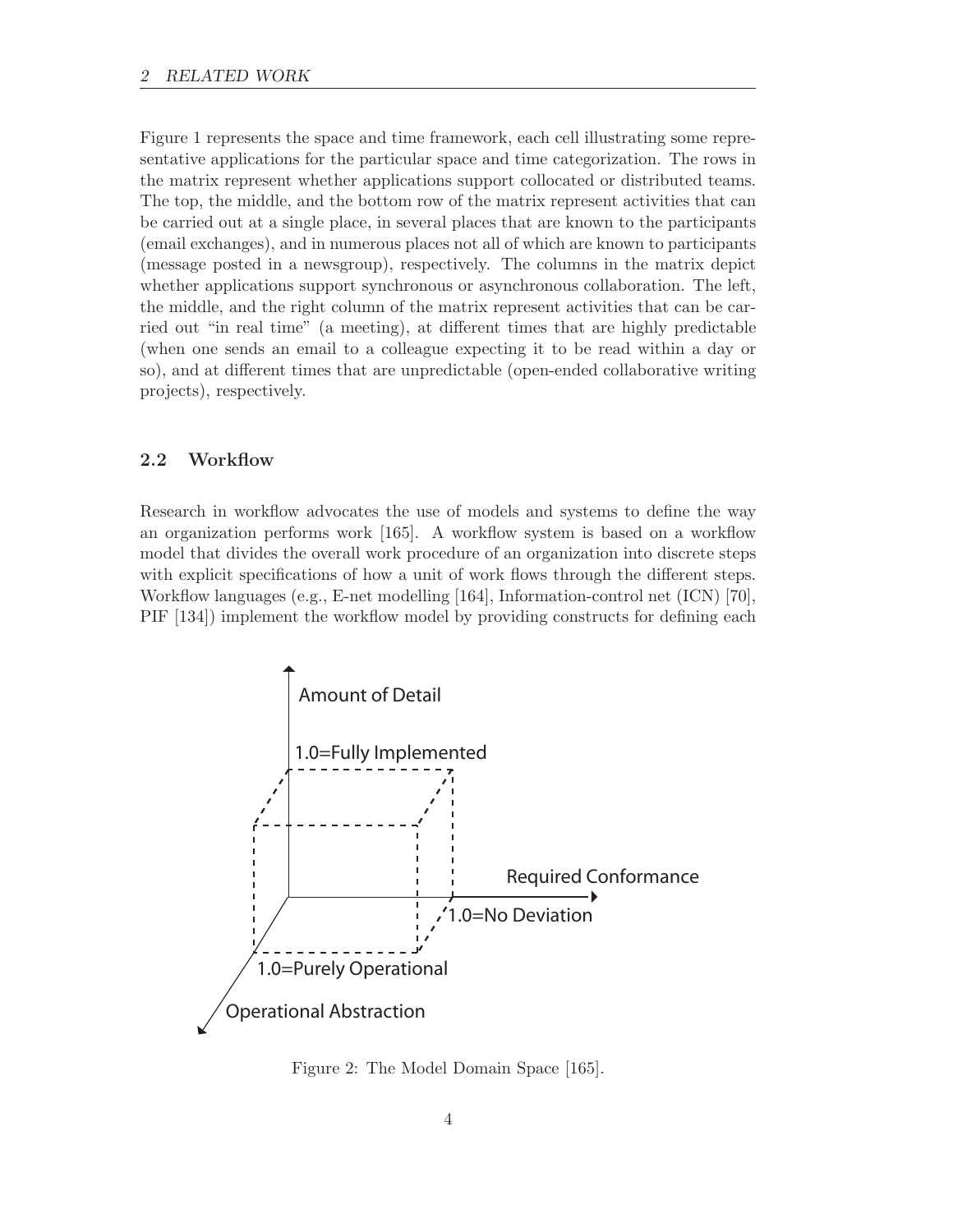Figure 1 represents the space and time framework, each cell illustrating some representative applications for the particular space and time categorization. The rows in the matrix represent whether applications support collocated or distributed teams. The top, the middle, and the bottom row of the matrix represent activities that can be carried out at a single place, in several places that are known to the participants (email exchanges), and in numerous places not all of which are known to participants (message posted in a newsgroup), respectively. The columns in the matrix depict whether applications support synchronous or asynchronous collaboration. The left, the middle, and the right column of the matrix represent activities that can be carried out "in real time" (a meeting), at different times that are highly predictable (when one sends an email to a colleague expecting it to be read within a day or so), and at different times that are unpredictable (open-ended collaborative writing projects), respectively.

## 2.2 Workflow

Research in workflow advocates the use of models and systems to define the way an organization performs work [165]. A workflow system is based on a workflow model that divides the overall work procedure of an organization into discrete steps with explicit specifications of how a unit of work flows through the different steps. Workflow languages (e.g., E-net modelling [164], Information-control net (ICN) [70], PIF [134]) implement the workflow model by providing constructs for defining each

Amount of Detail

1.0=Fully Implemented

Required Conformance

1.0=No Deviation

1.0=Purely Operational

Operational Abstraction

Figure 2: The Model Domain Space [165].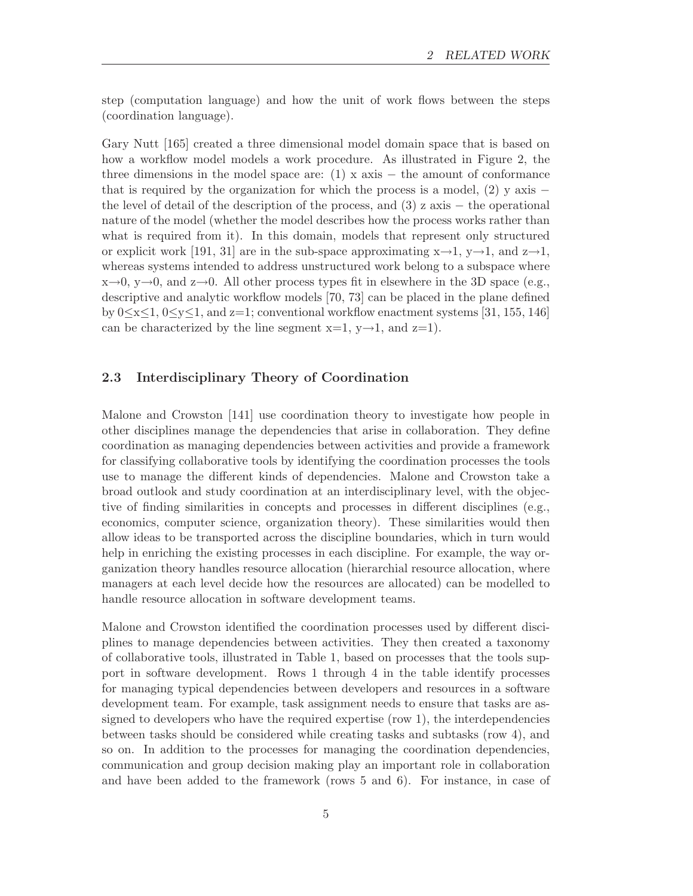step (computation language) and how the unit of work flows between the steps (coordination language).

Gary Nutt [165] created a three dimensional model domain space that is based on how a workflow model models a work procedure. As illustrated in Figure 2, the three dimensions in the model space are: (1) x axis − the amount of conformance that is required by the organization for which the process is a model, (2) y axis − the level of detail of the description of the process, and (3) z axis − the operational nature of the model (whether the model describes how the process works rather than what is required from it). In this domain, models that represent only structured or explicit work [191, 31] are in the sub-space approximating $x \to 1$, $y \to 1$, and $z \to 1$, whereas systems intended to address unstructured work belong to a subspace where $x \to 0$, $y \to 0$, and $z \to 0$. All other process types fit in elsewhere in the 3D space (e.g., descriptive and analytic workflow models [70, 73] can be placed in the plane defined by $0 \leq x \leq 1$, $0 \leq y \leq 1$, and $z=1$; conventional workflow enactment systems [31, 155, 146] can be characterized by the line segment $x=1$, $y \to 1$, and $z=1$).

## 2.3 Interdisciplinary Theory of Coordination

Malone and Crowston [141] use coordination theory to investigate how people in other disciplines manage the dependencies that arise in collaboration. They define coordination as managing dependencies between activities and provide a framework for classifying collaborative tools by identifying the coordination processes the tools use to manage the different kinds of dependencies. Malone and Crowston take a broad outlook and study coordination at an interdisciplinary level, with the objective of finding similarities in concepts and processes in different disciplines (e.g., economics, computer science, organization theory). These similarities would then allow ideas to be transported across the discipline boundaries, which in turn would help in enriching the existing processes in each discipline. For example, the way organization theory handles resource allocation (hierarchial resource allocation, where managers at each level decide how the resources are allocated) can be modelled to handle resource allocation in software development teams.

Malone and Crowston identified the coordination processes used by different disciplines to manage dependencies between activities. They then created a taxonomy of collaborative tools, illustrated in Table 1, based on processes that the tools support in software development. Rows 1 through 4 in the table identify processes for managing typical dependencies between developers and resources in a software development team. For example, task assignment needs to ensure that tasks are assigned to developers who have the required expertise (row 1), the interdependencies between tasks should be considered while creating tasks and subtasks (row 4), and so on. In addition to the processes for managing the coordination dependencies, communication and group decision making play an important role in collaboration and have been added to the framework (rows 5 and 6). For instance, in case of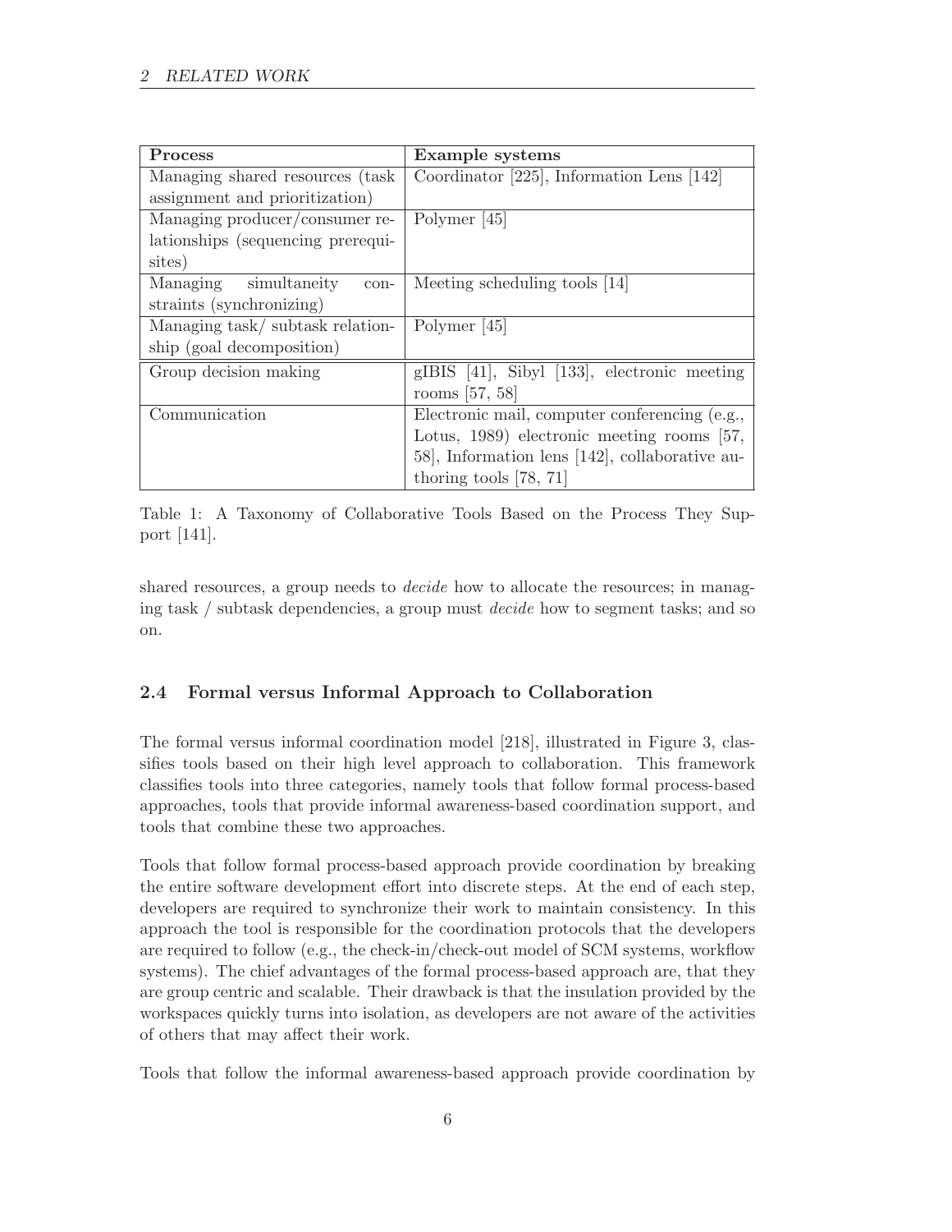| Process | Example systems |
|---|---|
| Managing shared resources (task assignment and prioritization) | Coordinator [225], Information Lens [142] |
| Managing producer/consumer relationships (sequencing prerequisites) | Polymer [45] |
| Managing simultaneity constraints (synchronizing) | Meeting scheduling tools [14] |
| Managing task/ subtask relationship (goal decomposition) | Polymer [45] |
| Group decision making | gIBIS [41], Sibyl [133], electronic meeting rooms [57, 58] |
| Communication | Electronic mail, computer conferencing (e.g., Lotus, 1989) electronic meeting rooms [57, 58], Information lens [142], collaborative authoring tools [78, 71] |

Table 1: A Taxonomy of Collaborative Tools Based on the Process They Support [141].

shared resources, a group needs to *decide* how to allocate the resources; in managing task / subtask dependencies, a group must *decide* how to segment tasks; and so on.

### 2.4 Formal versus Informal Approach to Collaboration

The formal versus informal coordination model [218], illustrated in Figure 3, classifies tools based on their high level approach to collaboration. This framework classifies tools into three categories, namely tools that follow formal process-based approaches, tools that provide informal awareness-based coordination support, and tools that combine these two approaches.

Tools that follow formal process-based approach provide coordination by breaking the entire software development effort into discrete steps. At the end of each step, developers are required to synchronize their work to maintain consistency. In this approach the tool is responsible for the coordination protocols that the developers are required to follow (e.g., the check-in/check-out model of SCM systems, workflow systems). The chief advantages of the formal process-based approach are, that they are group centric and scalable. Their drawback is that the insulation provided by the workspaces quickly turns into isolation, as developers are not aware of the activities of others that may affect their work.

Tools that follow the informal awareness-based approach provide coordination by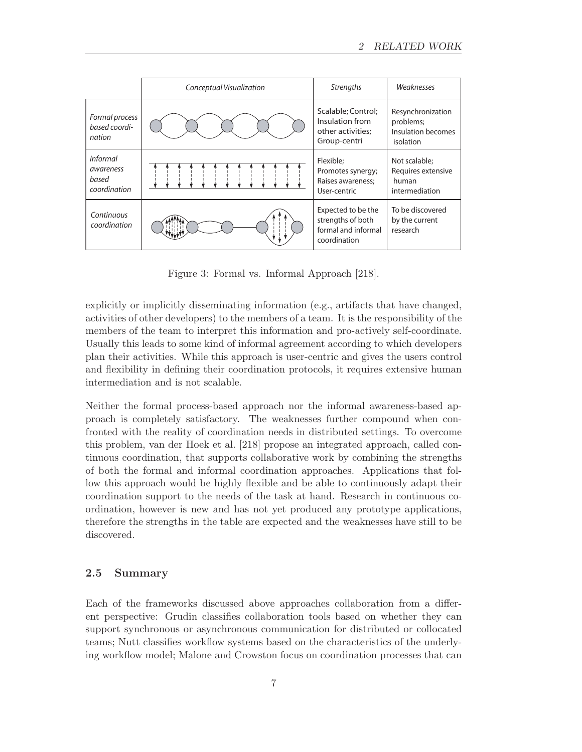| | Conceptual Visualization | Strengths | Weaknesses |
|---|---|---|---|
| *Formal process based coordination* | | Scalable; Control; Insulation from other activities; Group-centri | Resynchronization problems; Insulation becomes isolation |
| *Informal awareness based coordination* | | Flexible; Promotes synergy; Raises awareness; User-centric | Not scalable; Requires extensive human intermediation |
| *Continuous coordination* | | Expected to be the strengths of both formal and informal coordination | To be discovered by the current research |

Figure 3: Formal vs. Informal Approach [218].

explicitly or implicitly disseminating information (e.g., artifacts that have changed, activities of other developers) to the members of a team. It is the responsibility of the members of the team to interpret this information and pro-actively self-coordinate. Usually this leads to some kind of informal agreement according to which developers plan their activities. While this approach is user-centric and gives the users control and flexibility in defining their coordination protocols, it requires extensive human intermediation and is not scalable.

Neither the formal process-based approach nor the informal awareness-based approach is completely satisfactory. The weaknesses further compound when confronted with the reality of coordination needs in distributed settings. To overcome this problem, van der Hoek et al. [218] propose an integrated approach, called continuous coordination, that supports collaborative work by combining the strengths of both the formal and informal coordination approaches. Applications that follow this approach would be highly flexible and be able to continuously adapt their coordination support to the needs of the task at hand. Research in continuous coordination, however is new and has not yet produced any prototype applications, therefore the strengths in the table are expected and the weaknesses have still to be discovered.

### 2.5 Summary

Each of the frameworks discussed above approaches collaboration from a different perspective: Grudin classifies collaboration tools based on whether they can support synchronous or asynchronous communication for distributed or collocated teams; Nutt classifies workflow systems based on the characteristics of the underlying workflow model; Malone and Crowston focus on coordination processes that can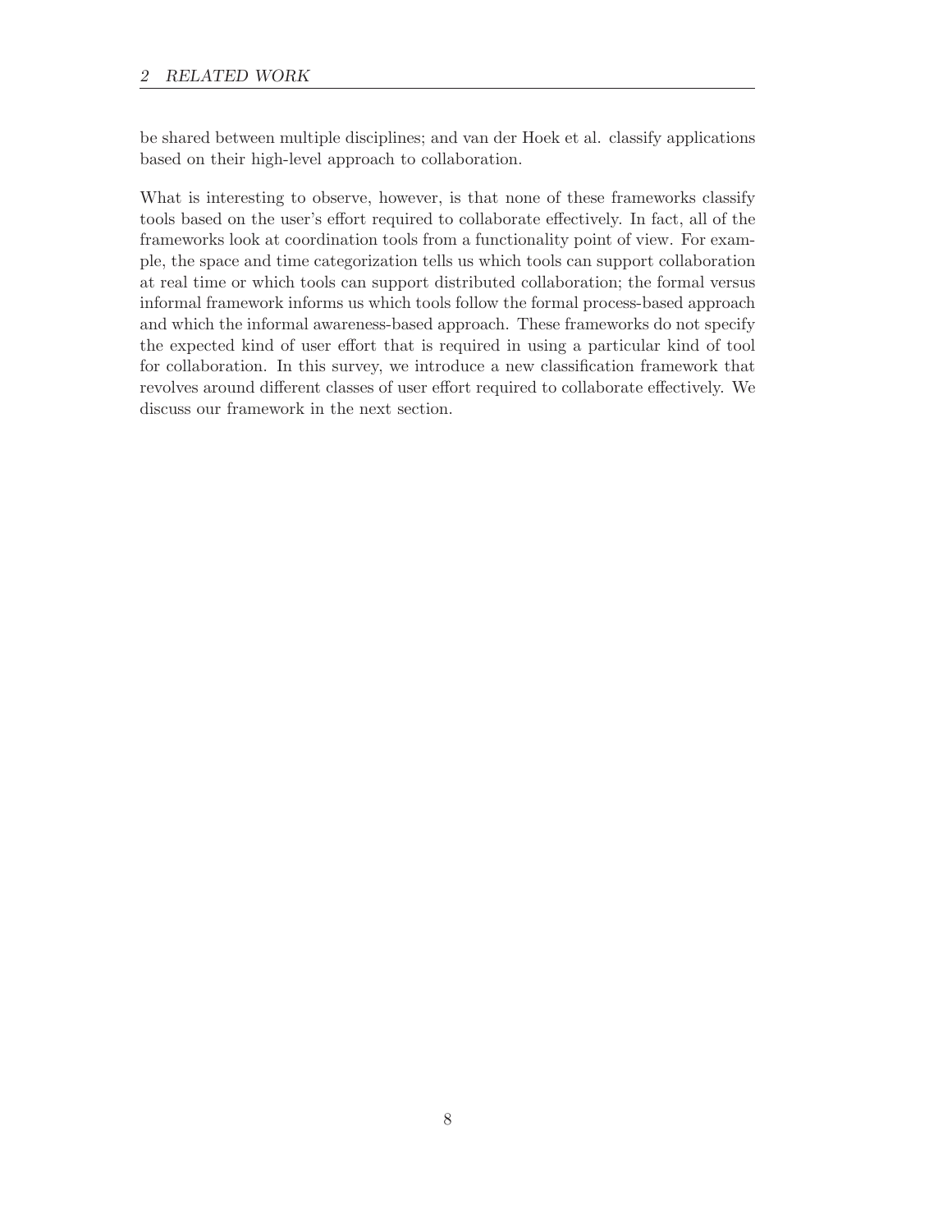be shared between multiple disciplines; and van der Hoek et al. classify applications based on their high-level approach to collaboration.

What is interesting to observe, however, is that none of these frameworks classify tools based on the user's effort required to collaborate effectively. In fact, all of the frameworks look at coordination tools from a functionality point of view. For example, the space and time categorization tells us which tools can support collaboration at real time or which tools can support distributed collaboration; the formal versus informal framework informs us which tools follow the formal process-based approach and which the informal awareness-based approach. These frameworks do not specify the expected kind of user effort that is required in using a particular kind of tool for collaboration. In this survey, we introduce a new classification framework that revolves around different classes of user effort required to collaborate effectively. We discuss our framework in the next section.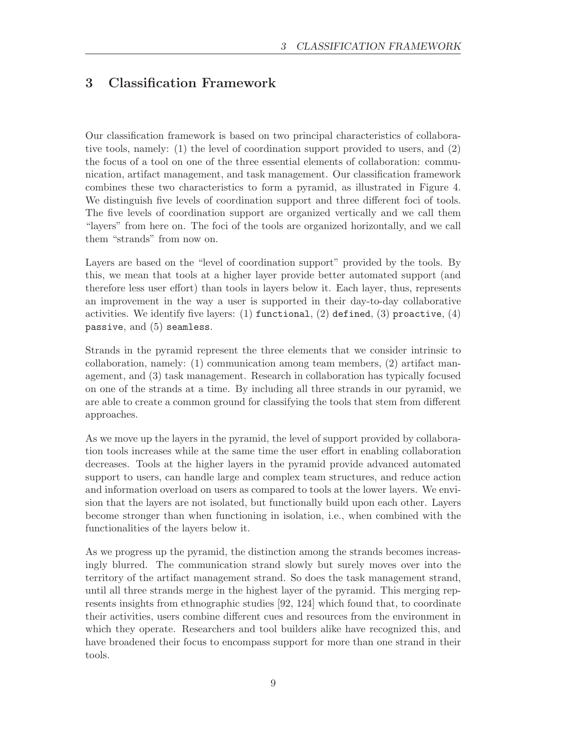# 3 Classification Framework

Our classification framework is based on two principal characteristics of collaborative tools, namely: (1) the level of coordination support provided to users, and (2) the focus of a tool on one of the three essential elements of collaboration: communication, artifact management, and task management. Our classification framework combines these two characteristics to form a pyramid, as illustrated in Figure 4. We distinguish five levels of coordination support and three different foci of tools. The five levels of coordination support are organized vertically and we call them "layers" from here on. The foci of the tools are organized horizontally, and we call them "strands" from now on.

Layers are based on the "level of coordination support" provided by the tools. By this, we mean that tools at a higher layer provide better automated support (and therefore less user effort) than tools in layers below it. Each layer, thus, represents an improvement in the way a user is supported in their day-to-day collaborative activities. We identify five layers: (1) `functional`, (2) `defined`, (3) `proactive`, (4) `passive`, and (5) `seamless`.

Strands in the pyramid represent the three elements that we consider intrinsic to collaboration, namely: (1) communication among team members, (2) artifact management, and (3) task management. Research in collaboration has typically focused on one of the strands at a time. By including all three strands in our pyramid, we are able to create a common ground for classifying the tools that stem from different approaches.

As we move up the layers in the pyramid, the level of support provided by collaboration tools increases while at the same time the user effort in enabling collaboration decreases. Tools at the higher layers in the pyramid provide advanced automated support to users, can handle large and complex team structures, and reduce action and information overload on users as compared to tools at the lower layers. We envision that the layers are not isolated, but functionally build upon each other. Layers become stronger than when functioning in isolation, i.e., when combined with the functionalities of the layers below it.

As we progress up the pyramid, the distinction among the strands becomes increasingly blurred. The communication strand slowly but surely moves over into the territory of the artifact management strand. So does the task management strand, until all three strands merge in the highest layer of the pyramid. This merging represents insights from ethnographic studies [92, 124] which found that, to coordinate their activities, users combine different cues and resources from the environment in which they operate. Researchers and tool builders alike have recognized this, and have broadened their focus to encompass support for more than one strand in their tools.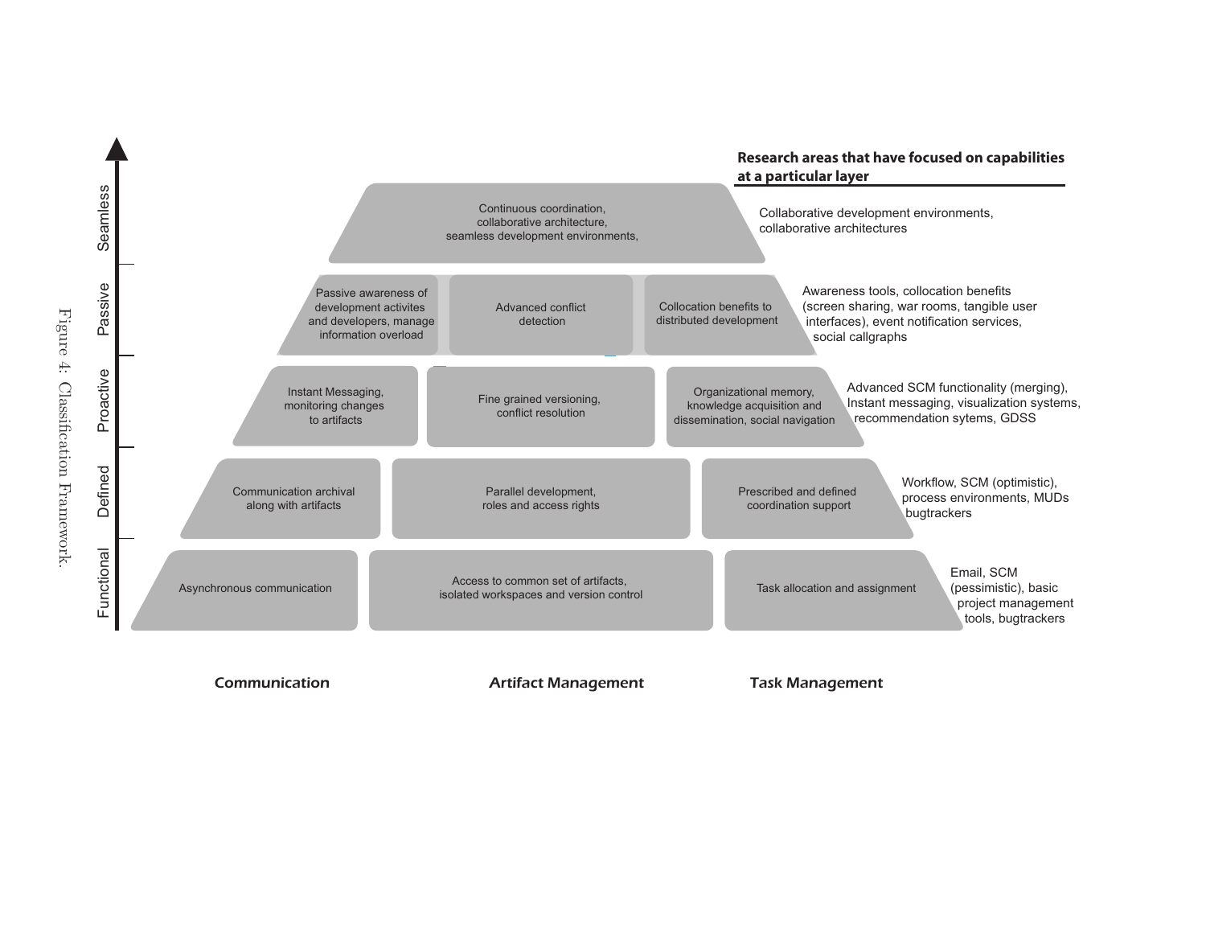| Layer | Communication | Artifact Management | Task Management | Research areas that have focused on capabilities at a particular layer |
| --- | --- | --- | --- | --- |
| Seamless | Continuous coordination, collaborative architecture, seamless development environments, | | | Collaborative development environments, collaborative architectures |
| Passive | Passive awareness of development activites and developers, manage information overload | Advanced conflict detection | Collocation benefits to distributed development | Awareness tools, collocation benefits (screen sharing, war rooms, tangible user interfaces), event notification services, social callgraphs |
| Proactive | Instant Messaging, monitoring changes to artifacts | Fine grained versioning, conflict resolution | Organizational memory, knowledge acquisition and dissemination, social navigation | Advanced SCM functionality (merging), Instant messaging, visualization systems, recommendation sytems, GDSS |
| Defined | Communication archival along with artifacts | Parallel development, roles and access rights | Prescribed and defined coordination support | Workflow, SCM (optimistic), process environments, MUDs bugtrackers |
| Functional | Asynchronous communication | Access to common set of artifacts, isolated workspaces and version control | Task allocation and assignment | Email, SCM (pessimistic), basic project management tools, bugtrackers |

Figure 4: Classification Framework.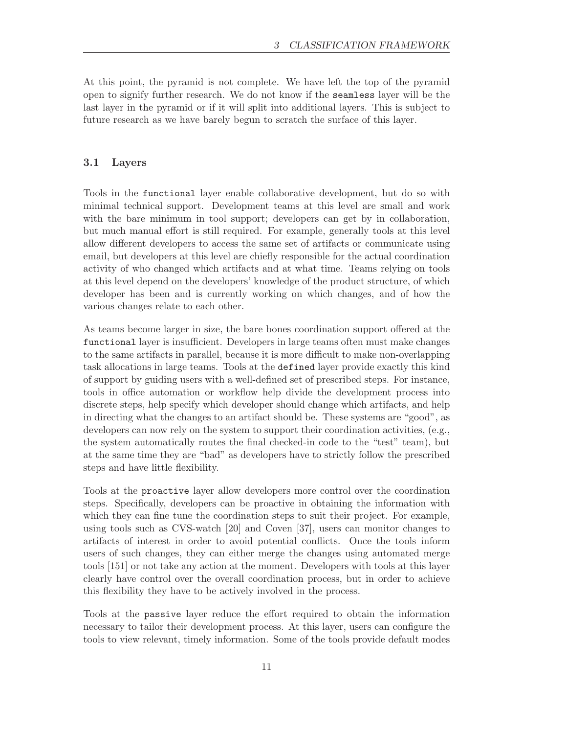At this point, the pyramid is not complete. We have left the top of the pyramid open to signify further research. We do not know if the `seamless` layer will be the last layer in the pyramid or if it will split into additional layers. This is subject to future research as we have barely begun to scratch the surface of this layer.

## 3.1 Layers

Tools in the `functional` layer enable collaborative development, but do so with minimal technical support. Development teams at this level are small and work with the bare minimum in tool support; developers can get by in collaboration, but much manual effort is still required. For example, generally tools at this level allow different developers to access the same set of artifacts or communicate using email, but developers at this level are chiefly responsible for the actual coordination activity of who changed which artifacts and at what time. Teams relying on tools at this level depend on the developers' knowledge of the product structure, of which developer has been and is currently working on which changes, and of how the various changes relate to each other.

As teams become larger in size, the bare bones coordination support offered at the `functional` layer is insufficient. Developers in large teams often must make changes to the same artifacts in parallel, because it is more difficult to make non-overlapping task allocations in large teams. Tools at the `defined` layer provide exactly this kind of support by guiding users with a well-defined set of prescribed steps. For instance, tools in office automation or workflow help divide the development process into discrete steps, help specify which developer should change which artifacts, and help in directing what the changes to an artifact should be. These systems are "good", as developers can now rely on the system to support their coordination activities, (e.g., the system automatically routes the final checked-in code to the "test" team), but at the same time they are "bad" as developers have to strictly follow the prescribed steps and have little flexibility.

Tools at the `proactive` layer allow developers more control over the coordination steps. Specifically, developers can be proactive in obtaining the information with which they can fine tune the coordination steps to suit their project. For example, using tools such as CVS-watch [20] and Coven [37], users can monitor changes to artifacts of interest in order to avoid potential conflicts. Once the tools inform users of such changes, they can either merge the changes using automated merge tools [151] or not take any action at the moment. Developers with tools at this layer clearly have control over the overall coordination process, but in order to achieve this flexibility they have to be actively involved in the process.

Tools at the `passive` layer reduce the effort required to obtain the information necessary to tailor their development process. At this layer, users can configure the tools to view relevant, timely information. Some of the tools provide default modes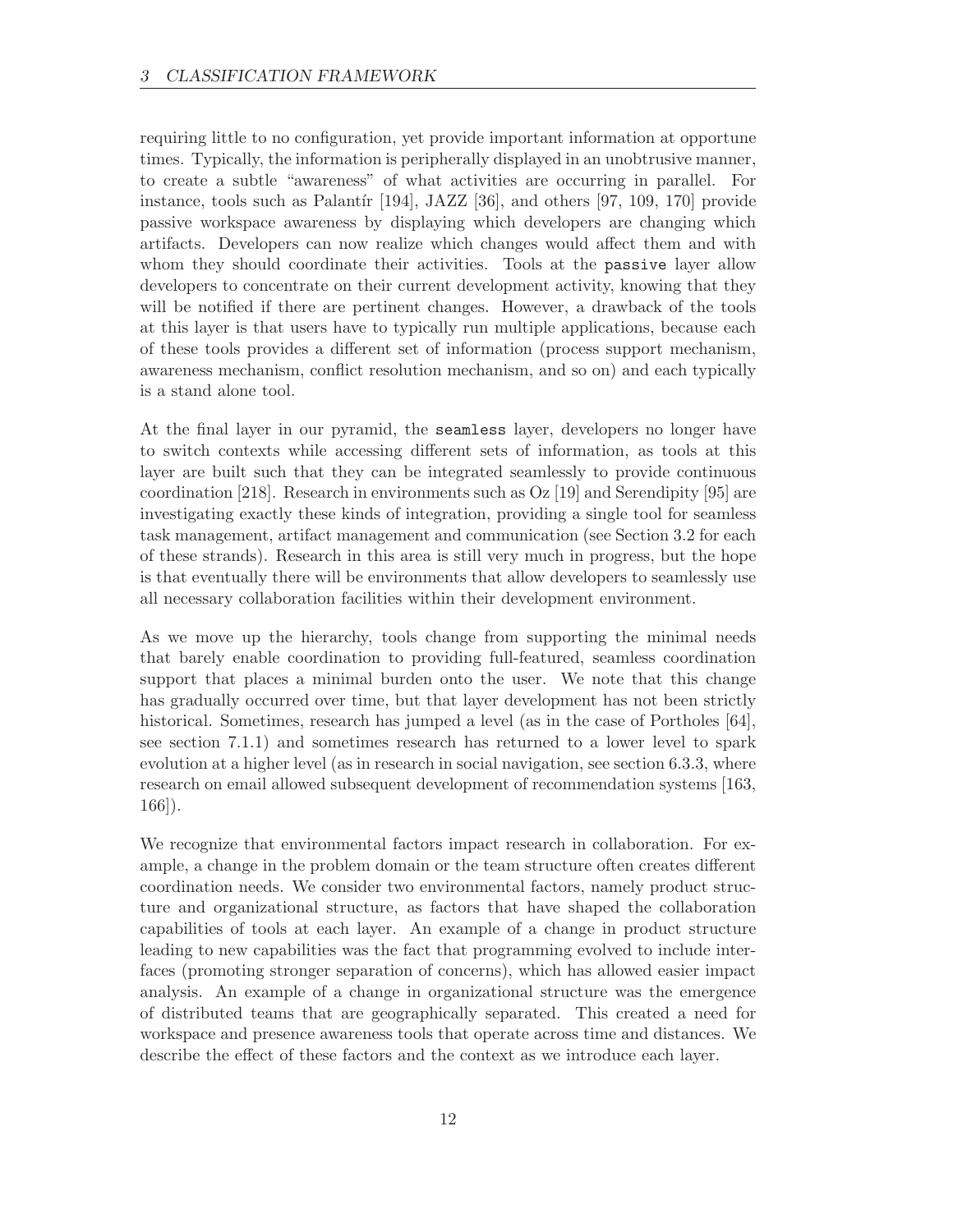requiring little to no configuration, yet provide important information at opportune times. Typically, the information is peripherally displayed in an unobtrusive manner, to create a subtle "awareness" of what activities are occurring in parallel. For instance, tools such as Palantír [194], JAZZ [36], and others [97, 109, 170] provide passive workspace awareness by displaying which developers are changing which artifacts. Developers can now realize which changes would affect them and with whom they should coordinate their activities. Tools at the `passive` layer allow developers to concentrate on their current development activity, knowing that they will be notified if there are pertinent changes. However, a drawback of the tools at this layer is that users have to typically run multiple applications, because each of these tools provides a different set of information (process support mechanism, awareness mechanism, conflict resolution mechanism, and so on) and each typically is a stand alone tool.

At the final layer in our pyramid, the `seamless` layer, developers no longer have to switch contexts while accessing different sets of information, as tools at this layer are built such that they can be integrated seamlessly to provide continuous coordination [218]. Research in environments such as Oz [19] and Serendipity [95] are investigating exactly these kinds of integration, providing a single tool for seamless task management, artifact management and communication (see Section 3.2 for each of these strands). Research in this area is still very much in progress, but the hope is that eventually there will be environments that allow developers to seamlessly use all necessary collaboration facilities within their development environment.

As we move up the hierarchy, tools change from supporting the minimal needs that barely enable coordination to providing full-featured, seamless coordination support that places a minimal burden onto the user. We note that this change has gradually occurred over time, but that layer development has not been strictly historical. Sometimes, research has jumped a level (as in the case of Portholes [64], see section 7.1.1) and sometimes research has returned to a lower level to spark evolution at a higher level (as in research in social navigation, see section 6.3.3, where research on email allowed subsequent development of recommendation systems [163, 166]).

We recognize that environmental factors impact research in collaboration. For example, a change in the problem domain or the team structure often creates different coordination needs. We consider two environmental factors, namely product structure and organizational structure, as factors that have shaped the collaboration capabilities of tools at each layer. An example of a change in product structure leading to new capabilities was the fact that programming evolved to include interfaces (promoting stronger separation of concerns), which has allowed easier impact analysis. An example of a change in organizational structure was the emergence of distributed teams that are geographically separated. This created a need for workspace and presence awareness tools that operate across time and distances. We describe the effect of these factors and the context as we introduce each layer.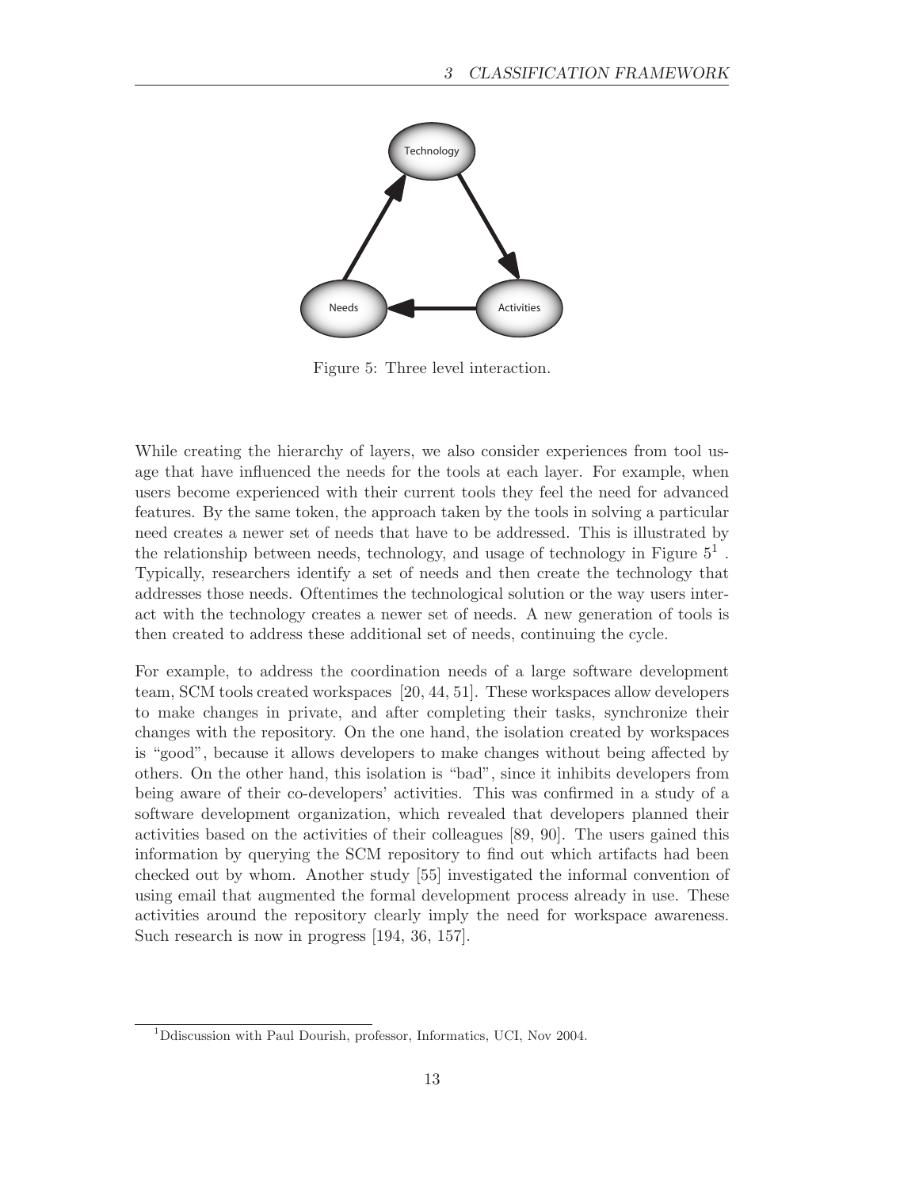Figure 5: Three level interaction.

While creating the hierarchy of layers, we also consider experiences from tool usage that have influenced the needs for the tools at each layer. For example, when users become experienced with their current tools they feel the need for advanced features. By the same token, the approach taken by the tools in solving a particular need creates a newer set of needs that have to be addressed. This is illustrated by the relationship between needs, technology, and usage of technology in Figure 5[1]. Typically, researchers identify a set of needs and then create the technology that addresses those needs. Oftentimes the technological solution or the way users interact with the technology creates a newer set of needs. A new generation of tools is then created to address these additional set of needs, continuing the cycle.

For example, to address the coordination needs of a large software development team, SCM tools created workspaces [20, 44, 51]. These workspaces allow developers to make changes in private, and after completing their tasks, synchronize their changes with the repository. On the one hand, the isolation created by workspaces is "good", because it allows developers to make changes without being affected by others. On the other hand, this isolation is "bad", since it inhibits developers from being aware of their co-developers' activities. This was confirmed in a study of a software development organization, which revealed that developers planned their activities based on the activities of their colleagues [89, 90]. The users gained this information by querying the SCM repository to find out which artifacts had been checked out by whom. Another study [55] investigated the informal convention of using email that augmented the formal development process already in use. These activities around the repository clearly imply the need for workspace awareness. Such research is now in progress [194, 36, 157].

[1] Ddiscussion with Paul Dourish, professor, Informatics, UCI, Nov 2004.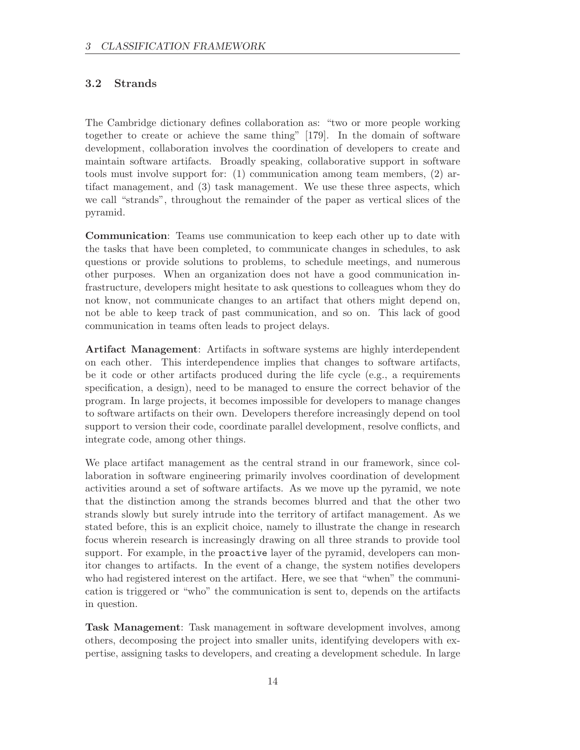### 3.2 Strands

The Cambridge dictionary defines collaboration as: "two or more people working together to create or achieve the same thing" [179]. In the domain of software development, collaboration involves the coordination of developers to create and maintain software artifacts. Broadly speaking, collaborative support in software tools must involve support for: (1) communication among team members, (2) artifact management, and (3) task management. We use these three aspects, which we call "strands", throughout the remainder of the paper as vertical slices of the pyramid.

**Communication**: Teams use communication to keep each other up to date with the tasks that have been completed, to communicate changes in schedules, to ask questions or provide solutions to problems, to schedule meetings, and numerous other purposes. When an organization does not have a good communication infrastructure, developers might hesitate to ask questions to colleagues whom they do not know, not communicate changes to an artifact that others might depend on, not be able to keep track of past communication, and so on. This lack of good communication in teams often leads to project delays.

**Artifact Management**: Artifacts in software systems are highly interdependent on each other. This interdependence implies that changes to software artifacts, be it code or other artifacts produced during the life cycle (e.g., a requirements specification, a design), need to be managed to ensure the correct behavior of the program. In large projects, it becomes impossible for developers to manage changes to software artifacts on their own. Developers therefore increasingly depend on tool support to version their code, coordinate parallel development, resolve conflicts, and integrate code, among other things.

We place artifact management as the central strand in our framework, since collaboration in software engineering primarily involves coordination of development activities around a set of software artifacts. As we move up the pyramid, we note that the distinction among the strands becomes blurred and that the other two strands slowly but surely intrude into the territory of artifact management. As we stated before, this is an explicit choice, namely to illustrate the change in research focus wherein research is increasingly drawing on all three strands to provide tool support. For example, in the `proactive` layer of the pyramid, developers can monitor changes to artifacts. In the event of a change, the system notifies developers who had registered interest on the artifact. Here, we see that "when" the communication is triggered or "who" the communication is sent to, depends on the artifacts in question.

**Task Management**: Task management in software development involves, among others, decomposing the project into smaller units, identifying developers with expertise, assigning tasks to developers, and creating a development schedule. In large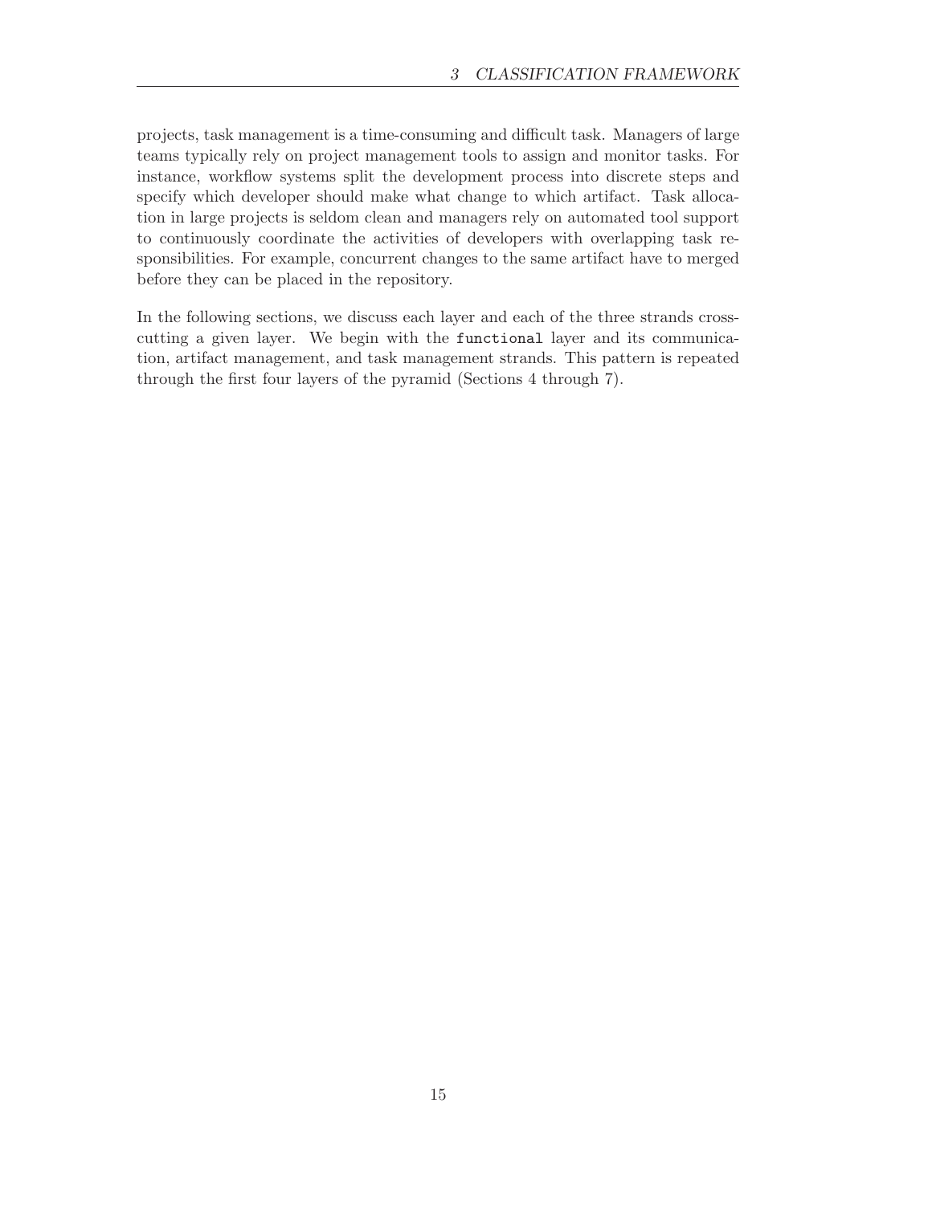projects, task management is a time-consuming and difficult task. Managers of large teams typically rely on project management tools to assign and monitor tasks. For instance, workflow systems split the development process into discrete steps and specify which developer should make what change to which artifact. Task allocation in large projects is seldom clean and managers rely on automated tool support to continuously coordinate the activities of developers with overlapping task responsibilities. For example, concurrent changes to the same artifact have to merged before they can be placed in the repository.

In the following sections, we discuss each layer and each of the three strands crosscutting a given layer. We begin with the `functional` layer and its communication, artifact management, and task management strands. This pattern is repeated through the first four layers of the pyramid (Sections 4 through 7).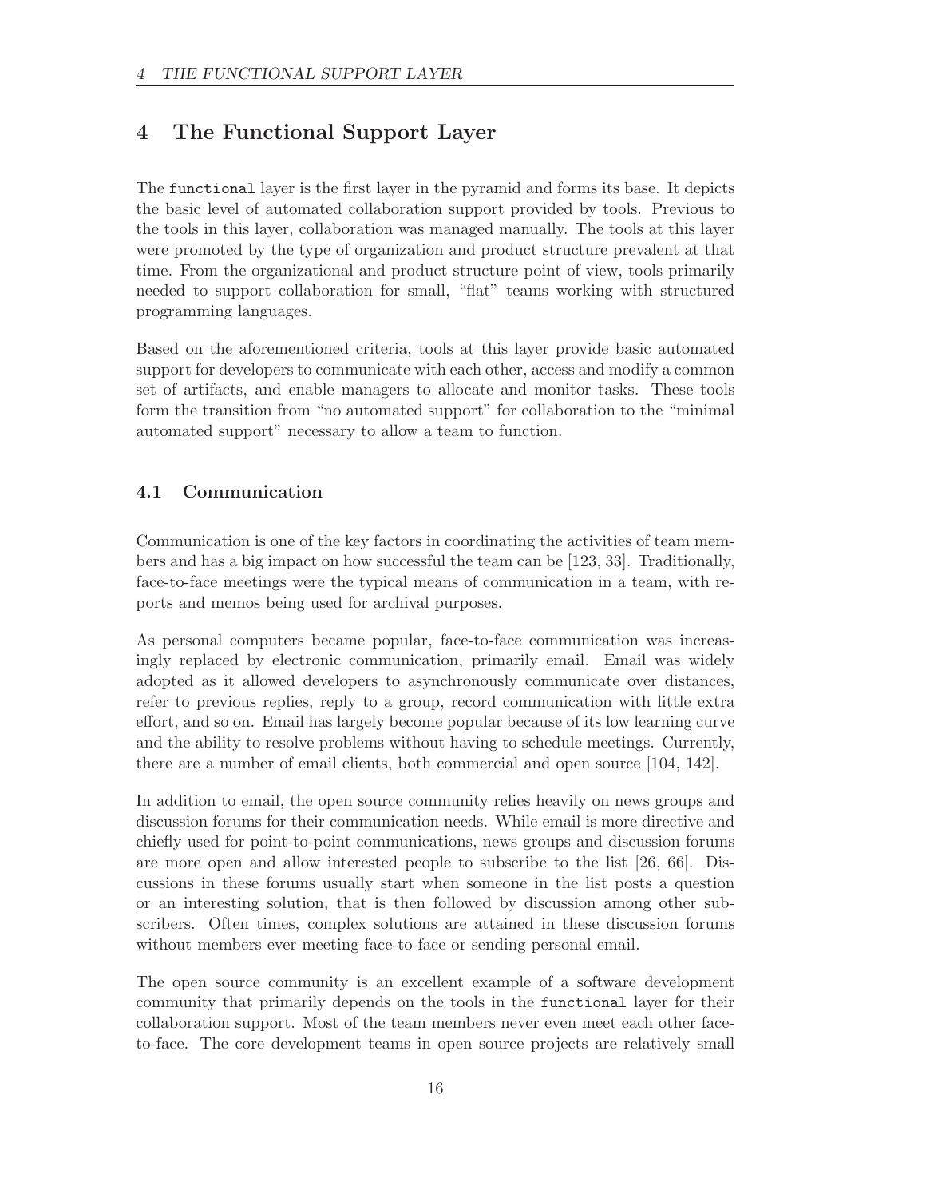# 4 The Functional Support Layer

The `functional` layer is the first layer in the pyramid and forms its base. It depicts the basic level of automated collaboration support provided by tools. Previous to the tools in this layer, collaboration was managed manually. The tools at this layer were promoted by the type of organization and product structure prevalent at that time. From the organizational and product structure point of view, tools primarily needed to support collaboration for small, "flat" teams working with structured programming languages.

Based on the aforementioned criteria, tools at this layer provide basic automated support for developers to communicate with each other, access and modify a common set of artifacts, and enable managers to allocate and monitor tasks. These tools form the transition from "no automated support" for collaboration to the "minimal automated support" necessary to allow a team to function.

## 4.1 Communication

Communication is one of the key factors in coordinating the activities of team members and has a big impact on how successful the team can be [123, 33]. Traditionally, face-to-face meetings were the typical means of communication in a team, with reports and memos being used for archival purposes.

As personal computers became popular, face-to-face communication was increasingly replaced by electronic communication, primarily email. Email was widely adopted as it allowed developers to asynchronously communicate over distances, refer to previous replies, reply to a group, record communication with little extra effort, and so on. Email has largely become popular because of its low learning curve and the ability to resolve problems without having to schedule meetings. Currently, there are a number of email clients, both commercial and open source [104, 142].

In addition to email, the open source community relies heavily on news groups and discussion forums for their communication needs. While email is more directive and chiefly used for point-to-point communications, news groups and discussion forums are more open and allow interested people to subscribe to the list [26, 66]. Discussions in these forums usually start when someone in the list posts a question or an interesting solution, that is then followed by discussion among other subscribers. Often times, complex solutions are attained in these discussion forums without members ever meeting face-to-face or sending personal email.

The open source community is an excellent example of a software development community that primarily depends on the tools in the `functional` layer for their collaboration support. Most of the team members never even meet each other face-to-face. The core development teams in open source projects are relatively small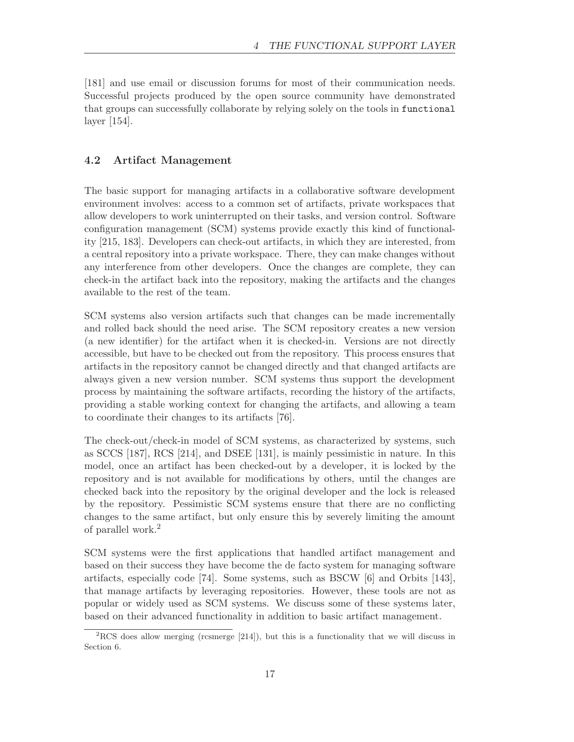[181] and use email or discussion forums for most of their communication needs. Successful projects produced by the open source community have demonstrated that groups can successfully collaborate by relying solely on the tools in `functional` layer [154].

## 4.2 Artifact Management

The basic support for managing artifacts in a collaborative software development environment involves: access to a common set of artifacts, private workspaces that allow developers to work uninterrupted on their tasks, and version control. Software configuration management (SCM) systems provide exactly this kind of functionality [215, 183]. Developers can check-out artifacts, in which they are interested, from a central repository into a private workspace. There, they can make changes without any interference from other developers. Once the changes are complete, they can check-in the artifact back into the repository, making the artifacts and the changes available to the rest of the team.

SCM systems also version artifacts such that changes can be made incrementally and rolled back should the need arise. The SCM repository creates a new version (a new identifier) for the artifact when it is checked-in. Versions are not directly accessible, but have to be checked out from the repository. This process ensures that artifacts in the repository cannot be changed directly and that changed artifacts are always given a new version number. SCM systems thus support the development process by maintaining the software artifacts, recording the history of the artifacts, providing a stable working context for changing the artifacts, and allowing a team to coordinate their changes to its artifacts [76].

The check-out/check-in model of SCM systems, as characterized by systems, such as SCCS [187], RCS [214], and DSEE [131], is mainly pessimistic in nature. In this model, once an artifact has been checked-out by a developer, it is locked by the repository and is not available for modifications by others, until the changes are checked back into the repository by the original developer and the lock is released by the repository. Pessimistic SCM systems ensure that there are no conflicting changes to the same artifact, but only ensure this by severely limiting the amount of parallel work.[2]

SCM systems were the first applications that handled artifact management and based on their success they have become the de facto system for managing software artifacts, especially code [74]. Some systems, such as BSCW [6] and Orbits [143], that manage artifacts by leveraging repositories. However, these tools are not as popular or widely used as SCM systems. We discuss some of these systems later, based on their advanced functionality in addition to basic artifact management.

[2] RCS does allow merging (rcsmerge [214]), but this is a functionality that we will discuss in Section 6.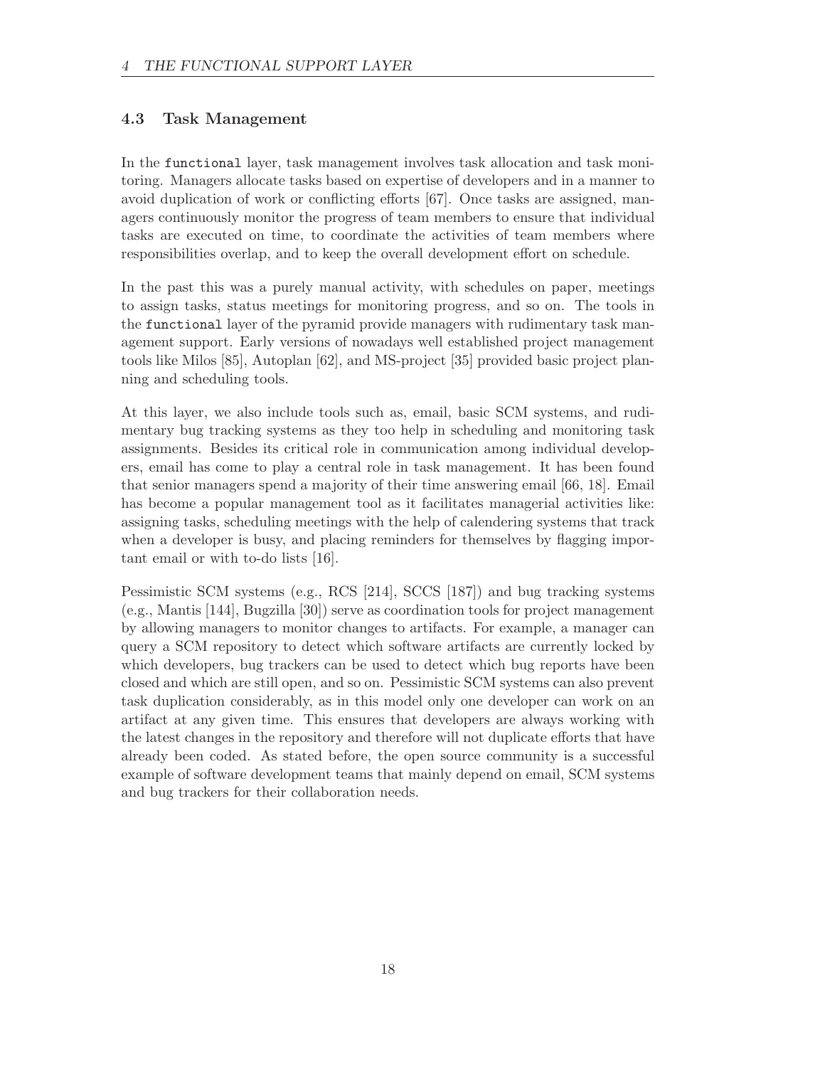### 4.3 Task Management

In the `functional` layer, task management involves task allocation and task monitoring. Managers allocate tasks based on expertise of developers and in a manner to avoid duplication of work or conflicting efforts [67]. Once tasks are assigned, managers continuously monitor the progress of team members to ensure that individual tasks are executed on time, to coordinate the activities of team members where responsibilities overlap, and to keep the overall development effort on schedule.

In the past this was a purely manual activity, with schedules on paper, meetings to assign tasks, status meetings for monitoring progress, and so on. The tools in the `functional` layer of the pyramid provide managers with rudimentary task management support. Early versions of nowadays well established project management tools like Milos [85], Autoplan [62], and MS-project [35] provided basic project planning and scheduling tools.

At this layer, we also include tools such as, email, basic SCM systems, and rudimentary bug tracking systems as they too help in scheduling and monitoring task assignments. Besides its critical role in communication among individual developers, email has come to play a central role in task management. It has been found that senior managers spend a majority of their time answering email [66, 18]. Email has become a popular management tool as it facilitates managerial activities like: assigning tasks, scheduling meetings with the help of calendering systems that track when a developer is busy, and placing reminders for themselves by flagging important email or with to-do lists [16].

Pessimistic SCM systems (e.g., RCS [214], SCCS [187]) and bug tracking systems (e.g., Mantis [144], Bugzilla [30]) serve as coordination tools for project management by allowing managers to monitor changes to artifacts. For example, a manager can query a SCM repository to detect which software artifacts are currently locked by which developers, bug trackers can be used to detect which bug reports have been closed and which are still open, and so on. Pessimistic SCM systems can also prevent task duplication considerably, as in this model only one developer can work on an artifact at any given time. This ensures that developers are always working with the latest changes in the repository and therefore will not duplicate efforts that have already been coded. As stated before, the open source community is a successful example of software development teams that mainly depend on email, SCM systems and bug trackers for their collaboration needs.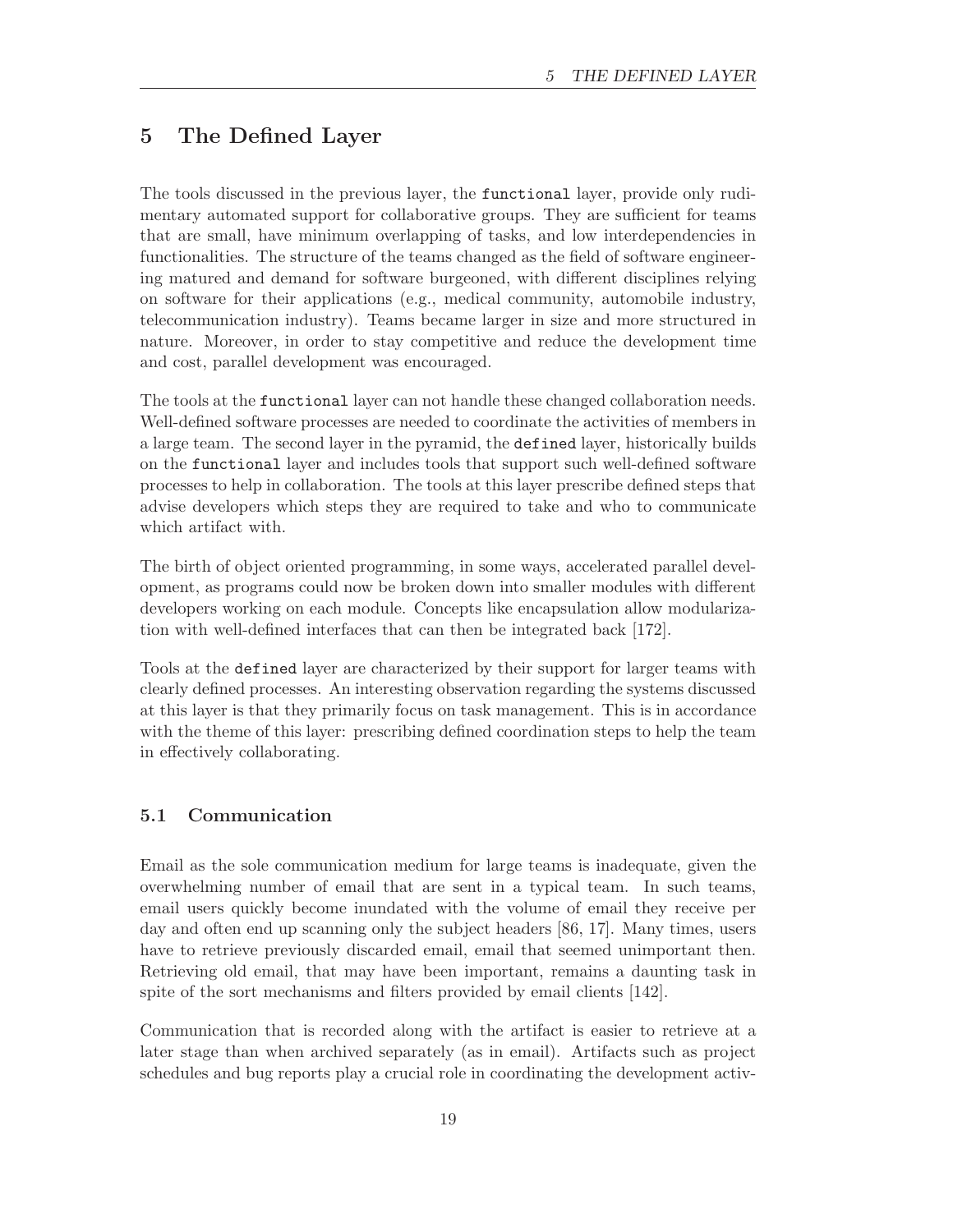# 5 The Defined Layer

The tools discussed in the previous layer, the `functional` layer, provide only rudimentary automated support for collaborative groups. They are sufficient for teams that are small, have minimum overlapping of tasks, and low interdependencies in functionalities. The structure of the teams changed as the field of software engineering matured and demand for software burgeoned, with different disciplines relying on software for their applications (e.g., medical community, automobile industry, telecommunication industry). Teams became larger in size and more structured in nature. Moreover, in order to stay competitive and reduce the development time and cost, parallel development was encouraged.

The tools at the `functional` layer can not handle these changed collaboration needs. Well-defined software processes are needed to coordinate the activities of members in a large team. The second layer in the pyramid, the `defined` layer, historically builds on the `functional` layer and includes tools that support such well-defined software processes to help in collaboration. The tools at this layer prescribe defined steps that advise developers which steps they are required to take and who to communicate which artifact with.

The birth of object oriented programming, in some ways, accelerated parallel development, as programs could now be broken down into smaller modules with different developers working on each module. Concepts like encapsulation allow modularization with well-defined interfaces that can then be integrated back [172].

Tools at the `defined` layer are characterized by their support for larger teams with clearly defined processes. An interesting observation regarding the systems discussed at this layer is that they primarily focus on task management. This is in accordance with the theme of this layer: prescribing defined coordination steps to help the team in effectively collaborating.

## 5.1 Communication

Email as the sole communication medium for large teams is inadequate, given the overwhelming number of email that are sent in a typical team. In such teams, email users quickly become inundated with the volume of email they receive per day and often end up scanning only the subject headers [86, 17]. Many times, users have to retrieve previously discarded email, email that seemed unimportant then. Retrieving old email, that may have been important, remains a daunting task in spite of the sort mechanisms and filters provided by email clients [142].

Communication that is recorded along with the artifact is easier to retrieve at a later stage than when archived separately (as in email). Artifacts such as project schedules and bug reports play a crucial role in coordinating the development activ-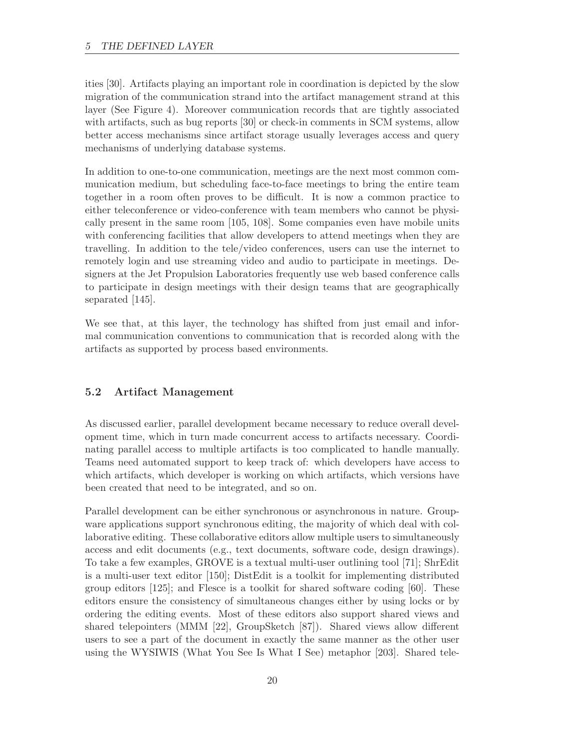ities [30]. Artifacts playing an important role in coordination is depicted by the slow migration of the communication strand into the artifact management strand at this layer (See Figure 4). Moreover communication records that are tightly associated with artifacts, such as bug reports [30] or check-in comments in SCM systems, allow better access mechanisms since artifact storage usually leverages access and query mechanisms of underlying database systems.

In addition to one-to-one communication, meetings are the next most common communication medium, but scheduling face-to-face meetings to bring the entire team together in a room often proves to be difficult. It is now a common practice to either teleconference or video-conference with team members who cannot be physically present in the same room [105, 108]. Some companies even have mobile units with conferencing facilities that allow developers to attend meetings when they are travelling. In addition to the tele/video conferences, users can use the internet to remotely login and use streaming video and audio to participate in meetings. Designers at the Jet Propulsion Laboratories frequently use web based conference calls to participate in design meetings with their design teams that are geographically separated [145].

We see that, at this layer, the technology has shifted from just email and informal communication conventions to communication that is recorded along with the artifacts as supported by process based environments.

## 5.2 Artifact Management

As discussed earlier, parallel development became necessary to reduce overall development time, which in turn made concurrent access to artifacts necessary. Coordinating parallel access to multiple artifacts is too complicated to handle manually. Teams need automated support to keep track of: which developers have access to which artifacts, which developer is working on which artifacts, which versions have been created that need to be integrated, and so on.

Parallel development can be either synchronous or asynchronous in nature. Groupware applications support synchronous editing, the majority of which deal with collaborative editing. These collaborative editors allow multiple users to simultaneously access and edit documents (e.g., text documents, software code, design drawings). To take a few examples, GROVE is a textual multi-user outlining tool [71]; ShrEdit is a multi-user text editor [150]; DistEdit is a toolkit for implementing distributed group editors [125]; and Flesce is a toolkit for shared software coding [60]. These editors ensure the consistency of simultaneous changes either by using locks or by ordering the editing events. Most of these editors also support shared views and shared telepointers (MMM [22], GroupSketch [87]). Shared views allow different users to see a part of the document in exactly the same manner as the other user using the WYSIWIS (What You See Is What I See) metaphor [203]. Shared tele-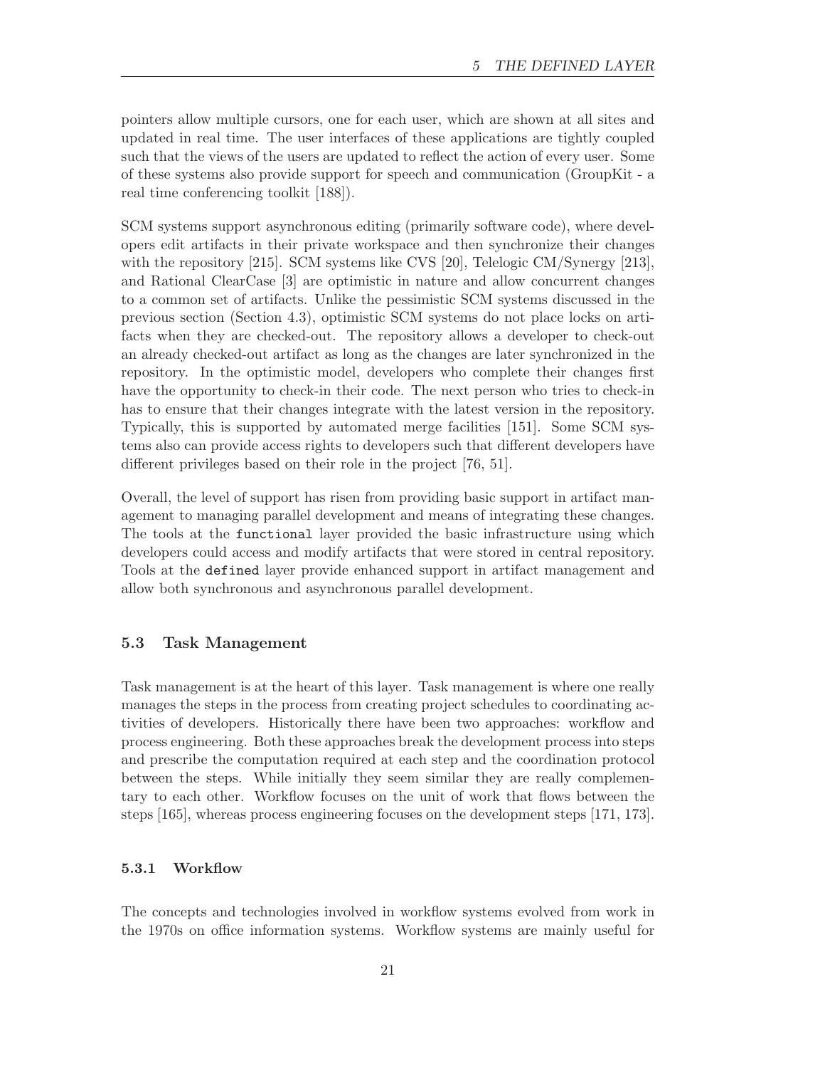pointers allow multiple cursors, one for each user, which are shown at all sites and updated in real time. The user interfaces of these applications are tightly coupled such that the views of the users are updated to reflect the action of every user. Some of these systems also provide support for speech and communication (GroupKit - a real time conferencing toolkit [188]).

SCM systems support asynchronous editing (primarily software code), where developers edit artifacts in their private workspace and then synchronize their changes with the repository [215]. SCM systems like CVS [20], Telelogic CM/Synergy [213], and Rational ClearCase [3] are optimistic in nature and allow concurrent changes to a common set of artifacts. Unlike the pessimistic SCM systems discussed in the previous section (Section 4.3), optimistic SCM systems do not place locks on artifacts when they are checked-out. The repository allows a developer to check-out an already checked-out artifact as long as the changes are later synchronized in the repository. In the optimistic model, developers who complete their changes first have the opportunity to check-in their code. The next person who tries to check-in has to ensure that their changes integrate with the latest version in the repository. Typically, this is supported by automated merge facilities [151]. Some SCM systems also can provide access rights to developers such that different developers have different privileges based on their role in the project [76, 51].

Overall, the level of support has risen from providing basic support in artifact management to managing parallel development and means of integrating these changes. The tools at the `functional` layer provided the basic infrastructure using which developers could access and modify artifacts that were stored in central repository. Tools at the `defined` layer provide enhanced support in artifact management and allow both synchronous and asynchronous parallel development.

## 5.3 Task Management

Task management is at the heart of this layer. Task management is where one really manages the steps in the process from creating project schedules to coordinating activities of developers. Historically there have been two approaches: workflow and process engineering. Both these approaches break the development process into steps and prescribe the computation required at each step and the coordination protocol between the steps. While initially they seem similar they are really complementary to each other. Workflow focuses on the unit of work that flows between the steps [165], whereas process engineering focuses on the development steps [171, 173].

### 5.3.1 Workflow

The concepts and technologies involved in workflow systems evolved from work in the 1970s on office information systems. Workflow systems are mainly useful for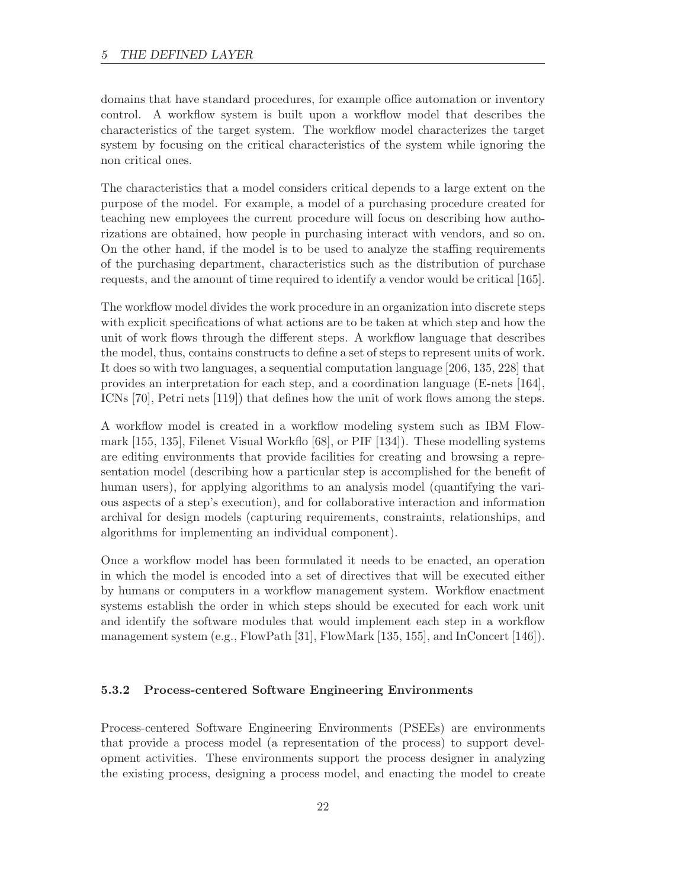domains that have standard procedures, for example office automation or inventory control. A workflow system is built upon a workflow model that describes the characteristics of the target system. The workflow model characterizes the target system by focusing on the critical characteristics of the system while ignoring the non critical ones.

The characteristics that a model considers critical depends to a large extent on the purpose of the model. For example, a model of a purchasing procedure created for teaching new employees the current procedure will focus on describing how authorizations are obtained, how people in purchasing interact with vendors, and so on. On the other hand, if the model is to be used to analyze the staffing requirements of the purchasing department, characteristics such as the distribution of purchase requests, and the amount of time required to identify a vendor would be critical [165].

The workflow model divides the work procedure in an organization into discrete steps with explicit specifications of what actions are to be taken at which step and how the unit of work flows through the different steps. A workflow language that describes the model, thus, contains constructs to define a set of steps to represent units of work. It does so with two languages, a sequential computation language [206, 135, 228] that provides an interpretation for each step, and a coordination language (E-nets [164], ICNs [70], Petri nets [119]) that defines how the unit of work flows among the steps.

A workflow model is created in a workflow modeling system such as IBM Flowmark [155, 135], Filenet Visual Workflo [68], or PIF [134]). These modelling systems are editing environments that provide facilities for creating and browsing a representation model (describing how a particular step is accomplished for the benefit of human users), for applying algorithms to an analysis model (quantifying the various aspects of a step's execution), and for collaborative interaction and information archival for design models (capturing requirements, constraints, relationships, and algorithms for implementing an individual component).

Once a workflow model has been formulated it needs to be enacted, an operation in which the model is encoded into a set of directives that will be executed either by humans or computers in a workflow management system. Workflow enactment systems establish the order in which steps should be executed for each work unit and identify the software modules that would implement each step in a workflow management system (e.g., FlowPath [31], FlowMark [135, 155], and InConcert [146]).

### 5.3.2 Process-centered Software Engineering Environments

Process-centered Software Engineering Environments (PSEEs) are environments that provide a process model (a representation of the process) to support development activities. These environments support the process designer in analyzing the existing process, designing a process model, and enacting the model to create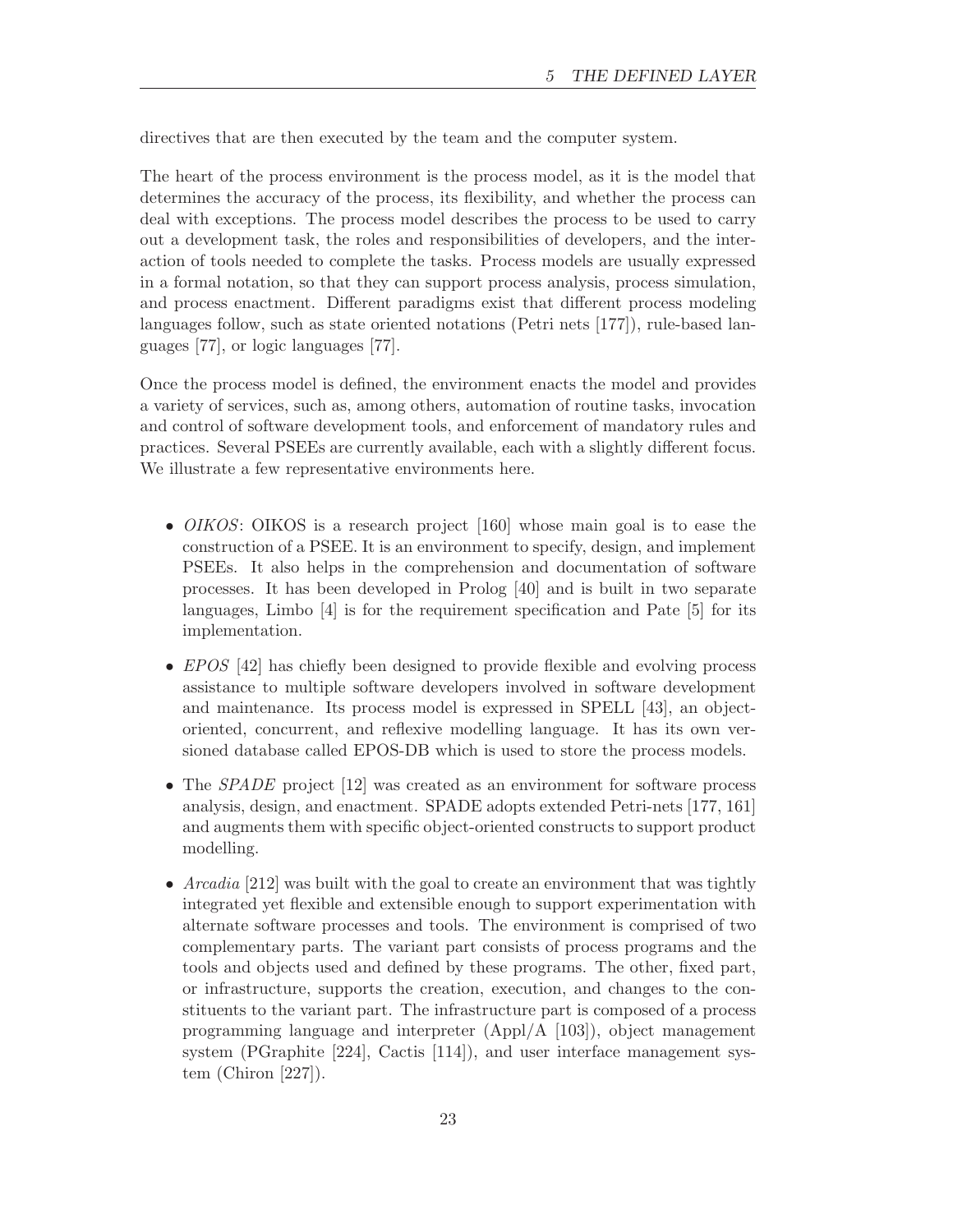directives that are then executed by the team and the computer system.

The heart of the process environment is the process model, as it is the model that determines the accuracy of the process, its flexibility, and whether the process can deal with exceptions. The process model describes the process to be used to carry out a development task, the roles and responsibilities of developers, and the interaction of tools needed to complete the tasks. Process models are usually expressed in a formal notation, so that they can support process analysis, process simulation, and process enactment. Different paradigms exist that different process modeling languages follow, such as state oriented notations (Petri nets [177]), rule-based languages [77], or logic languages [77].

Once the process model is defined, the environment enacts the model and provides a variety of services, such as, among others, automation of routine tasks, invocation and control of software development tools, and enforcement of mandatory rules and practices. Several PSEEs are currently available, each with a slightly different focus. We illustrate a few representative environments here.

- *OIKOS*: OIKOS is a research project [160] whose main goal is to ease the construction of a PSEE. It is an environment to specify, design, and implement PSEEs. It also helps in the comprehension and documentation of software processes. It has been developed in Prolog [40] and is built in two separate languages, Limbo [4] is for the requirement specification and Pate [5] for its implementation.
- *EPOS* [42] has chiefly been designed to provide flexible and evolving process assistance to multiple software developers involved in software development and maintenance. Its process model is expressed in SPELL [43], an object-oriented, concurrent, and reflexive modelling language. It has its own versioned database called EPOS-DB which is used to store the process models.
- The *SPADE* project [12] was created as an environment for software process analysis, design, and enactment. SPADE adopts extended Petri-nets [177, 161] and augments them with specific object-oriented constructs to support product modelling.
- *Arcadia* [212] was built with the goal to create an environment that was tightly integrated yet flexible and extensible enough to support experimentation with alternate software processes and tools. The environment is comprised of two complementary parts. The variant part consists of process programs and the tools and objects used and defined by these programs. The other, fixed part, or infrastructure, supports the creation, execution, and changes to the constituents to the variant part. The infrastructure part is composed of a process programming language and interpreter (Appl/A [103]), object management system (PGraphite [224], Cactis [114]), and user interface management system (Chiron [227]).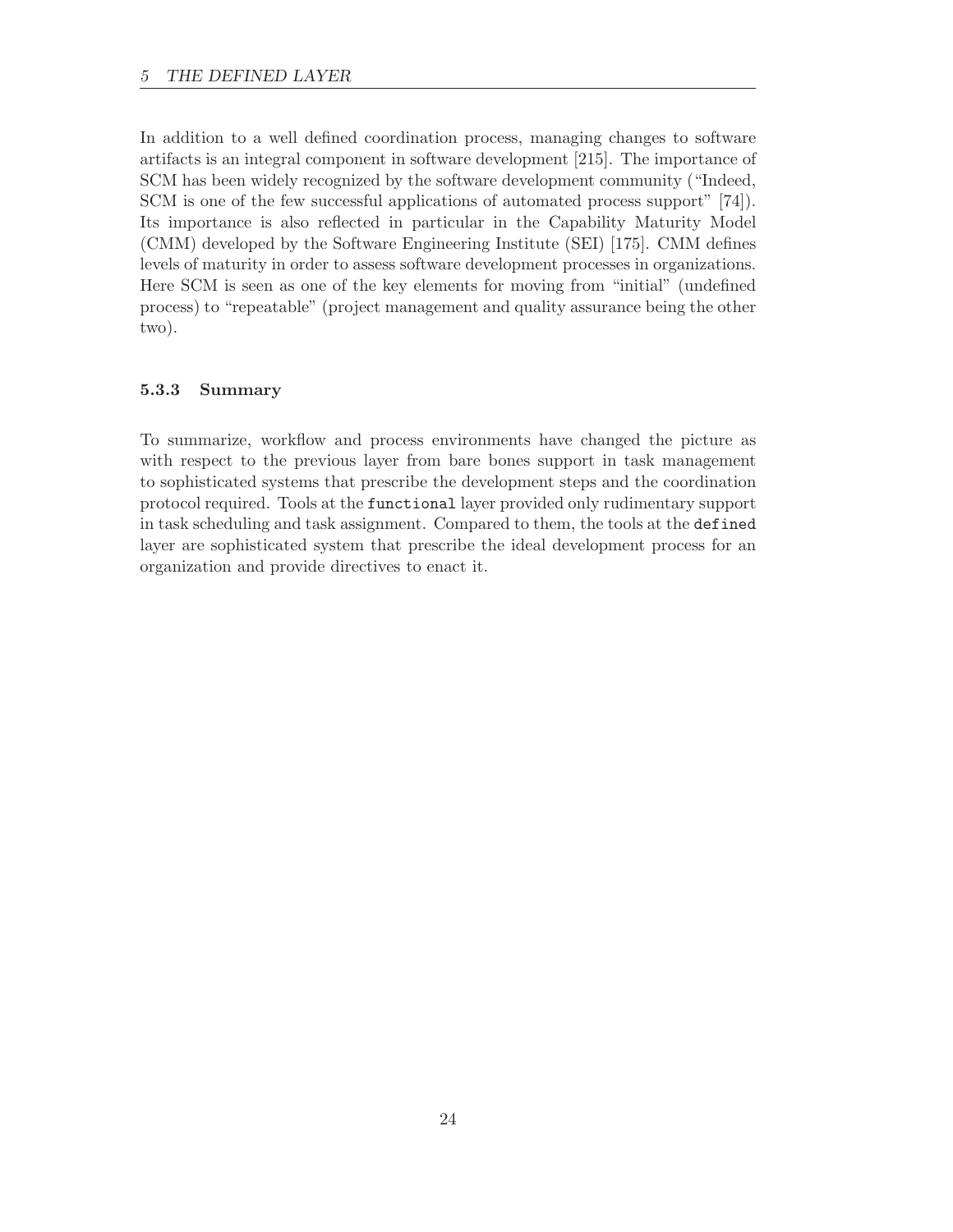In addition to a well defined coordination process, managing changes to software artifacts is an integral component in software development [215]. The importance of SCM has been widely recognized by the software development community ("Indeed, SCM is one of the few successful applications of automated process support" [74]). Its importance is also reflected in particular in the Capability Maturity Model (CMM) developed by the Software Engineering Institute (SEI) [175]. CMM defines levels of maturity in order to assess software development processes in organizations. Here SCM is seen as one of the key elements for moving from "initial" (undefined process) to "repeatable" (project management and quality assurance being the other two).

### 5.3.3 Summary

To summarize, workflow and process environments have changed the picture as with respect to the previous layer from bare bones support in task management to sophisticated systems that prescribe the development steps and the coordination protocol required. Tools at the `functional` layer provided only rudimentary support in task scheduling and task assignment. Compared to them, the tools at the `defined` layer are sophisticated system that prescribe the ideal development process for an organization and provide directives to enact it.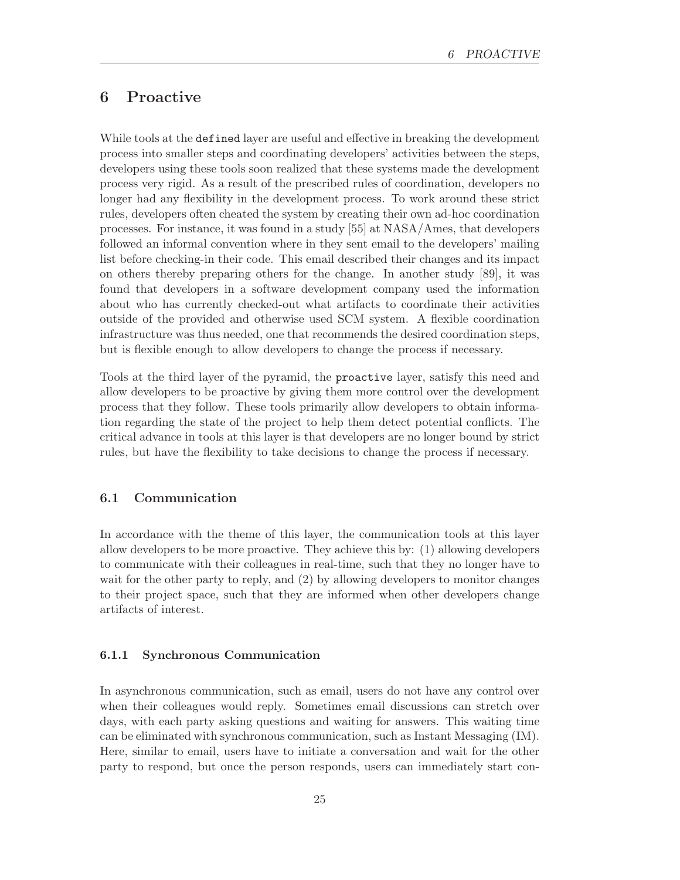# 6 Proactive

While tools at the `defined` layer are useful and effective in breaking the development process into smaller steps and coordinating developers' activities between the steps, developers using these tools soon realized that these systems made the development process very rigid. As a result of the prescribed rules of coordination, developers no longer had any flexibility in the development process. To work around these strict rules, developers often cheated the system by creating their own ad-hoc coordination processes. For instance, it was found in a study [55] at NASA/Ames, that developers followed an informal convention where in they sent email to the developers' mailing list before checking-in their code. This email described their changes and its impact on others thereby preparing others for the change. In another study [89], it was found that developers in a software development company used the information about who has currently checked-out what artifacts to coordinate their activities outside of the provided and otherwise used SCM system. A flexible coordination infrastructure was thus needed, one that recommends the desired coordination steps, but is flexible enough to allow developers to change the process if necessary.

Tools at the third layer of the pyramid, the `proactive` layer, satisfy this need and allow developers to be proactive by giving them more control over the development process that they follow. These tools primarily allow developers to obtain information regarding the state of the project to help them detect potential conflicts. The critical advance in tools at this layer is that developers are no longer bound by strict rules, but have the flexibility to take decisions to change the process if necessary.

## 6.1 Communication

In accordance with the theme of this layer, the communication tools at this layer allow developers to be more proactive. They achieve this by: (1) allowing developers to communicate with their colleagues in real-time, such that they no longer have to wait for the other party to reply, and (2) by allowing developers to monitor changes to their project space, such that they are informed when other developers change artifacts of interest.

### 6.1.1 Synchronous Communication

In asynchronous communication, such as email, users do not have any control over when their colleagues would reply. Sometimes email discussions can stretch over days, with each party asking questions and waiting for answers. This waiting time can be eliminated with synchronous communication, such as Instant Messaging (IM). Here, similar to email, users have to initiate a conversation and wait for the other party to respond, but once the person responds, users can immediately start con-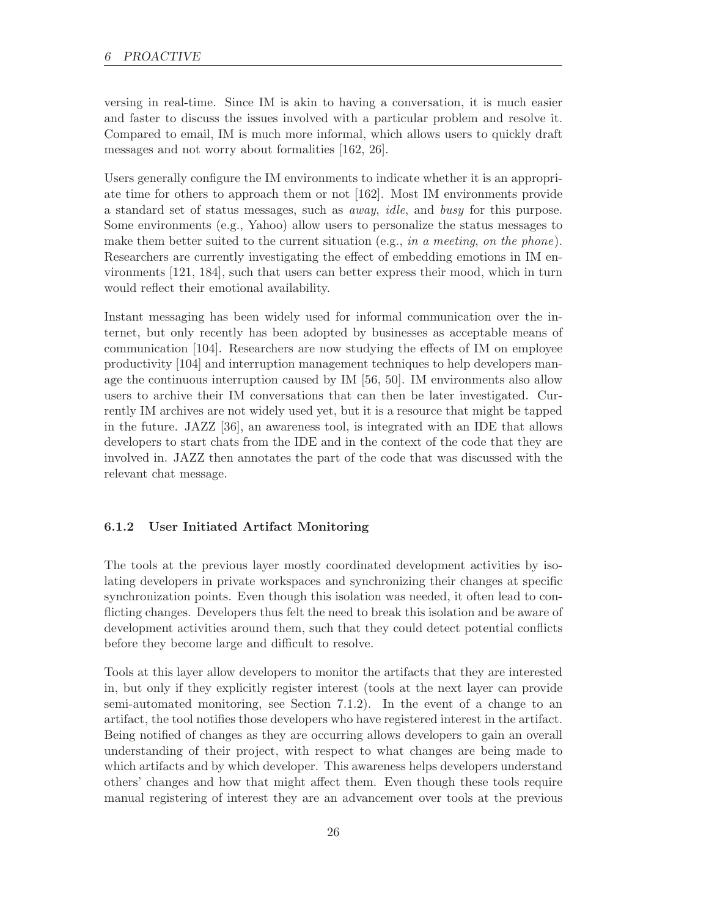versing in real-time. Since IM is akin to having a conversation, it is much easier and faster to discuss the issues involved with a particular problem and resolve it. Compared to email, IM is much more informal, which allows users to quickly draft messages and not worry about formalities [162, 26].

Users generally configure the IM environments to indicate whether it is an appropriate time for others to approach them or not [162]. Most IM environments provide a standard set of status messages, such as *away*, *idle*, and *busy* for this purpose. Some environments (e.g., Yahoo) allow users to personalize the status messages to make them better suited to the current situation (e.g., *in a meeting*, *on the phone*). Researchers are currently investigating the effect of embedding emotions in IM environments [121, 184], such that users can better express their mood, which in turn would reflect their emotional availability.

Instant messaging has been widely used for informal communication over the internet, but only recently has been adopted by businesses as acceptable means of communication [104]. Researchers are now studying the effects of IM on employee productivity [104] and interruption management techniques to help developers manage the continuous interruption caused by IM [56, 50]. IM environments also allow users to archive their IM conversations that can then be later investigated. Currently IM archives are not widely used yet, but it is a resource that might be tapped in the future. JAZZ [36], an awareness tool, is integrated with an IDE that allows developers to start chats from the IDE and in the context of the code that they are involved in. JAZZ then annotates the part of the code that was discussed with the relevant chat message.

### 6.1.2 User Initiated Artifact Monitoring

The tools at the previous layer mostly coordinated development activities by isolating developers in private workspaces and synchronizing their changes at specific synchronization points. Even though this isolation was needed, it often lead to conflicting changes. Developers thus felt the need to break this isolation and be aware of development activities around them, such that they could detect potential conflicts before they become large and difficult to resolve.

Tools at this layer allow developers to monitor the artifacts that they are interested in, but only if they explicitly register interest (tools at the next layer can provide semi-automated monitoring, see Section 7.1.2). In the event of a change to an artifact, the tool notifies those developers who have registered interest in the artifact. Being notified of changes as they are occurring allows developers to gain an overall understanding of their project, with respect to what changes are being made to which artifacts and by which developer. This awareness helps developers understand others' changes and how that might affect them. Even though these tools require manual registering of interest they are an advancement over tools at the previous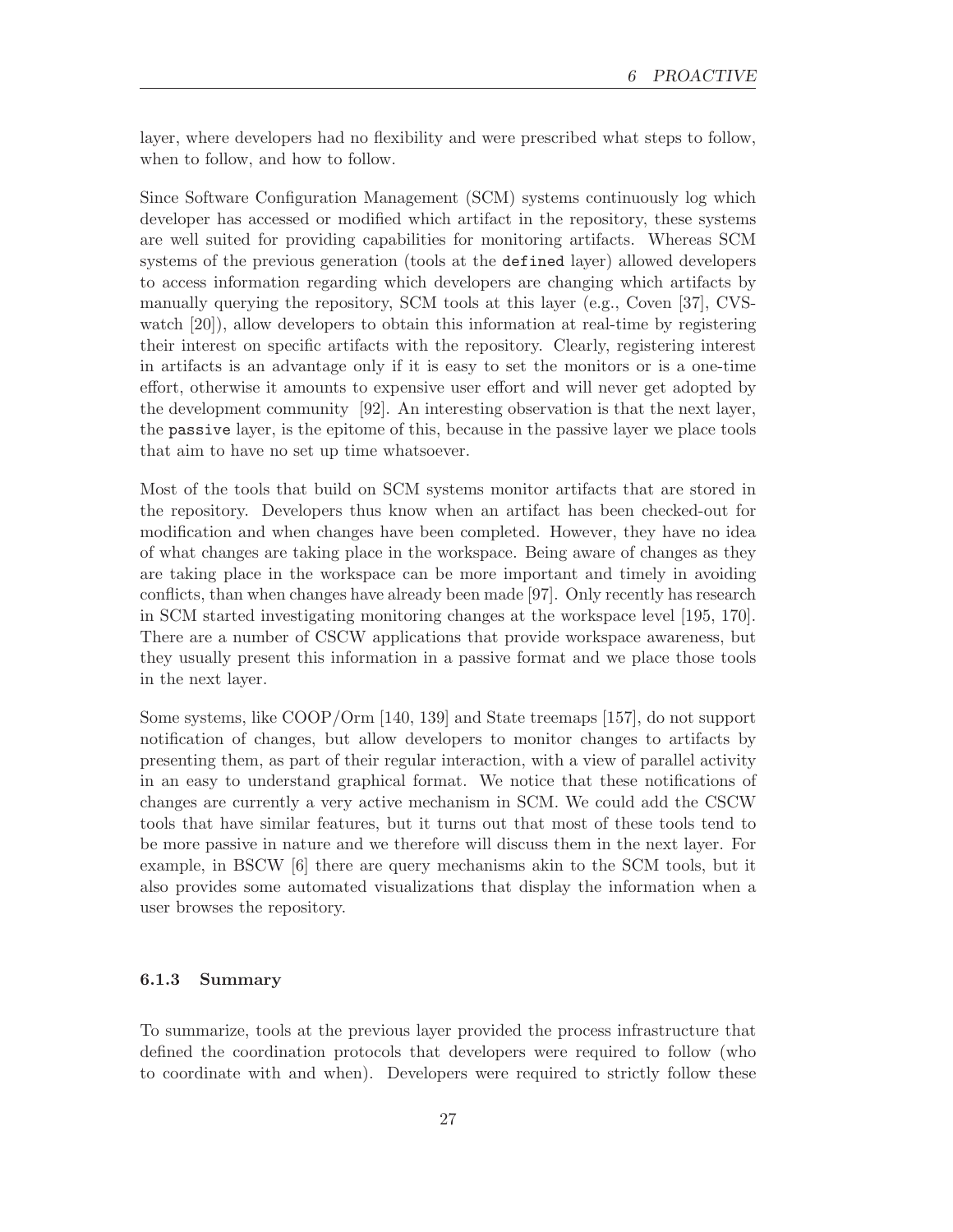layer, where developers had no flexibility and were prescribed what steps to follow, when to follow, and how to follow.

Since Software Configuration Management (SCM) systems continuously log which developer has accessed or modified which artifact in the repository, these systems are well suited for providing capabilities for monitoring artifacts. Whereas SCM systems of the previous generation (tools at the `defined` layer) allowed developers to access information regarding which developers are changing which artifacts by manually querying the repository, SCM tools at this layer (e.g., Coven [37], CVS-watch [20]), allow developers to obtain this information at real-time by registering their interest on specific artifacts with the repository. Clearly, registering interest in artifacts is an advantage only if it is easy to set the monitors or is a one-time effort, otherwise it amounts to expensive user effort and will never get adopted by the development community [92]. An interesting observation is that the next layer, the `passive` layer, is the epitome of this, because in the passive layer we place tools that aim to have no set up time whatsoever.

Most of the tools that build on SCM systems monitor artifacts that are stored in the repository. Developers thus know when an artifact has been checked-out for modification and when changes have been completed. However, they have no idea of what changes are taking place in the workspace. Being aware of changes as they are taking place in the workspace can be more important and timely in avoiding conflicts, than when changes have already been made [97]. Only recently has research in SCM started investigating monitoring changes at the workspace level [195, 170]. There are a number of CSCW applications that provide workspace awareness, but they usually present this information in a passive format and we place those tools in the next layer.

Some systems, like COOP/Orm [140, 139] and State treemaps [157], do not support notification of changes, but allow developers to monitor changes to artifacts by presenting them, as part of their regular interaction, with a view of parallel activity in an easy to understand graphical format. We notice that these notifications of changes are currently a very active mechanism in SCM. We could add the CSCW tools that have similar features, but it turns out that most of these tools tend to be more passive in nature and we therefore will discuss them in the next layer. For example, in BSCW [6] there are query mechanisms akin to the SCM tools, but it also provides some automated visualizations that display the information when a user browses the repository.

### 6.1.3 Summary

To summarize, tools at the previous layer provided the process infrastructure that defined the coordination protocols that developers were required to follow (who to coordinate with and when). Developers were required to strictly follow these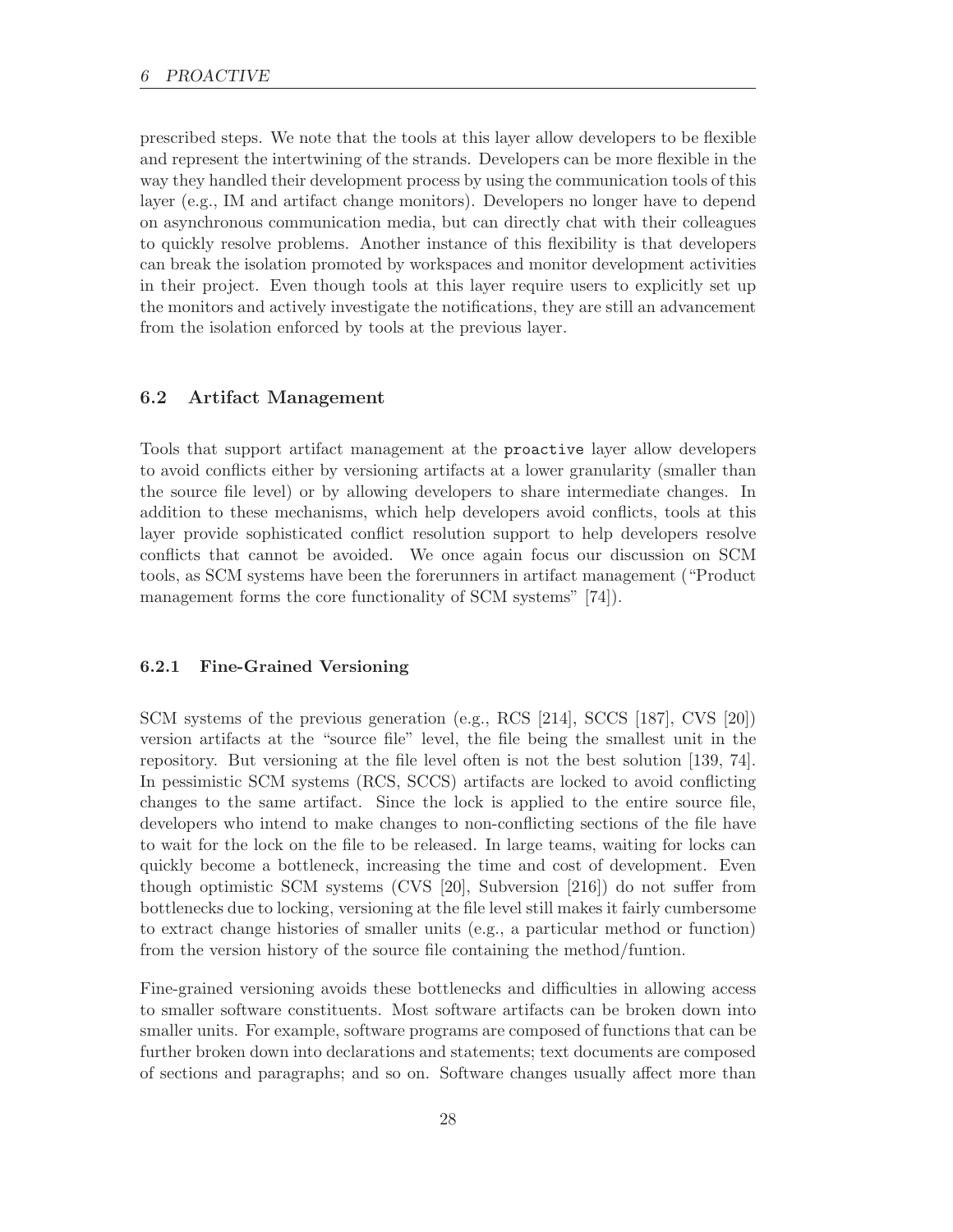prescribed steps. We note that the tools at this layer allow developers to be flexible and represent the intertwining of the strands. Developers can be more flexible in the way they handled their development process by using the communication tools of this layer (e.g., IM and artifact change monitors). Developers no longer have to depend on asynchronous communication media, but can directly chat with their colleagues to quickly resolve problems. Another instance of this flexibility is that developers can break the isolation promoted by workspaces and monitor development activities in their project. Even though tools at this layer require users to explicitly set up the monitors and actively investigate the notifications, they are still an advancement from the isolation enforced by tools at the previous layer.

### 6.2 Artifact Management

Tools that support artifact management at the `proactive` layer allow developers to avoid conflicts either by versioning artifacts at a lower granularity (smaller than the source file level) or by allowing developers to share intermediate changes. In addition to these mechanisms, which help developers avoid conflicts, tools at this layer provide sophisticated conflict resolution support to help developers resolve conflicts that cannot be avoided. We once again focus our discussion on SCM tools, as SCM systems have been the forerunners in artifact management ("Product management forms the core functionality of SCM systems" [74]).

#### 6.2.1 Fine-Grained Versioning

SCM systems of the previous generation (e.g., RCS [214], SCCS [187], CVS [20]) version artifacts at the "source file" level, the file being the smallest unit in the repository. But versioning at the file level often is not the best solution [139, 74]. In pessimistic SCM systems (RCS, SCCS) artifacts are locked to avoid conflicting changes to the same artifact. Since the lock is applied to the entire source file, developers who intend to make changes to non-conflicting sections of the file have to wait for the lock on the file to be released. In large teams, waiting for locks can quickly become a bottleneck, increasing the time and cost of development. Even though optimistic SCM systems (CVS [20], Subversion [216]) do not suffer from bottlenecks due to locking, versioning at the file level still makes it fairly cumbersome to extract change histories of smaller units (e.g., a particular method or function) from the version history of the source file containing the method/funtion.

Fine-grained versioning avoids these bottlenecks and difficulties in allowing access to smaller software constituents. Most software artifacts can be broken down into smaller units. For example, software programs are composed of functions that can be further broken down into declarations and statements; text documents are composed of sections and paragraphs; and so on. Software changes usually affect more than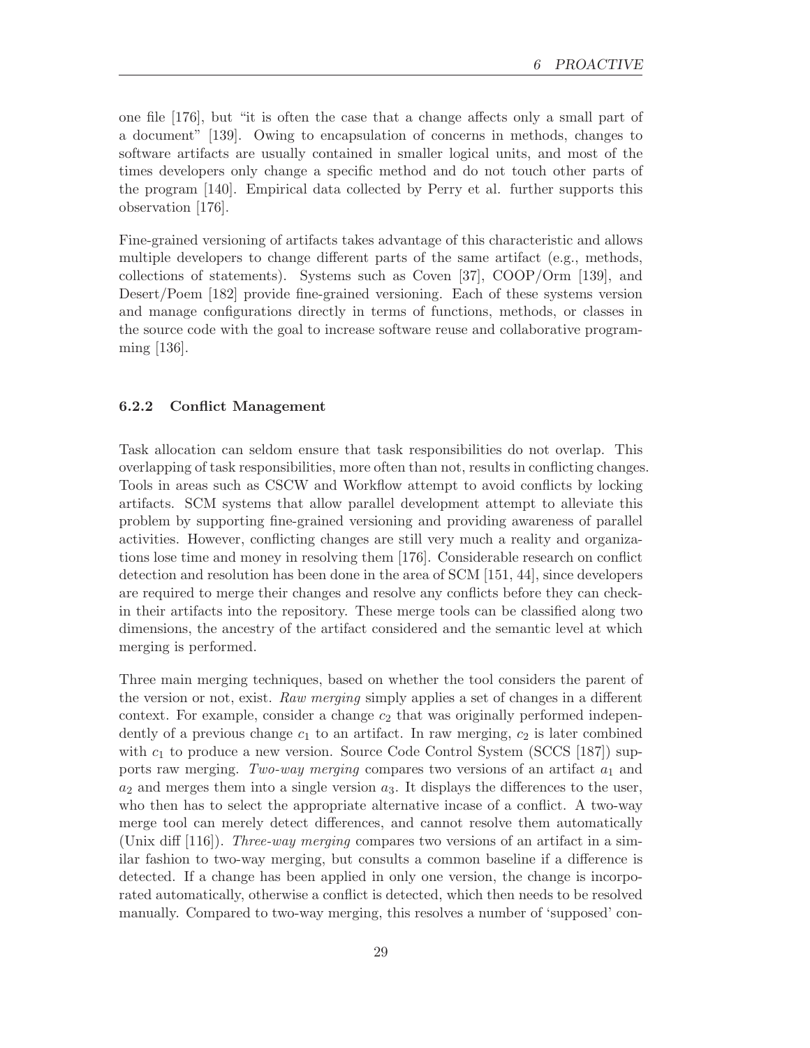one file [176], but "it is often the case that a change affects only a small part of a document" [139]. Owing to encapsulation of concerns in methods, changes to software artifacts are usually contained in smaller logical units, and most of the times developers only change a specific method and do not touch other parts of the program [140]. Empirical data collected by Perry et al. further supports this observation [176].

Fine-grained versioning of artifacts takes advantage of this characteristic and allows multiple developers to change different parts of the same artifact (e.g., methods, collections of statements). Systems such as Coven [37], COOP/Orm [139], and Desert/Poem [182] provide fine-grained versioning. Each of these systems version and manage configurations directly in terms of functions, methods, or classes in the source code with the goal to increase software reuse and collaborative programming [136].

### 6.2.2 Conflict Management

Task allocation can seldom ensure that task responsibilities do not overlap. This overlapping of task responsibilities, more often than not, results in conflicting changes. Tools in areas such as CSCW and Workflow attempt to avoid conflicts by locking artifacts. SCM systems that allow parallel development attempt to alleviate this problem by supporting fine-grained versioning and providing awareness of parallel activities. However, conflicting changes are still very much a reality and organizations lose time and money in resolving them [176]. Considerable research on conflict detection and resolution has been done in the area of SCM [151, 44], since developers are required to merge their changes and resolve any conflicts before they can check-in their artifacts into the repository. These merge tools can be classified along two dimensions, the ancestry of the artifact considered and the semantic level at which merging is performed.

Three main merging techniques, based on whether the tool considers the parent of the version or not, exist. *Raw merging* simply applies a set of changes in a different context. For example, consider a change $c_2$ that was originally performed independently of a previous change $c_1$ to an artifact. In raw merging, $c_2$ is later combined with $c_1$ to produce a new version. Source Code Control System (SCCS [187]) supports raw merging. *Two-way merging* compares two versions of an artifact $a_1$ and $a_2$ and merges them into a single version $a_3$. It displays the differences to the user, who then has to select the appropriate alternative incase of a conflict. A two-way merge tool can merely detect differences, and cannot resolve them automatically (Unix diff [116]). *Three-way merging* compares two versions of an artifact in a similar fashion to two-way merging, but consults a common baseline if a difference is detected. If a change has been applied in only one version, the change is incorporated automatically, otherwise a conflict is detected, which then needs to be resolved manually. Compared to two-way merging, this resolves a number of 'supposed' con-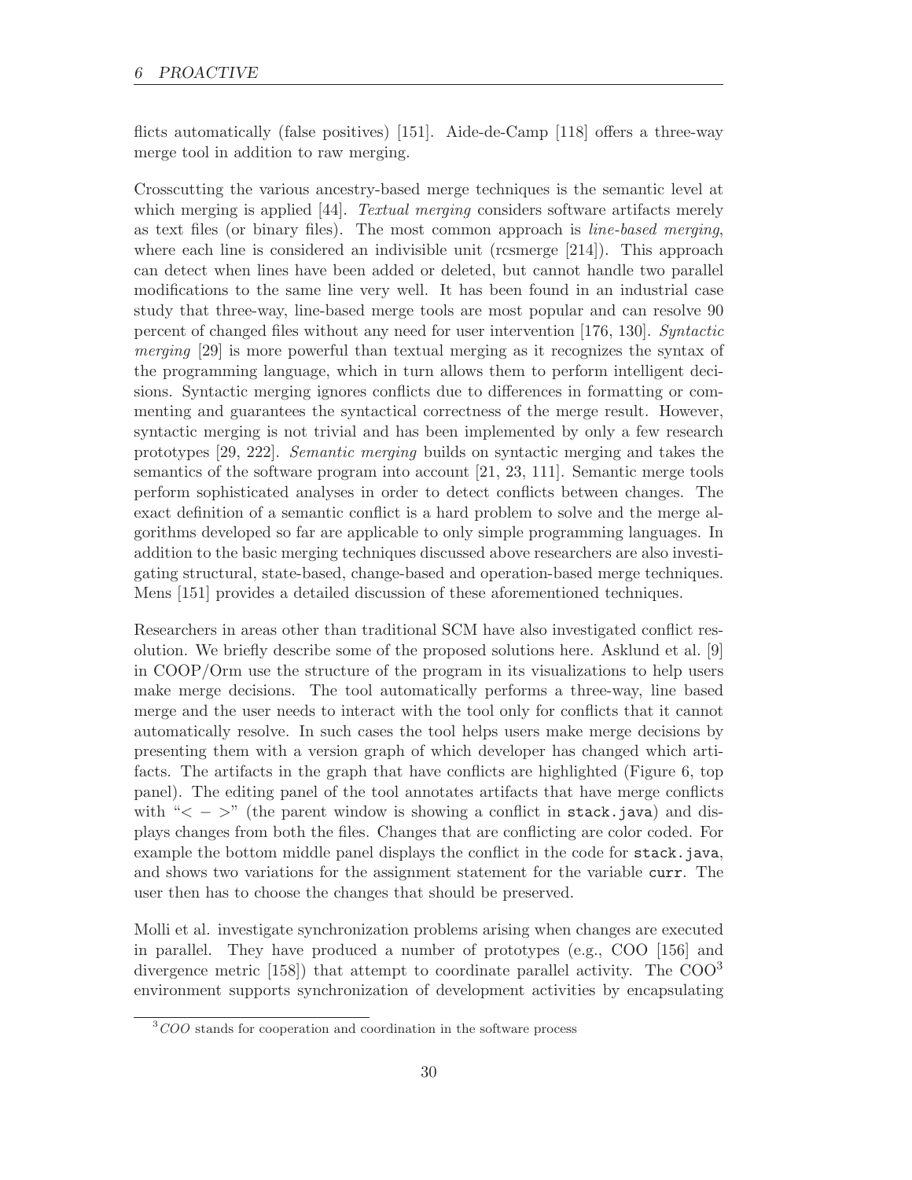flicts automatically (false positives) [151]. Aide-de-Camp [118] offers a three-way merge tool in addition to raw merging.

Crosscutting the various ancestry-based merge techniques is the semantic level at which merging is applied [44]. *Textual merging* considers software artifacts merely as text files (or binary files). The most common approach is *line-based merging*, where each line is considered an indivisible unit (rcsmerge [214]). This approach can detect when lines have been added or deleted, but cannot handle two parallel modifications to the same line very well. It has been found in an industrial case study that three-way, line-based merge tools are most popular and can resolve 90 percent of changed files without any need for user intervention [176, 130]. *Syntactic merging* [29] is more powerful than textual merging as it recognizes the syntax of the programming language, which in turn allows them to perform intelligent decisions. Syntactic merging ignores conflicts due to differences in formatting or commenting and guarantees the syntactical correctness of the merge result. However, syntactic merging is not trivial and has been implemented by only a few research prototypes [29, 222]. *Semantic merging* builds on syntactic merging and takes the semantics of the software program into account [21, 23, 111]. Semantic merge tools perform sophisticated analyses in order to detect conflicts between changes. The exact definition of a semantic conflict is a hard problem to solve and the merge algorithms developed so far are applicable to only simple programming languages. In addition to the basic merging techniques discussed above researchers are also investigating structural, state-based, change-based and operation-based merge techniques. Mens [151] provides a detailed discussion of these aforementioned techniques.

Researchers in areas other than traditional SCM have also investigated conflict resolution. We briefly describe some of the proposed solutions here. Asklund et al. [9] in COOP/Orm use the structure of the program in its visualizations to help users make merge decisions. The tool automatically performs a three-way, line based merge and the user needs to interact with the tool only for conflicts that it cannot automatically resolve. In such cases the tool helps users make merge decisions by presenting them with a version graph of which developer has changed which artifacts. The artifacts in the graph that have conflicts are highlighted (Figure 6, top panel). The editing panel of the tool annotates artifacts that have merge conflicts with "< − >" (the parent window is showing a conflict in `stack.java`) and displays changes from both the files. Changes that are conflicting are color coded. For example the bottom middle panel displays the conflict in the code for `stack.java`, and shows two variations for the assignment statement for the variable `curr`. The user then has to choose the changes that should be preserved.

Molli et al. investigate synchronization problems arising when changes are executed in parallel. They have produced a number of prototypes (e.g., COO [156] and divergence metric [158]) that attempt to coordinate parallel activity. The COO[3] environment supports synchronization of development activities by encapsulating

[3] *COO* stands for cooperation and coordination in the software process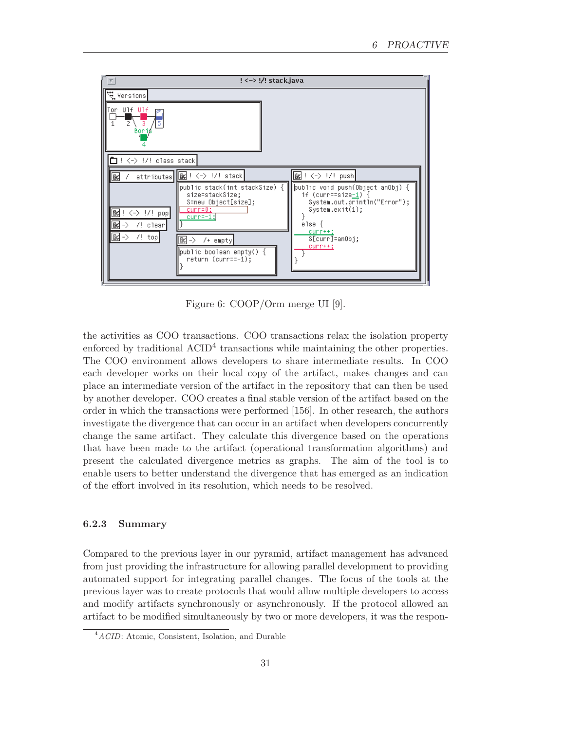Figure 6: COOP/Orm merge UI [9].

the activities as COO transactions. COO transactions relax the isolation property enforced by traditional ACID[4] transactions while maintaining the other properties. The COO environment allows developers to share intermediate results. In COO each developer works on their local copy of the artifact, makes changes and can place an intermediate version of the artifact in the repository that can then be used by another developer. COO creates a final stable version of the artifact based on the order in which the transactions were performed [156]. In other research, the authors investigate the divergence that can occur in an artifact when developers concurrently change the same artifact. They calculate this divergence based on the operations that have been made to the artifact (operational transformation algorithms) and present the calculated divergence metrics as graphs. The aim of the tool is to enable users to better understand the divergence that has emerged as an indication of the effort involved in its resolution, which needs to be resolved.

### 6.2.3 Summary

Compared to the previous layer in our pyramid, artifact management has advanced from just providing the infrastructure for allowing parallel development to providing automated support for integrating parallel changes. The focus of the tools at the previous layer was to create protocols that would allow multiple developers to access and modify artifacts synchronously or asynchronously. If the protocol allowed an artifact to be modified simultaneously by two or more developers, it was the respon-

[4] *ACID*: Atomic, Consistent, Isolation, and Durable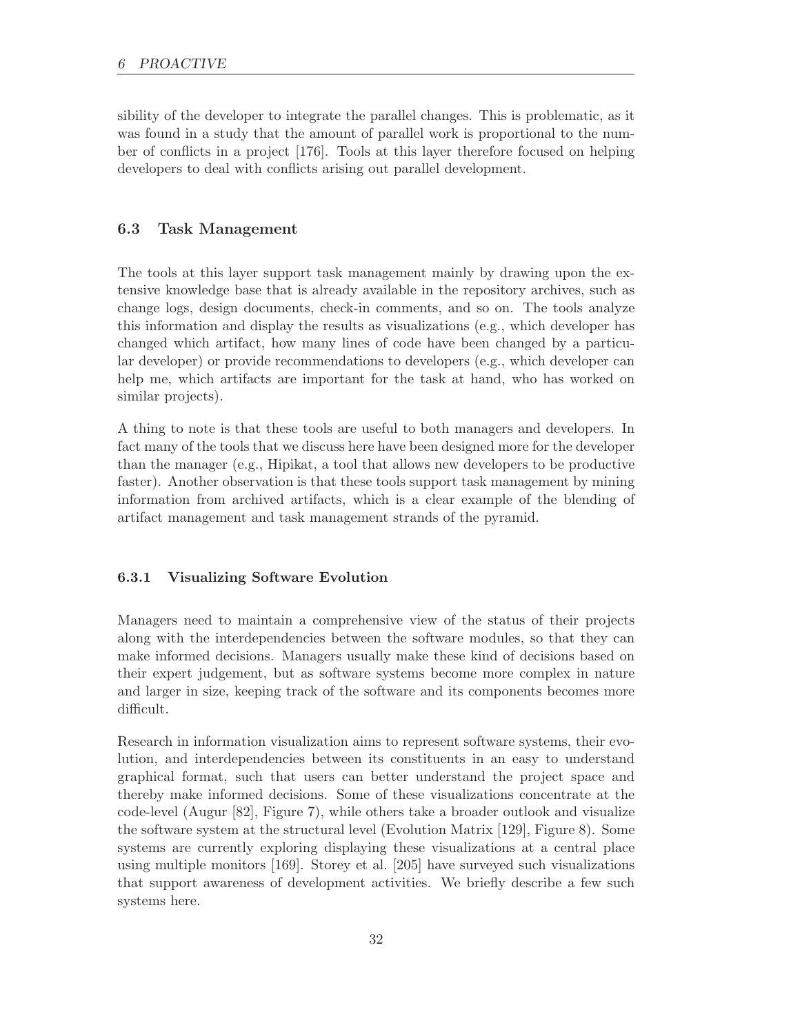sibility of the developer to integrate the parallel changes. This is problematic, as it was found in a study that the amount of parallel work is proportional to the number of conflicts in a project [176]. Tools at this layer therefore focused on helping developers to deal with conflicts arising out parallel development.

## 6.3 Task Management

The tools at this layer support task management mainly by drawing upon the extensive knowledge base that is already available in the repository archives, such as change logs, design documents, check-in comments, and so on. The tools analyze this information and display the results as visualizations (e.g., which developer has changed which artifact, how many lines of code have been changed by a particular developer) or provide recommendations to developers (e.g., which developer can help me, which artifacts are important for the task at hand, who has worked on similar projects).

A thing to note is that these tools are useful to both managers and developers. In fact many of the tools that we discuss here have been designed more for the developer than the manager (e.g., Hipikat, a tool that allows new developers to be productive faster). Another observation is that these tools support task management by mining information from archived artifacts, which is a clear example of the blending of artifact management and task management strands of the pyramid.

### 6.3.1 Visualizing Software Evolution

Managers need to maintain a comprehensive view of the status of their projects along with the interdependencies between the software modules, so that they can make informed decisions. Managers usually make these kind of decisions based on their expert judgement, but as software systems become more complex in nature and larger in size, keeping track of the software and its components becomes more difficult.

Research in information visualization aims to represent software systems, their evolution, and interdependencies between its constituents in an easy to understand graphical format, such that users can better understand the project space and thereby make informed decisions. Some of these visualizations concentrate at the code-level (Augur [82], Figure 7), while others take a broader outlook and visualize the software system at the structural level (Evolution Matrix [129], Figure 8). Some systems are currently exploring displaying these visualizations at a central place using multiple monitors [169]. Storey et al. [205] have surveyed such visualizations that support awareness of development activities. We briefly describe a few such systems here.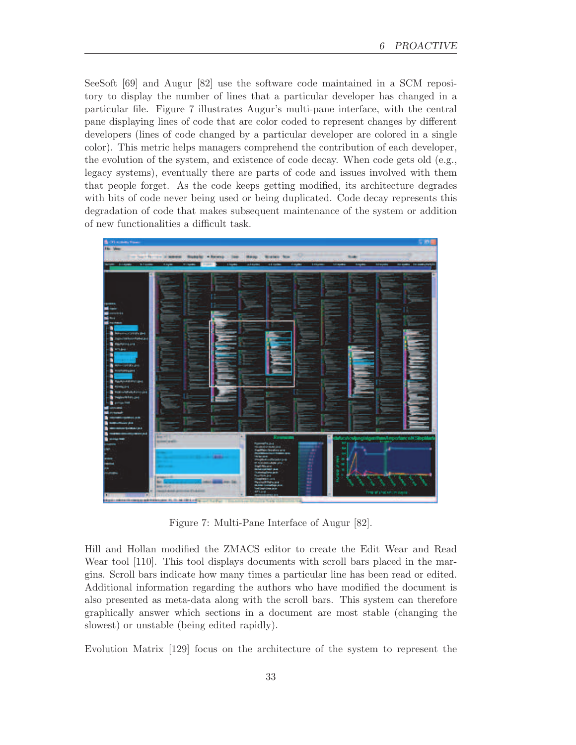SeeSoft [69] and Augur [82] use the software code maintained in a SCM repository to display the number of lines that a particular developer has changed in a particular file. Figure 7 illustrates Augur's multi-pane interface, with the central pane displaying lines of code that are color coded to represent changes by different developers (lines of code changed by a particular developer are colored in a single color). This metric helps managers comprehend the contribution of each developer, the evolution of the system, and existence of code decay. When code gets old (e.g., legacy systems), eventually there are parts of code and issues involved with them that people forget. As the code keeps getting modified, its architecture degrades with bits of code never being used or being duplicated. Code decay represents this degradation of code that makes subsequent maintenance of the system or addition of new functionalities a difficult task.

Figure 7: Multi-Pane Interface of Augur [82].

Hill and Hollan modified the ZMACS editor to create the Edit Wear and Read Wear tool [110]. This tool displays documents with scroll bars placed in the margins. Scroll bars indicate how many times a particular line has been read or edited. Additional information regarding the authors who have modified the document is also presented as meta-data along with the scroll bars. This system can therefore graphically answer which sections in a document are most stable (changing the slowest) or unstable (being edited rapidly).

Evolution Matrix [129] focus on the architecture of the system to represent the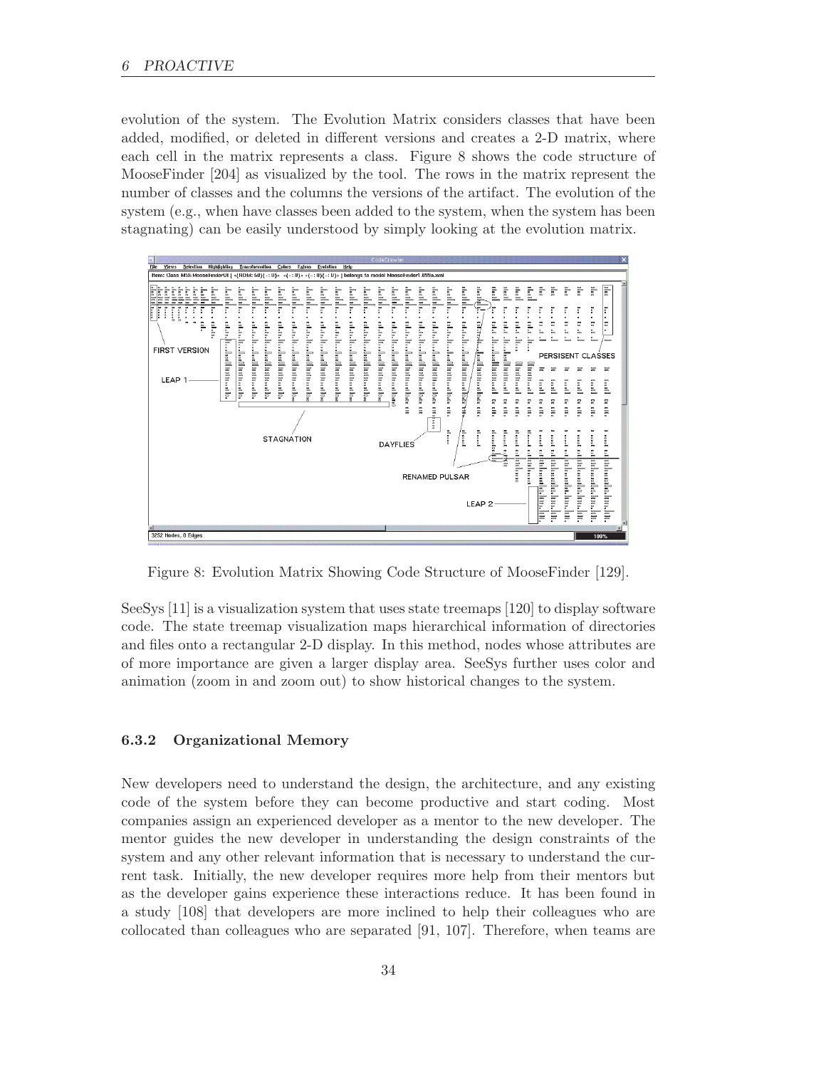evolution of the system. The Evolution Matrix considers classes that have been added, modified, or deleted in different versions and creates a 2-D matrix, where each cell in the matrix represents a class. Figure 8 shows the code structure of MooseFinder [204] as visualized by the tool. The rows in the matrix represent the number of classes and the columns the versions of the artifact. The evolution of the system (e.g., when have classes been added to the system, when the system has been stagnating) can be easily understood by simply looking at the evolution matrix.

Figure 8: Evolution Matrix Showing Code Structure of MooseFinder [129].

SeeSys [11] is a visualization system that uses state treemaps [120] to display software code. The state treemap visualization maps hierarchical information of directories and files onto a rectangular 2-D display. In this method, nodes whose attributes are of more importance are given a larger display area. SeeSys further uses color and animation (zoom in and zoom out) to show historical changes to the system.

### 6.3.2 Organizational Memory

New developers need to understand the design, the architecture, and any existing code of the system before they can become productive and start coding. Most companies assign an experienced developer as a mentor to the new developer. The mentor guides the new developer in understanding the design constraints of the system and any other relevant information that is necessary to understand the current task. Initially, the new developer requires more help from their mentors but as the developer gains experience these interactions reduce. It has been found in a study [108] that developers are more inclined to help their colleagues who are collocated than colleagues who are separated [91, 107]. Therefore, when teams are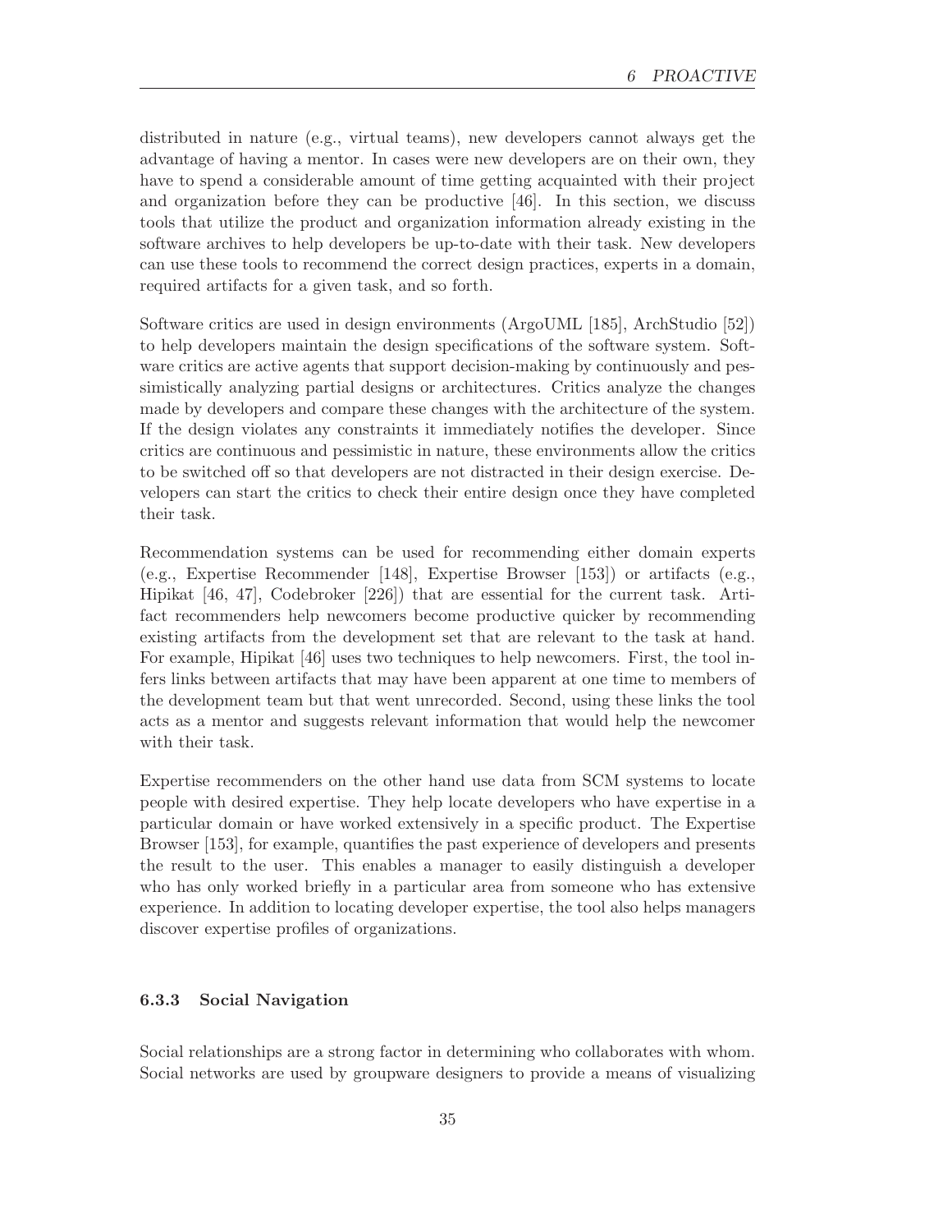distributed in nature (e.g., virtual teams), new developers cannot always get the advantage of having a mentor. In cases were new developers are on their own, they have to spend a considerable amount of time getting acquainted with their project and organization before they can be productive [46]. In this section, we discuss tools that utilize the product and organization information already existing in the software archives to help developers be up-to-date with their task. New developers can use these tools to recommend the correct design practices, experts in a domain, required artifacts for a given task, and so forth.

Software critics are used in design environments (ArgoUML [185], ArchStudio [52]) to help developers maintain the design specifications of the software system. Software critics are active agents that support decision-making by continuously and pessimistically analyzing partial designs or architectures. Critics analyze the changes made by developers and compare these changes with the architecture of the system. If the design violates any constraints it immediately notifies the developer. Since critics are continuous and pessimistic in nature, these environments allow the critics to be switched off so that developers are not distracted in their design exercise. Developers can start the critics to check their entire design once they have completed their task.

Recommendation systems can be used for recommending either domain experts (e.g., Expertise Recommender [148], Expertise Browser [153]) or artifacts (e.g., Hipikat [46, 47], Codebroker [226]) that are essential for the current task. Artifact recommenders help newcomers become productive quicker by recommending existing artifacts from the development set that are relevant to the task at hand. For example, Hipikat [46] uses two techniques to help newcomers. First, the tool infers links between artifacts that may have been apparent at one time to members of the development team but that went unrecorded. Second, using these links the tool acts as a mentor and suggests relevant information that would help the newcomer with their task.

Expertise recommenders on the other hand use data from SCM systems to locate people with desired expertise. They help locate developers who have expertise in a particular domain or have worked extensively in a specific product. The Expertise Browser [153], for example, quantifies the past experience of developers and presents the result to the user. This enables a manager to easily distinguish a developer who has only worked briefly in a particular area from someone who has extensive experience. In addition to locating developer expertise, the tool also helps managers discover expertise profiles of organizations.

### 6.3.3 Social Navigation

Social relationships are a strong factor in determining who collaborates with whom. Social networks are used by groupware designers to provide a means of visualizing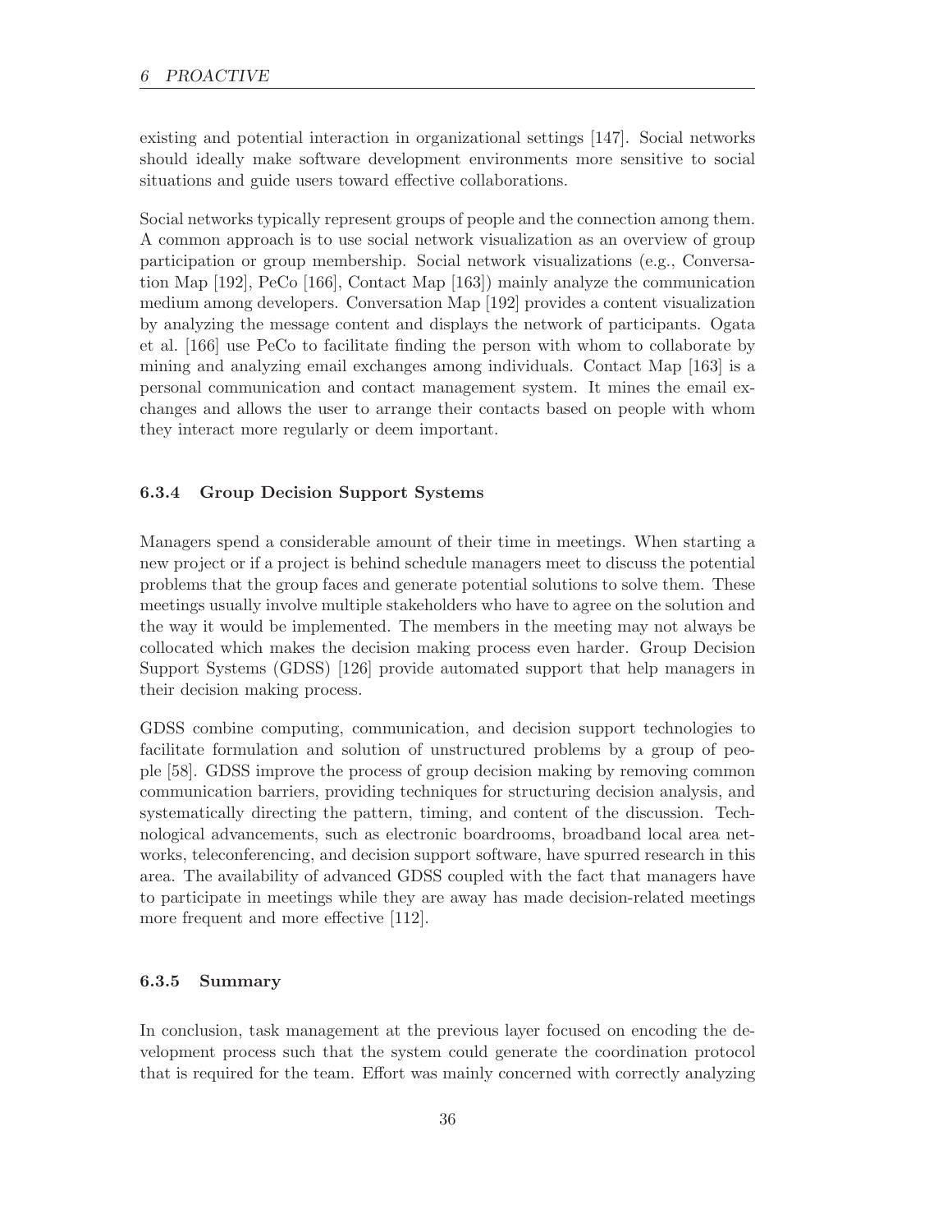existing and potential interaction in organizational settings [147]. Social networks should ideally make software development environments more sensitive to social situations and guide users toward effective collaborations.

Social networks typically represent groups of people and the connection among them. A common approach is to use social network visualization as an overview of group participation or group membership. Social network visualizations (e.g., Conversation Map [192], PeCo [166], Contact Map [163]) mainly analyze the communication medium among developers. Conversation Map [192] provides a content visualization by analyzing the message content and displays the network of participants. Ogata et al. [166] use PeCo to facilitate finding the person with whom to collaborate by mining and analyzing email exchanges among individuals. Contact Map [163] is a personal communication and contact management system. It mines the email exchanges and allows the user to arrange their contacts based on people with whom they interact more regularly or deem important.

### 6.3.4 Group Decision Support Systems

Managers spend a considerable amount of their time in meetings. When starting a new project or if a project is behind schedule managers meet to discuss the potential problems that the group faces and generate potential solutions to solve them. These meetings usually involve multiple stakeholders who have to agree on the solution and the way it would be implemented. The members in the meeting may not always be collocated which makes the decision making process even harder. Group Decision Support Systems (GDSS) [126] provide automated support that help managers in their decision making process.

GDSS combine computing, communication, and decision support technologies to facilitate formulation and solution of unstructured problems by a group of people [58]. GDSS improve the process of group decision making by removing common communication barriers, providing techniques for structuring decision analysis, and systematically directing the pattern, timing, and content of the discussion. Technological advancements, such as electronic boardrooms, broadband local area networks, teleconferencing, and decision support software, have spurred research in this area. The availability of advanced GDSS coupled with the fact that managers have to participate in meetings while they are away has made decision-related meetings more frequent and more effective [112].

### 6.3.5 Summary

In conclusion, task management at the previous layer focused on encoding the development process such that the system could generate the coordination protocol that is required for the team. Effort was mainly concerned with correctly analyzing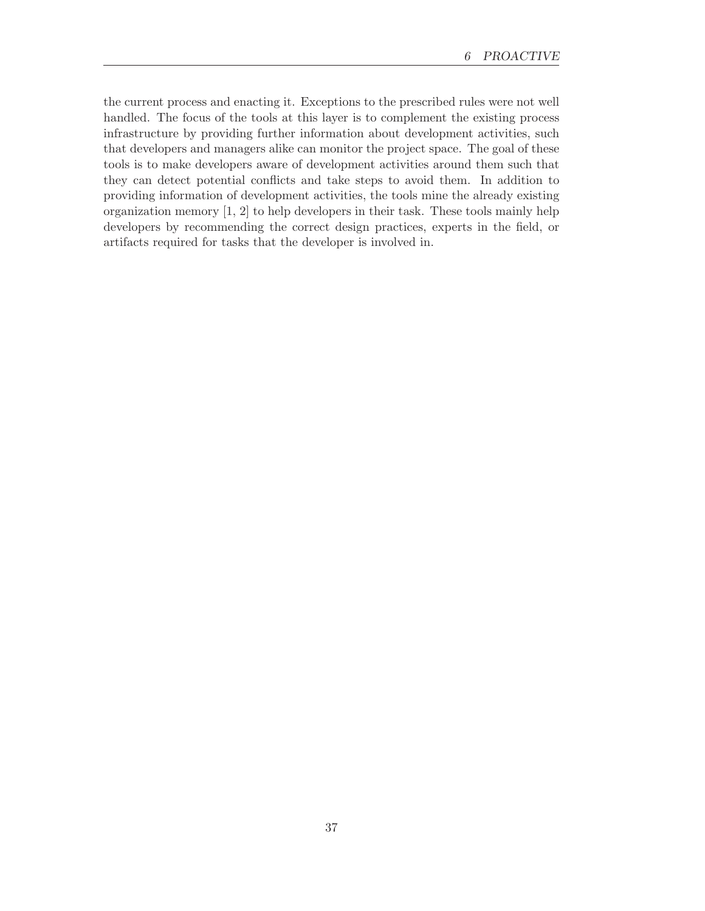the current process and enacting it. Exceptions to the prescribed rules were not well handled. The focus of the tools at this layer is to complement the existing process infrastructure by providing further information about development activities, such that developers and managers alike can monitor the project space. The goal of these tools is to make developers aware of development activities around them such that they can detect potential conflicts and take steps to avoid them. In addition to providing information of development activities, the tools mine the already existing organization memory [1, 2] to help developers in their task. These tools mainly help developers by recommending the correct design practices, experts in the field, or artifacts required for tasks that the developer is involved in.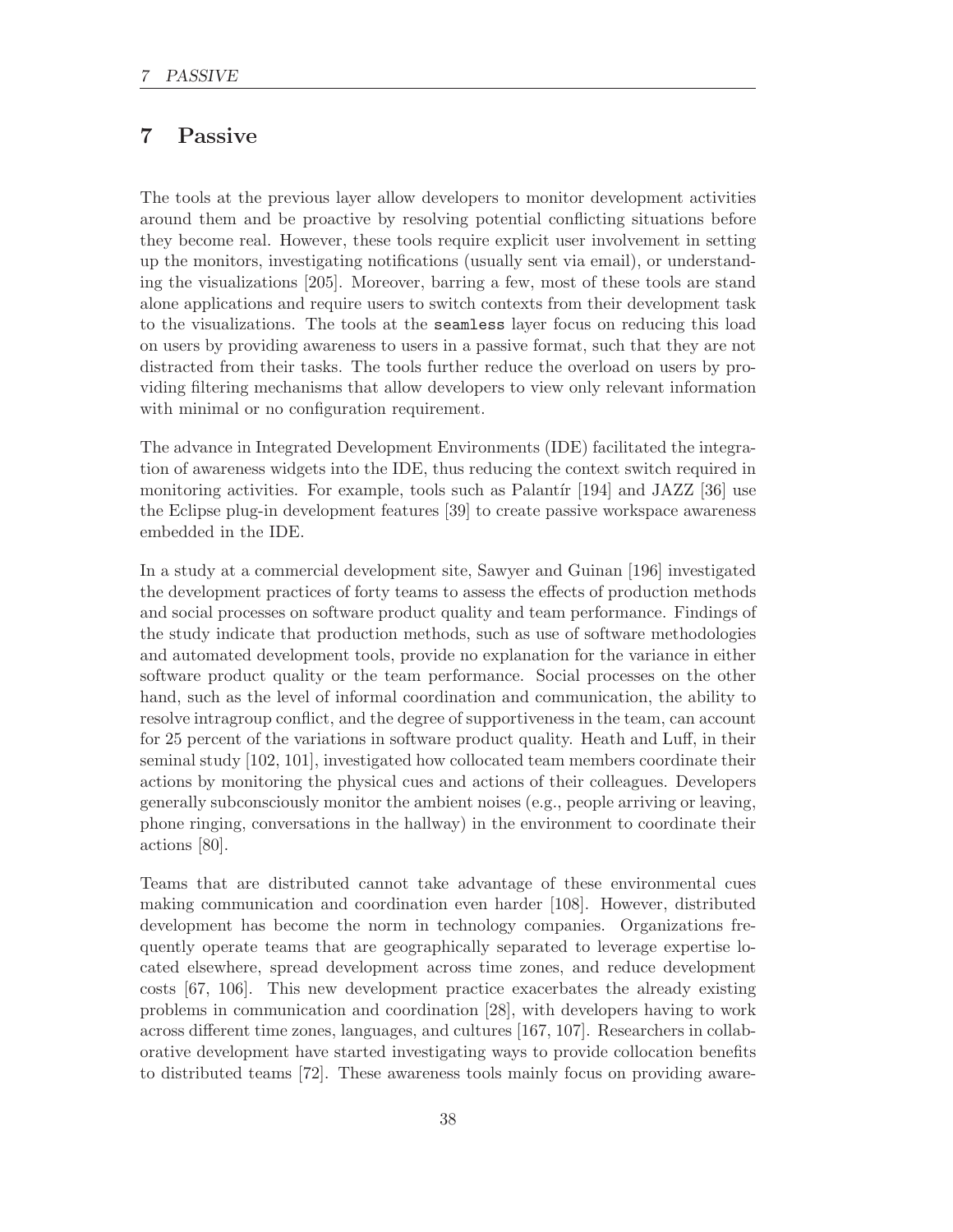# 7 Passive

The tools at the previous layer allow developers to monitor development activities around them and be proactive by resolving potential conflicting situations before they become real. However, these tools require explicit user involvement in setting up the monitors, investigating notifications (usually sent via email), or understanding the visualizations [205]. Moreover, barring a few, most of these tools are stand alone applications and require users to switch contexts from their development task to the visualizations. The tools at the `seamless` layer focus on reducing this load on users by providing awareness to users in a passive format, such that they are not distracted from their tasks. The tools further reduce the overload on users by providing filtering mechanisms that allow developers to view only relevant information with minimal or no configuration requirement.

The advance in Integrated Development Environments (IDE) facilitated the integration of awareness widgets into the IDE, thus reducing the context switch required in monitoring activities. For example, tools such as Palantír [194] and JAZZ [36] use the Eclipse plug-in development features [39] to create passive workspace awareness embedded in the IDE.

In a study at a commercial development site, Sawyer and Guinan [196] investigated the development practices of forty teams to assess the effects of production methods and social processes on software product quality and team performance. Findings of the study indicate that production methods, such as use of software methodologies and automated development tools, provide no explanation for the variance in either software product quality or the team performance. Social processes on the other hand, such as the level of informal coordination and communication, the ability to resolve intragroup conflict, and the degree of supportiveness in the team, can account for 25 percent of the variations in software product quality. Heath and Luff, in their seminal study [102, 101], investigated how collocated team members coordinate their actions by monitoring the physical cues and actions of their colleagues. Developers generally subconsciously monitor the ambient noises (e.g., people arriving or leaving, phone ringing, conversations in the hallway) in the environment to coordinate their actions [80].

Teams that are distributed cannot take advantage of these environmental cues making communication and coordination even harder [108]. However, distributed development has become the norm in technology companies. Organizations frequently operate teams that are geographically separated to leverage expertise located elsewhere, spread development across time zones, and reduce development costs [67, 106]. This new development practice exacerbates the already existing problems in communication and coordination [28], with developers having to work across different time zones, languages, and cultures [167, 107]. Researchers in collaborative development have started investigating ways to provide collocation benefits to distributed teams [72]. These awareness tools mainly focus on providing aware-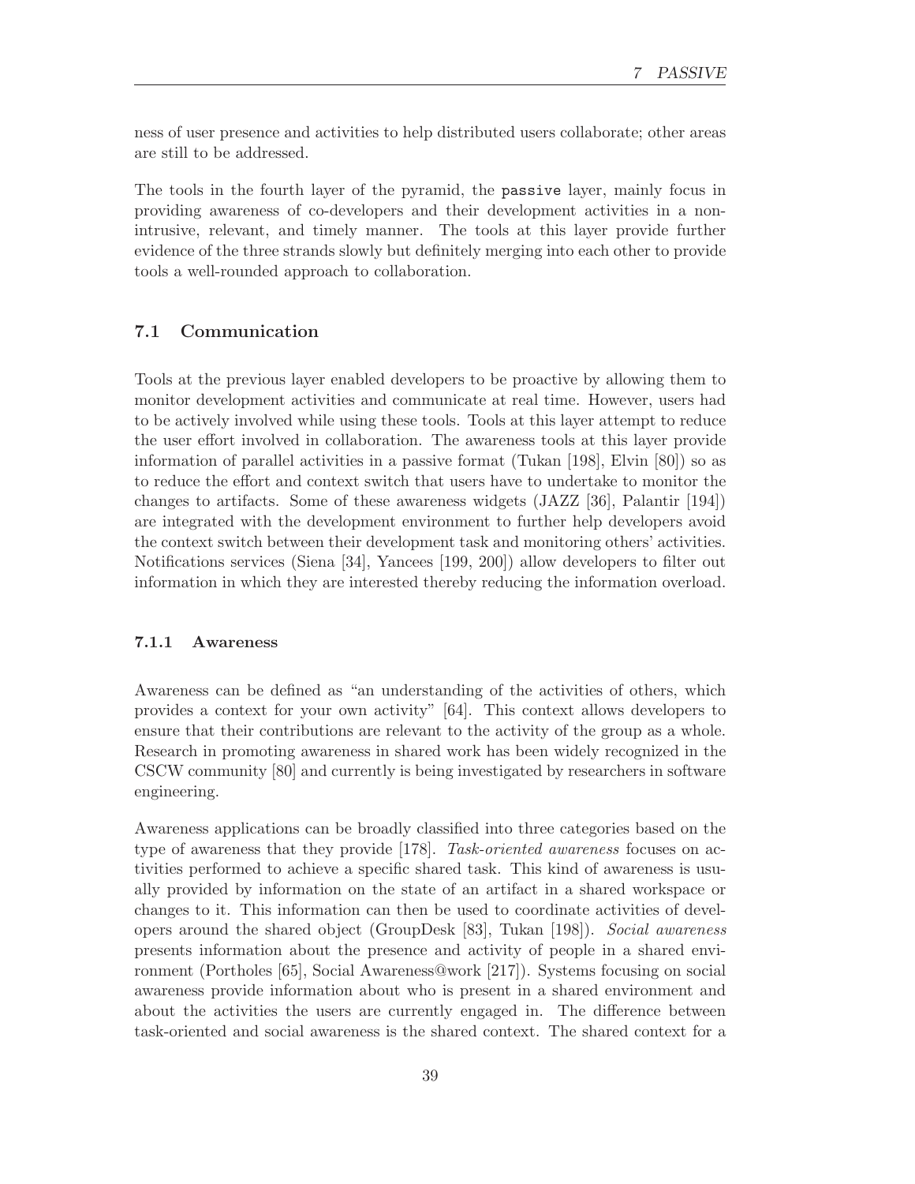ness of user presence and activities to help distributed users collaborate; other areas are still to be addressed.

The tools in the fourth layer of the pyramid, the `passive` layer, mainly focus in providing awareness of co-developers and their development activities in a non-intrusive, relevant, and timely manner. The tools at this layer provide further evidence of the three strands slowly but definitely merging into each other to provide tools a well-rounded approach to collaboration.

## 7.1 Communication

Tools at the previous layer enabled developers to be proactive by allowing them to monitor development activities and communicate at real time. However, users had to be actively involved while using these tools. Tools at this layer attempt to reduce the user effort involved in collaboration. The awareness tools at this layer provide information of parallel activities in a passive format (Tukan [198], Elvin [80]) so as to reduce the effort and context switch that users have to undertake to monitor the changes to artifacts. Some of these awareness widgets (JAZZ [36], Palantir [194]) are integrated with the development environment to further help developers avoid the context switch between their development task and monitoring others' activities. Notifications services (Siena [34], Yancees [199, 200]) allow developers to filter out information in which they are interested thereby reducing the information overload.

### 7.1.1 Awareness

Awareness can be defined as "an understanding of the activities of others, which provides a context for your own activity" [64]. This context allows developers to ensure that their contributions are relevant to the activity of the group as a whole. Research in promoting awareness in shared work has been widely recognized in the CSCW community [80] and currently is being investigated by researchers in software engineering.

Awareness applications can be broadly classified into three categories based on the type of awareness that they provide [178]. *Task-oriented awareness* focuses on activities performed to achieve a specific shared task. This kind of awareness is usually provided by information on the state of an artifact in a shared workspace or changes to it. This information can then be used to coordinate activities of developers around the shared object (GroupDesk [83], Tukan [198]). *Social awareness* presents information about the presence and activity of people in a shared environment (Portholes [65], Social Awareness@work [217]). Systems focusing on social awareness provide information about who is present in a shared environment and about the activities the users are currently engaged in. The difference between task-oriented and social awareness is the shared context. The shared context for a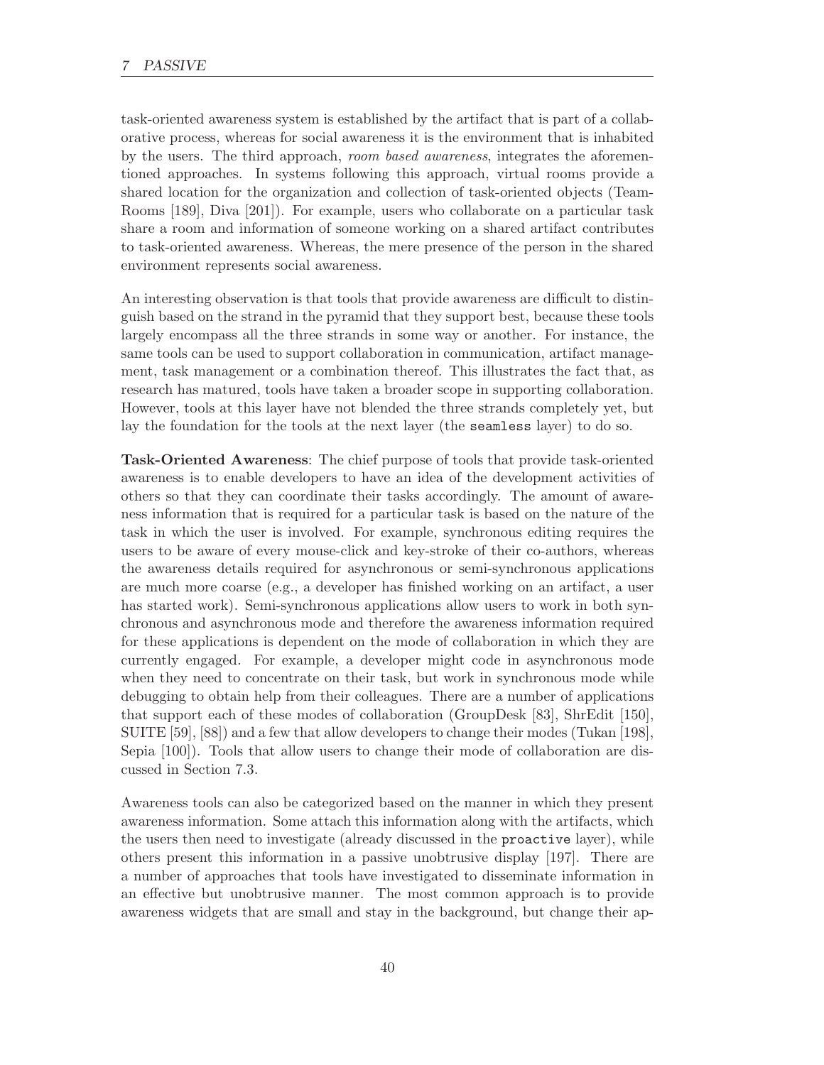task-oriented awareness system is established by the artifact that is part of a collaborative process, whereas for social awareness it is the environment that is inhabited by the users. The third approach, *room based awareness*, integrates the aforementioned approaches. In systems following this approach, virtual rooms provide a shared location for the organization and collection of task-oriented objects (TeamRooms [189], Diva [201]). For example, users who collaborate on a particular task share a room and information of someone working on a shared artifact contributes to task-oriented awareness. Whereas, the mere presence of the person in the shared environment represents social awareness.

An interesting observation is that tools that provide awareness are difficult to distinguish based on the strand in the pyramid that they support best, because these tools largely encompass all the three strands in some way or another. For instance, the same tools can be used to support collaboration in communication, artifact management, task management or a combination thereof. This illustrates the fact that, as research has matured, tools have taken a broader scope in supporting collaboration. However, tools at this layer have not blended the three strands completely yet, but lay the foundation for the tools at the next layer (the `seamless` layer) to do so.

**Task-Oriented Awareness**: The chief purpose of tools that provide task-oriented awareness is to enable developers to have an idea of the development activities of others so that they can coordinate their tasks accordingly. The amount of awareness information that is required for a particular task is based on the nature of the task in which the user is involved. For example, synchronous editing requires the users to be aware of every mouse-click and key-stroke of their co-authors, whereas the awareness details required for asynchronous or semi-synchronous applications are much more coarse (e.g., a developer has finished working on an artifact, a user has started work). Semi-synchronous applications allow users to work in both synchronous and asynchronous mode and therefore the awareness information required for these applications is dependent on the mode of collaboration in which they are currently engaged. For example, a developer might code in asynchronous mode when they need to concentrate on their task, but work in synchronous mode while debugging to obtain help from their colleagues. There are a number of applications that support each of these modes of collaboration (GroupDesk [83], ShrEdit [150], SUITE [59], [88]) and a few that allow developers to change their modes (Tukan [198], Sepia [100]). Tools that allow users to change their mode of collaboration are discussed in Section 7.3.

Awareness tools can also be categorized based on the manner in which they present awareness information. Some attach this information along with the artifacts, which the users then need to investigate (already discussed in the `proactive` layer), while others present this information in a passive unobtrusive display [197]. There are a number of approaches that tools have investigated to disseminate information in an effective but unobtrusive manner. The most common approach is to provide awareness widgets that are small and stay in the background, but change their ap-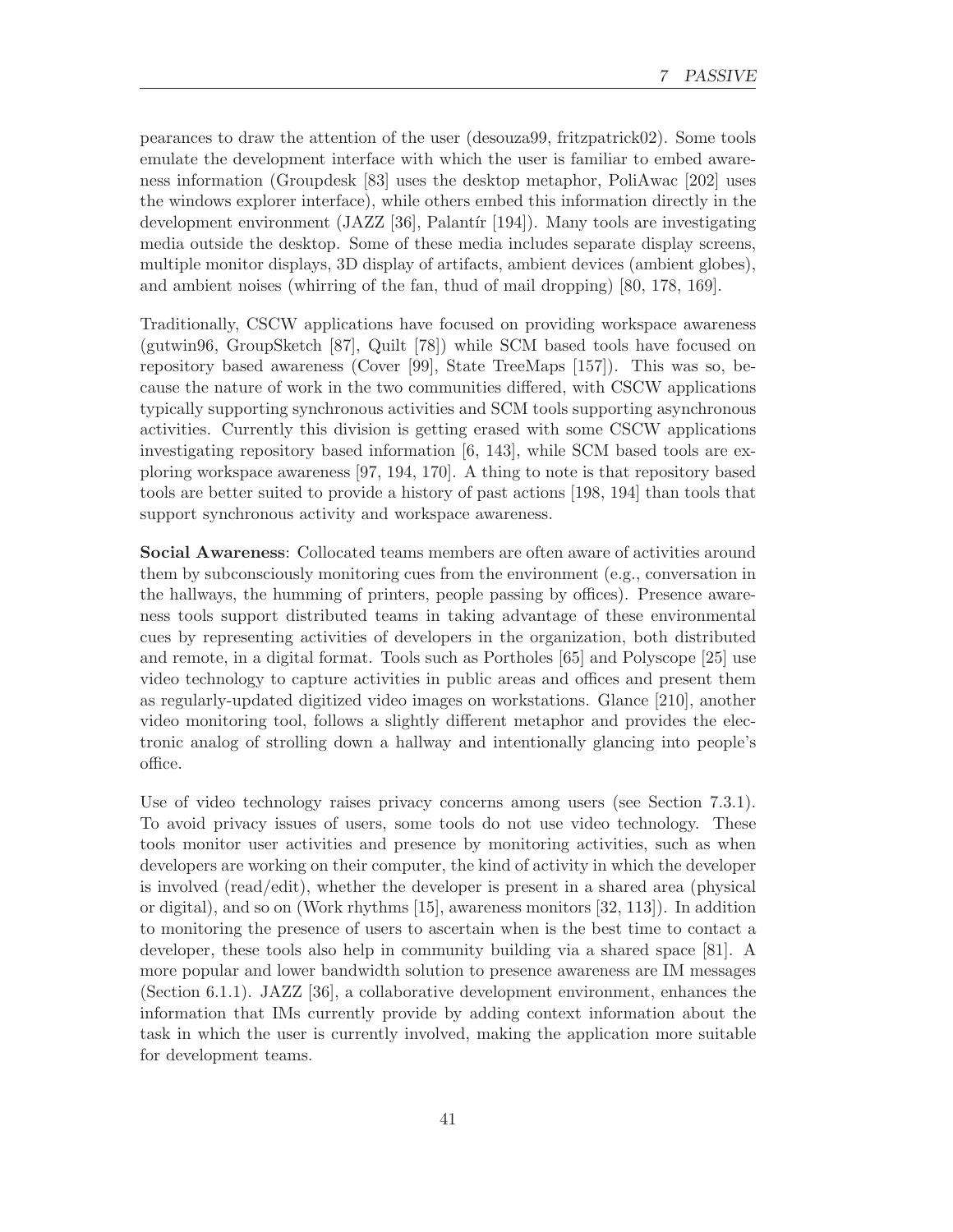pearances to draw the attention of the user (desouza99, fritzpatrick02). Some tools emulate the development interface with which the user is familiar to embed awareness information (Groupdesk [83] uses the desktop metaphor, PoliAwac [202] uses the windows explorer interface), while others embed this information directly in the development environment (JAZZ [36], Palantír [194]). Many tools are investigating media outside the desktop. Some of these media includes separate display screens, multiple monitor displays, 3D display of artifacts, ambient devices (ambient globes), and ambient noises (whirring of the fan, thud of mail dropping) [80, 178, 169].

Traditionally, CSCW applications have focused on providing workspace awareness (gutwin96, GroupSketch [87], Quilt [78]) while SCM based tools have focused on repository based awareness (Cover [99], State TreeMaps [157]). This was so, because the nature of work in the two communities differed, with CSCW applications typically supporting synchronous activities and SCM tools supporting asynchronous activities. Currently this division is getting erased with some CSCW applications investigating repository based information [6, 143], while SCM based tools are exploring workspace awareness [97, 194, 170]. A thing to note is that repository based tools are better suited to provide a history of past actions [198, 194] than tools that support synchronous activity and workspace awareness.

**Social Awareness**: Collocated teams members are often aware of activities around them by subconsciously monitoring cues from the environment (e.g., conversation in the hallways, the humming of printers, people passing by offices). Presence awareness tools support distributed teams in taking advantage of these environmental cues by representing activities of developers in the organization, both distributed and remote, in a digital format. Tools such as Portholes [65] and Polyscope [25] use video technology to capture activities in public areas and offices and present them as regularly-updated digitized video images on workstations. Glance [210], another video monitoring tool, follows a slightly different metaphor and provides the electronic analog of strolling down a hallway and intentionally glancing into people's office.

Use of video technology raises privacy concerns among users (see Section 7.3.1). To avoid privacy issues of users, some tools do not use video technology. These tools monitor user activities and presence by monitoring activities, such as when developers are working on their computer, the kind of activity in which the developer is involved (read/edit), whether the developer is present in a shared area (physical or digital), and so on (Work rhythms [15], awareness monitors [32, 113]). In addition to monitoring the presence of users to ascertain when is the best time to contact a developer, these tools also help in community building via a shared space [81]. A more popular and lower bandwidth solution to presence awareness are IM messages (Section 6.1.1). JAZZ [36], a collaborative development environment, enhances the information that IMs currently provide by adding context information about the task in which the user is currently involved, making the application more suitable for development teams.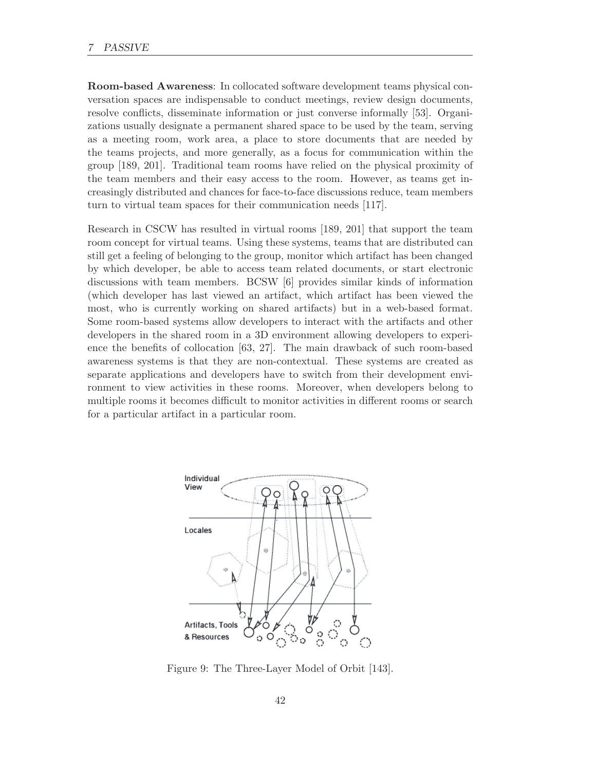**Room-based Awareness**: In collocated software development teams physical conversation spaces are indispensable to conduct meetings, review design documents, resolve conflicts, disseminate information or just converse informally [53]. Organizations usually designate a permanent shared space to be used by the team, serving as a meeting room, work area, a place to store documents that are needed by the teams projects, and more generally, as a focus for communication within the group [189, 201]. Traditional team rooms have relied on the physical proximity of the team members and their easy access to the room. However, as teams get increasingly distributed and chances for face-to-face discussions reduce, team members turn to virtual team spaces for their communication needs [117].

Research in CSCW has resulted in virtual rooms [189, 201] that support the team room concept for virtual teams. Using these systems, teams that are distributed can still get a feeling of belonging to the group, monitor which artifact has been changed by which developer, be able to access team related documents, or start electronic discussions with team members. BCSW [6] provides similar kinds of information (which developer has last viewed an artifact, which artifact has been viewed the most, who is currently working on shared artifacts) but in a web-based format. Some room-based systems allow developers to interact with the artifacts and other developers in the shared room in a 3D environment allowing developers to experience the benefits of collocation [63, 27]. The main drawback of such room-based awareness systems is that they are non-contextual. These systems are created as separate applications and developers have to switch from their development environment to view activities in these rooms. Moreover, when developers belong to multiple rooms it becomes difficult to monitor activities in different rooms or search for a particular artifact in a particular room.

Figure 9: The Three-Layer Model of Orbit [143].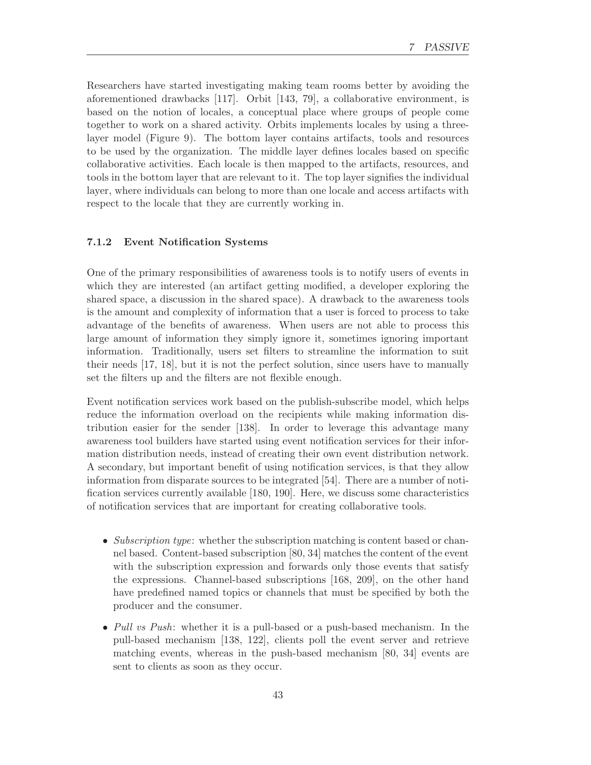Researchers have started investigating making team rooms better by avoiding the aforementioned drawbacks [117]. Orbit [143, 79], a collaborative environment, is based on the notion of locales, a conceptual place where groups of people come together to work on a shared activity. Orbits implements locales by using a three-layer model (Figure 9). The bottom layer contains artifacts, tools and resources to be used by the organization. The middle layer defines locales based on specific collaborative activities. Each locale is then mapped to the artifacts, resources, and tools in the bottom layer that are relevant to it. The top layer signifies the individual layer, where individuals can belong to more than one locale and access artifacts with respect to the locale that they are currently working in.

### 7.1.2 Event Notification Systems

One of the primary responsibilities of awareness tools is to notify users of events in which they are interested (an artifact getting modified, a developer exploring the shared space, a discussion in the shared space). A drawback to the awareness tools is the amount and complexity of information that a user is forced to process to take advantage of the benefits of awareness. When users are not able to process this large amount of information they simply ignore it, sometimes ignoring important information. Traditionally, users set filters to streamline the information to suit their needs [17, 18], but it is not the perfect solution, since users have to manually set the filters up and the filters are not flexible enough.

Event notification services work based on the publish-subscribe model, which helps reduce the information overload on the recipients while making information distribution easier for the sender [138]. In order to leverage this advantage many awareness tool builders have started using event notification services for their information distribution needs, instead of creating their own event distribution network. A secondary, but important benefit of using notification services, is that they allow information from disparate sources to be integrated [54]. There are a number of notification services currently available [180, 190]. Here, we discuss some characteristics of notification services that are important for creating collaborative tools.

- *Subscription type*: whether the subscription matching is content based or channel based. Content-based subscription [80, 34] matches the content of the event with the subscription expression and forwards only those events that satisfy the expressions. Channel-based subscriptions [168, 209], on the other hand have predefined named topics or channels that must be specified by both the producer and the consumer.
- *Pull vs Push*: whether it is a pull-based or a push-based mechanism. In the pull-based mechanism [138, 122], clients poll the event server and retrieve matching events, whereas in the push-based mechanism [80, 34] events are sent to clients as soon as they occur.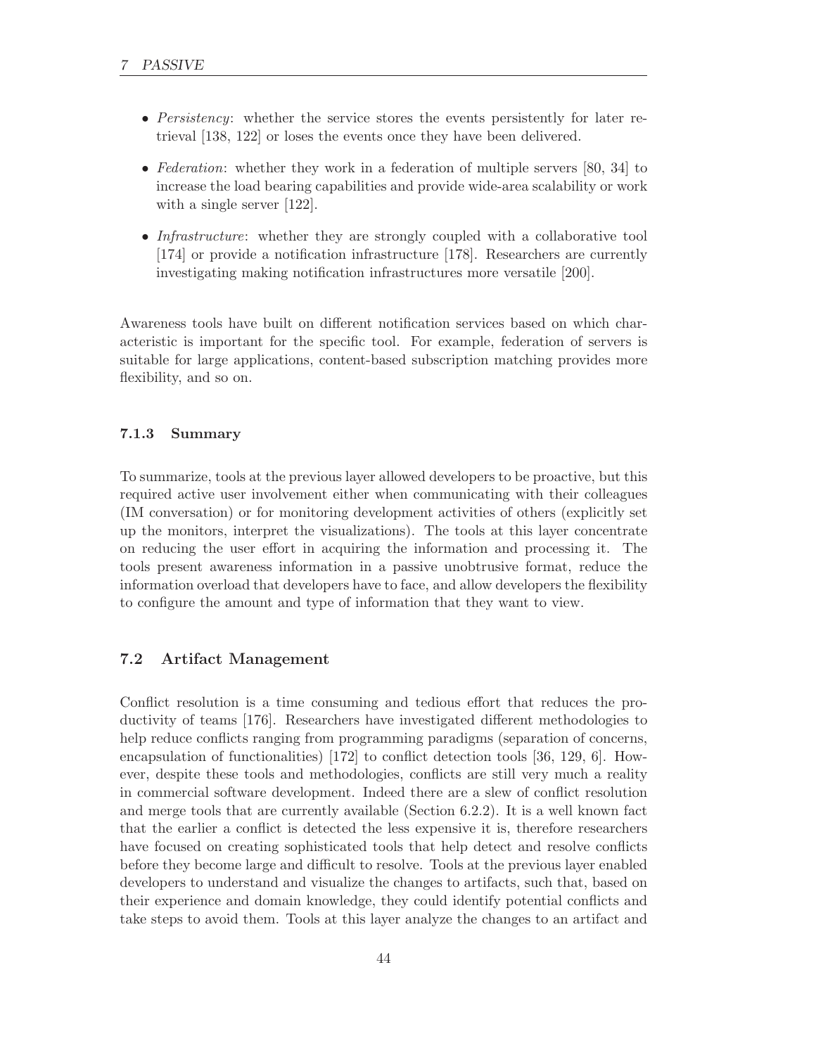- *Persistency*: whether the service stores the events persistently for later retrieval [138, 122] or loses the events once they have been delivered.
- *Federation*: whether they work in a federation of multiple servers [80, 34] to increase the load bearing capabilities and provide wide-area scalability or work with a single server [122].
- *Infrastructure*: whether they are strongly coupled with a collaborative tool [174] or provide a notification infrastructure [178]. Researchers are currently investigating making notification infrastructures more versatile [200].

Awareness tools have built on different notification services based on which characteristic is important for the specific tool. For example, federation of servers is suitable for large applications, content-based subscription matching provides more flexibility, and so on.

### 7.1.3 Summary

To summarize, tools at the previous layer allowed developers to be proactive, but this required active user involvement either when communicating with their colleagues (IM conversation) or for monitoring development activities of others (explicitly set up the monitors, interpret the visualizations). The tools at this layer concentrate on reducing the user effort in acquiring the information and processing it. The tools present awareness information in a passive unobtrusive format, reduce the information overload that developers have to face, and allow developers the flexibility to configure the amount and type of information that they want to view.

## 7.2 Artifact Management

Conflict resolution is a time consuming and tedious effort that reduces the productivity of teams [176]. Researchers have investigated different methodologies to help reduce conflicts ranging from programming paradigms (separation of concerns, encapsulation of functionalities) [172] to conflict detection tools [36, 129, 6]. However, despite these tools and methodologies, conflicts are still very much a reality in commercial software development. Indeed there are a slew of conflict resolution and merge tools that are currently available (Section 6.2.2). It is a well known fact that the earlier a conflict is detected the less expensive it is, therefore researchers have focused on creating sophisticated tools that help detect and resolve conflicts before they become large and difficult to resolve. Tools at the previous layer enabled developers to understand and visualize the changes to artifacts, such that, based on their experience and domain knowledge, they could identify potential conflicts and take steps to avoid them. Tools at this layer analyze the changes to an artifact and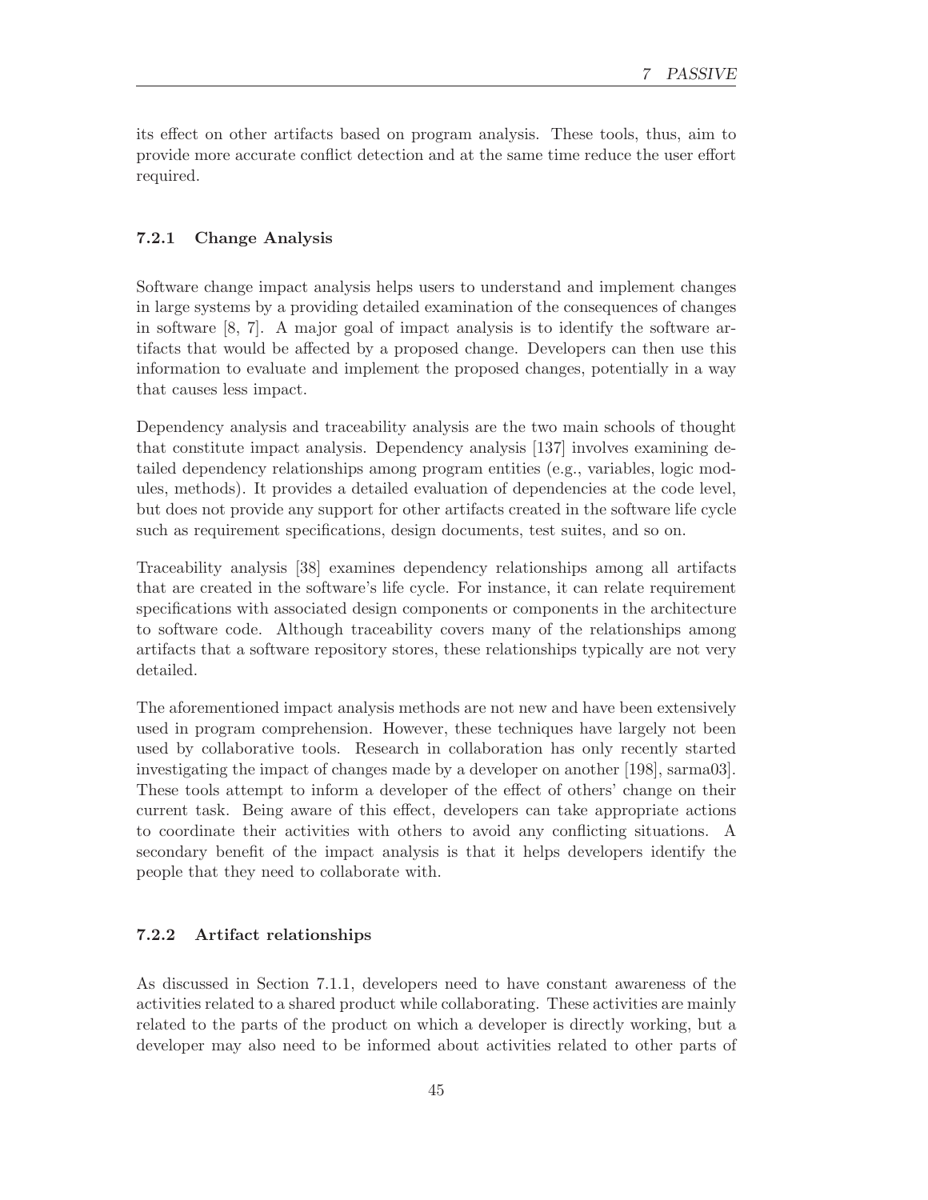its effect on other artifacts based on program analysis. These tools, thus, aim to provide more accurate conflict detection and at the same time reduce the user effort required.

### 7.2.1 Change Analysis

Software change impact analysis helps users to understand and implement changes in large systems by a providing detailed examination of the consequences of changes in software [8, 7]. A major goal of impact analysis is to identify the software artifacts that would be affected by a proposed change. Developers can then use this information to evaluate and implement the proposed changes, potentially in a way that causes less impact.

Dependency analysis and traceability analysis are the two main schools of thought that constitute impact analysis. Dependency analysis [137] involves examining detailed dependency relationships among program entities (e.g., variables, logic modules, methods). It provides a detailed evaluation of dependencies at the code level, but does not provide any support for other artifacts created in the software life cycle such as requirement specifications, design documents, test suites, and so on.

Traceability analysis [38] examines dependency relationships among all artifacts that are created in the software's life cycle. For instance, it can relate requirement specifications with associated design components or components in the architecture to software code. Although traceability covers many of the relationships among artifacts that a software repository stores, these relationships typically are not very detailed.

The aforementioned impact analysis methods are not new and have been extensively used in program comprehension. However, these techniques have largely not been used by collaborative tools. Research in collaboration has only recently started investigating the impact of changes made by a developer on another [198], sarma03]. These tools attempt to inform a developer of the effect of others' change on their current task. Being aware of this effect, developers can take appropriate actions to coordinate their activities with others to avoid any conflicting situations. A secondary benefit of the impact analysis is that it helps developers identify the people that they need to collaborate with.

### 7.2.2 Artifact relationships

As discussed in Section 7.1.1, developers need to have constant awareness of the activities related to a shared product while collaborating. These activities are mainly related to the parts of the product on which a developer is directly working, but a developer may also need to be informed about activities related to other parts of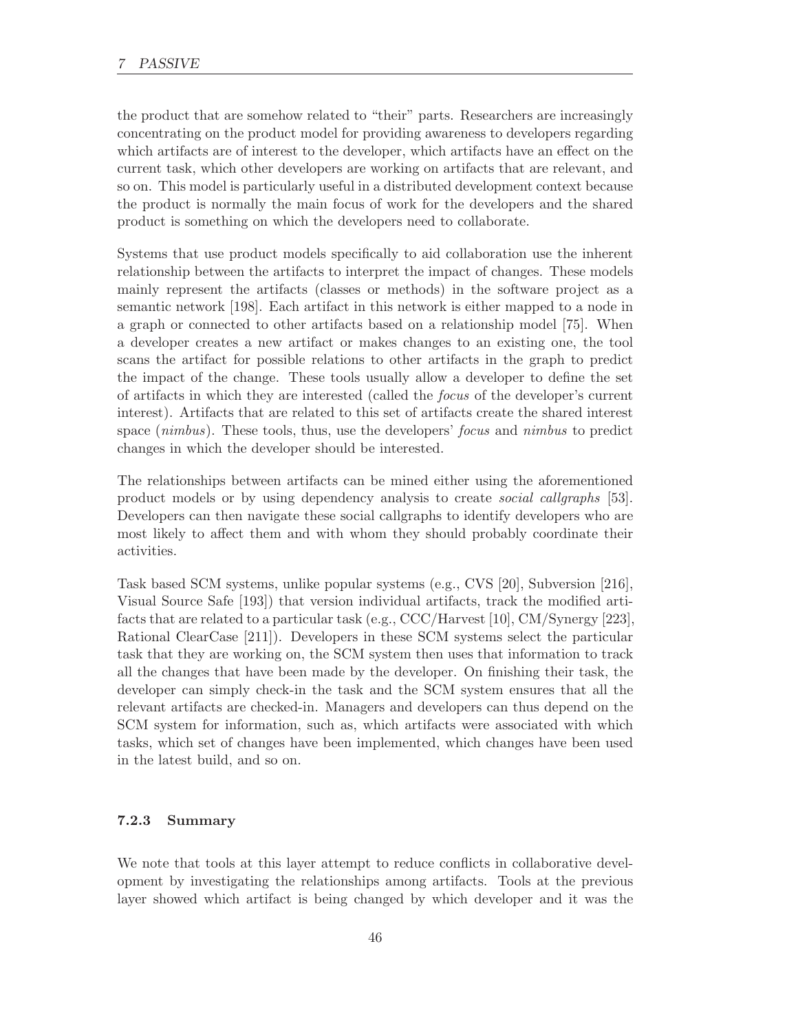the product that are somehow related to "their" parts. Researchers are increasingly concentrating on the product model for providing awareness to developers regarding which artifacts are of interest to the developer, which artifacts have an effect on the current task, which other developers are working on artifacts that are relevant, and so on. This model is particularly useful in a distributed development context because the product is normally the main focus of work for the developers and the shared product is something on which the developers need to collaborate.

Systems that use product models specifically to aid collaboration use the inherent relationship between the artifacts to interpret the impact of changes. These models mainly represent the artifacts (classes or methods) in the software project as a semantic network [198]. Each artifact in this network is either mapped to a node in a graph or connected to other artifacts based on a relationship model [75]. When a developer creates a new artifact or makes changes to an existing one, the tool scans the artifact for possible relations to other artifacts in the graph to predict the impact of the change. These tools usually allow a developer to define the set of artifacts in which they are interested (called the *focus* of the developer's current interest). Artifacts that are related to this set of artifacts create the shared interest space (*nimbus*). These tools, thus, use the developers' *focus* and *nimbus* to predict changes in which the developer should be interested.

The relationships between artifacts can be mined either using the aforementioned product models or by using dependency analysis to create *social callgraphs* [53]. Developers can then navigate these social callgraphs to identify developers who are most likely to affect them and with whom they should probably coordinate their activities.

Task based SCM systems, unlike popular systems (e.g., CVS [20], Subversion [216], Visual Source Safe [193]) that version individual artifacts, track the modified artifacts that are related to a particular task (e.g., CCC/Harvest [10], CM/Synergy [223], Rational ClearCase [211]). Developers in these SCM systems select the particular task that they are working on, the SCM system then uses that information to track all the changes that have been made by the developer. On finishing their task, the developer can simply check-in the task and the SCM system ensures that all the relevant artifacts are checked-in. Managers and developers can thus depend on the SCM system for information, such as, which artifacts were associated with which tasks, which set of changes have been implemented, which changes have been used in the latest build, and so on.

### 7.2.3 Summary

We note that tools at this layer attempt to reduce conflicts in collaborative development by investigating the relationships among artifacts. Tools at the previous layer showed which artifact is being changed by which developer and it was the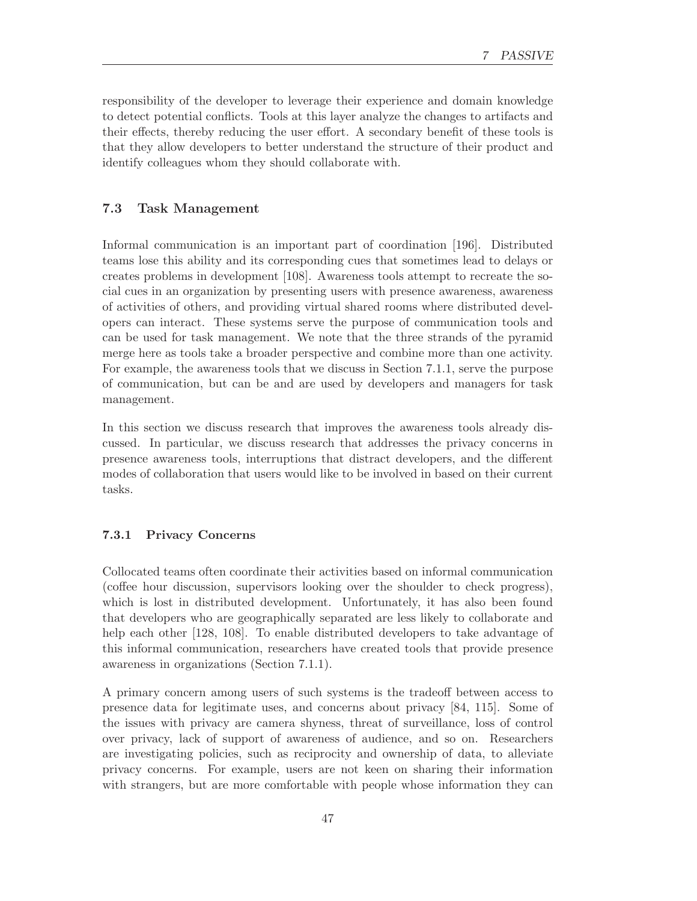responsibility of the developer to leverage their experience and domain knowledge to detect potential conflicts. Tools at this layer analyze the changes to artifacts and their effects, thereby reducing the user effort. A secondary benefit of these tools is that they allow developers to better understand the structure of their product and identify colleagues whom they should collaborate with.

## 7.3 Task Management

Informal communication is an important part of coordination [196]. Distributed teams lose this ability and its corresponding cues that sometimes lead to delays or creates problems in development [108]. Awareness tools attempt to recreate the social cues in an organization by presenting users with presence awareness, awareness of activities of others, and providing virtual shared rooms where distributed developers can interact. These systems serve the purpose of communication tools and can be used for task management. We note that the three strands of the pyramid merge here as tools take a broader perspective and combine more than one activity. For example, the awareness tools that we discuss in Section 7.1.1, serve the purpose of communication, but can be and are used by developers and managers for task management.

In this section we discuss research that improves the awareness tools already discussed. In particular, we discuss research that addresses the privacy concerns in presence awareness tools, interruptions that distract developers, and the different modes of collaboration that users would like to be involved in based on their current tasks.

### 7.3.1 Privacy Concerns

Collocated teams often coordinate their activities based on informal communication (coffee hour discussion, supervisors looking over the shoulder to check progress), which is lost in distributed development. Unfortunately, it has also been found that developers who are geographically separated are less likely to collaborate and help each other [128, 108]. To enable distributed developers to take advantage of this informal communication, researchers have created tools that provide presence awareness in organizations (Section 7.1.1).

A primary concern among users of such systems is the tradeoff between access to presence data for legitimate uses, and concerns about privacy [84, 115]. Some of the issues with privacy are camera shyness, threat of surveillance, loss of control over privacy, lack of support of awareness of audience, and so on. Researchers are investigating policies, such as reciprocity and ownership of data, to alleviate privacy concerns. For example, users are not keen on sharing their information with strangers, but are more comfortable with people whose information they can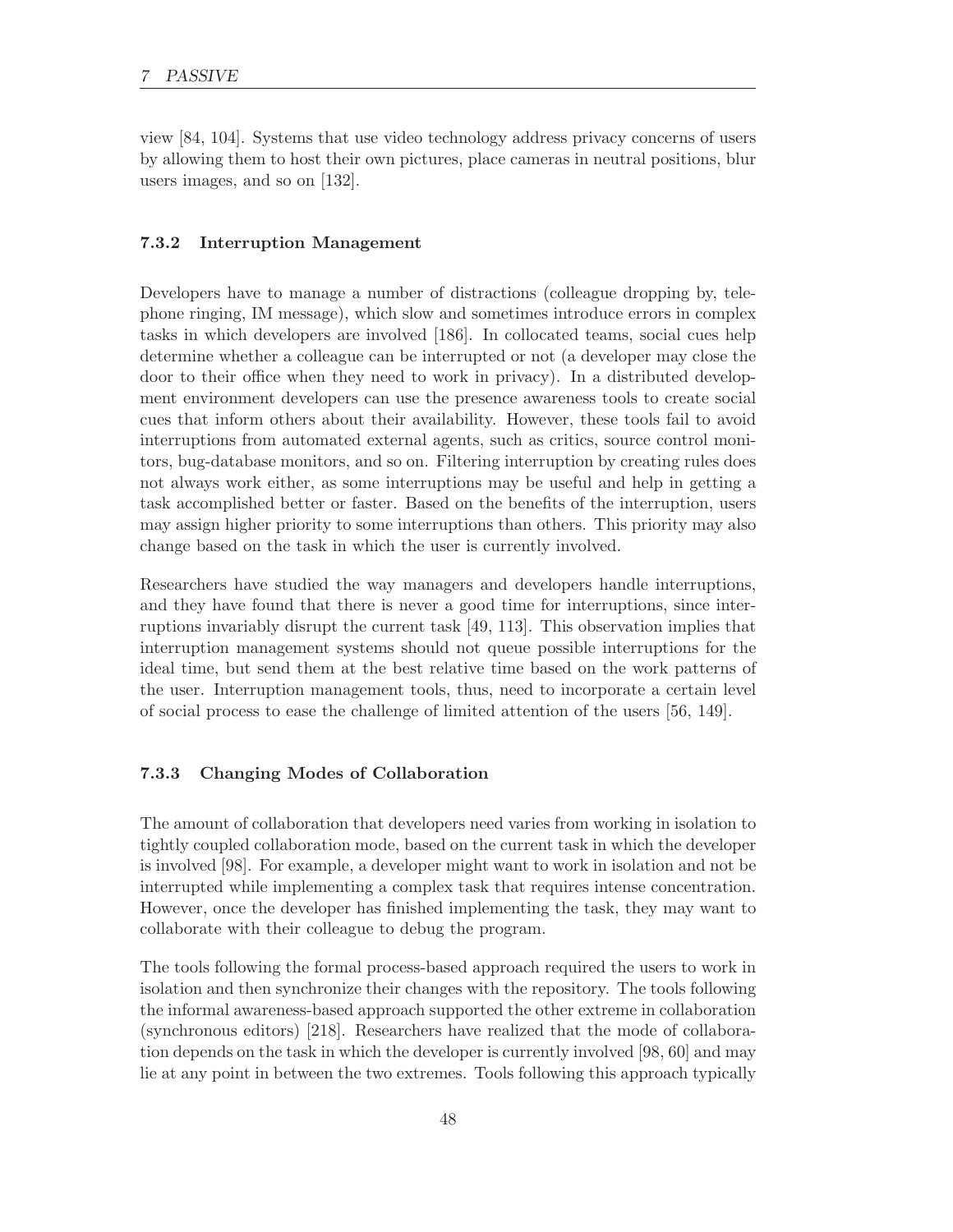view [84, 104]. Systems that use video technology address privacy concerns of users by allowing them to host their own pictures, place cameras in neutral positions, blur users images, and so on [132].

### 7.3.2 Interruption Management

Developers have to manage a number of distractions (colleague dropping by, telephone ringing, IM message), which slow and sometimes introduce errors in complex tasks in which developers are involved [186]. In collocated teams, social cues help determine whether a colleague can be interrupted or not (a developer may close the door to their office when they need to work in privacy). In a distributed development environment developers can use the presence awareness tools to create social cues that inform others about their availability. However, these tools fail to avoid interruptions from automated external agents, such as critics, source control monitors, bug-database monitors, and so on. Filtering interruption by creating rules does not always work either, as some interruptions may be useful and help in getting a task accomplished better or faster. Based on the benefits of the interruption, users may assign higher priority to some interruptions than others. This priority may also change based on the task in which the user is currently involved.

Researchers have studied the way managers and developers handle interruptions, and they have found that there is never a good time for interruptions, since interruptions invariably disrupt the current task [49, 113]. This observation implies that interruption management systems should not queue possible interruptions for the ideal time, but send them at the best relative time based on the work patterns of the user. Interruption management tools, thus, need to incorporate a certain level of social process to ease the challenge of limited attention of the users [56, 149].

### 7.3.3 Changing Modes of Collaboration

The amount of collaboration that developers need varies from working in isolation to tightly coupled collaboration mode, based on the current task in which the developer is involved [98]. For example, a developer might want to work in isolation and not be interrupted while implementing a complex task that requires intense concentration. However, once the developer has finished implementing the task, they may want to collaborate with their colleague to debug the program.

The tools following the formal process-based approach required the users to work in isolation and then synchronize their changes with the repository. The tools following the informal awareness-based approach supported the other extreme in collaboration (synchronous editors) [218]. Researchers have realized that the mode of collaboration depends on the task in which the developer is currently involved [98, 60] and may lie at any point in between the two extremes. Tools following this approach typically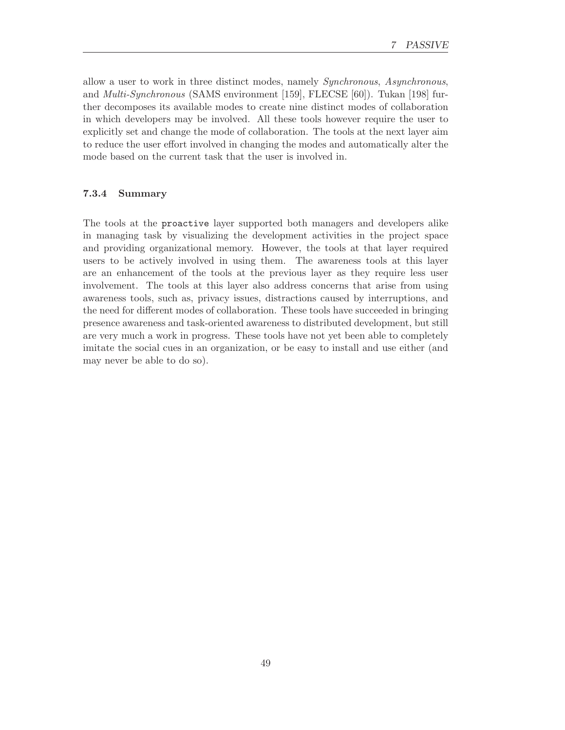allow a user to work in three distinct modes, namely *Synchronous*, *Asynchronous*, and *Multi-Synchronous* (SAMS environment [159], FLECSE [60]). Tukan [198] further decomposes its available modes to create nine distinct modes of collaboration in which developers may be involved. All these tools however require the user to explicitly set and change the mode of collaboration. The tools at the next layer aim to reduce the user effort involved in changing the modes and automatically alter the mode based on the current task that the user is involved in.

### 7.3.4 Summary

The tools at the `proactive` layer supported both managers and developers alike in managing task by visualizing the development activities in the project space and providing organizational memory. However, the tools at that layer required users to be actively involved in using them. The awareness tools at this layer are an enhancement of the tools at the previous layer as they require less user involvement. The tools at this layer also address concerns that arise from using awareness tools, such as, privacy issues, distractions caused by interruptions, and the need for different modes of collaboration. These tools have succeeded in bringing presence awareness and task-oriented awareness to distributed development, but still are very much a work in progress. These tools have not yet been able to completely imitate the social cues in an organization, or be easy to install and use either (and may never be able to do so).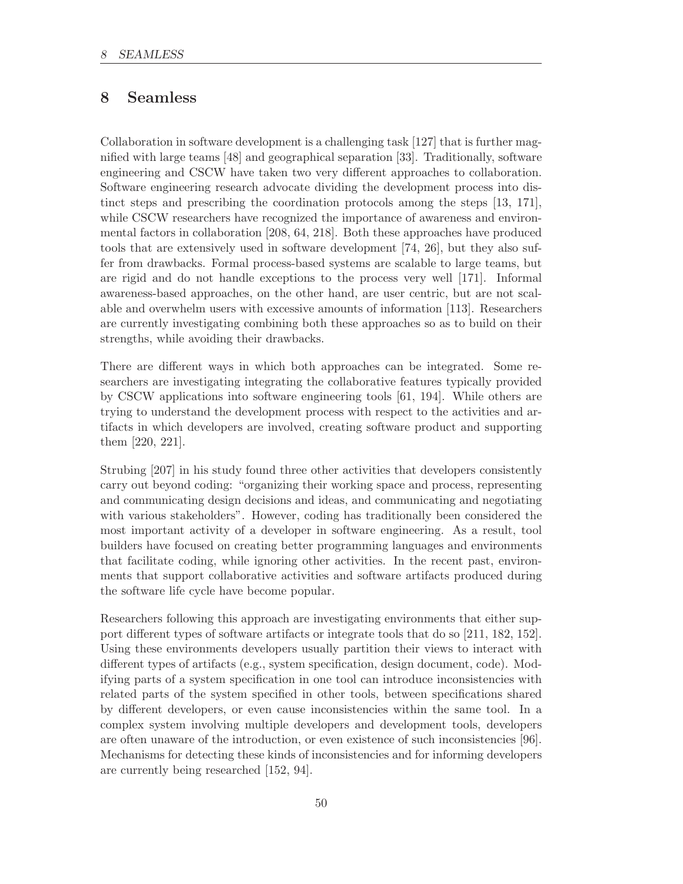# 8 Seamless

Collaboration in software development is a challenging task [127] that is further magnified with large teams [48] and geographical separation [33]. Traditionally, software engineering and CSCW have taken two very different approaches to collaboration. Software engineering research advocate dividing the development process into distinct steps and prescribing the coordination protocols among the steps [13, 171], while CSCW researchers have recognized the importance of awareness and environmental factors in collaboration [208, 64, 218]. Both these approaches have produced tools that are extensively used in software development [74, 26], but they also suffer from drawbacks. Formal process-based systems are scalable to large teams, but are rigid and do not handle exceptions to the process very well [171]. Informal awareness-based approaches, on the other hand, are user centric, but are not scalable and overwhelm users with excessive amounts of information [113]. Researchers are currently investigating combining both these approaches so as to build on their strengths, while avoiding their drawbacks.

There are different ways in which both approaches can be integrated. Some researchers are investigating integrating the collaborative features typically provided by CSCW applications into software engineering tools [61, 194]. While others are trying to understand the development process with respect to the activities and artifacts in which developers are involved, creating software product and supporting them [220, 221].

Strubing [207] in his study found three other activities that developers consistently carry out beyond coding: "organizing their working space and process, representing and communicating design decisions and ideas, and communicating and negotiating with various stakeholders". However, coding has traditionally been considered the most important activity of a developer in software engineering. As a result, tool builders have focused on creating better programming languages and environments that facilitate coding, while ignoring other activities. In the recent past, environments that support collaborative activities and software artifacts produced during the software life cycle have become popular.

Researchers following this approach are investigating environments that either support different types of software artifacts or integrate tools that do so [211, 182, 152]. Using these environments developers usually partition their views to interact with different types of artifacts (e.g., system specification, design document, code). Modifying parts of a system specification in one tool can introduce inconsistencies with related parts of the system specified in other tools, between specifications shared by different developers, or even cause inconsistencies within the same tool. In a complex system involving multiple developers and development tools, developers are often unaware of the introduction, or even existence of such inconsistencies [96]. Mechanisms for detecting these kinds of inconsistencies and for informing developers are currently being researched [152, 94].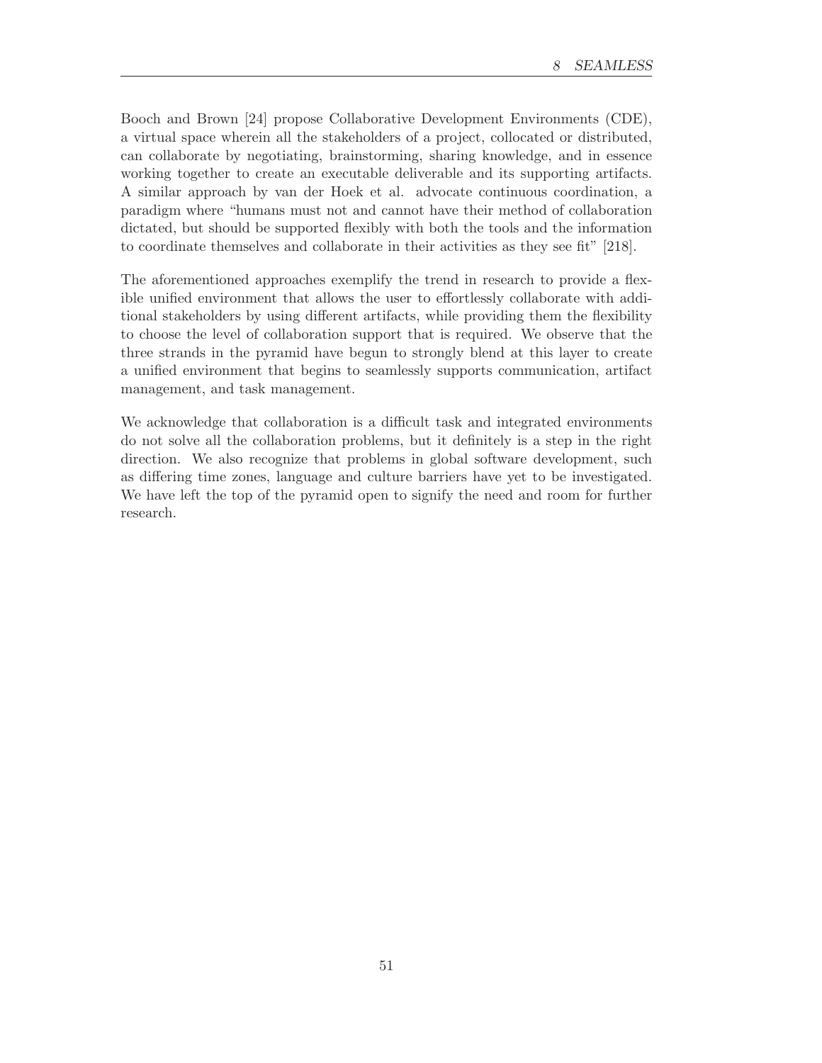Booch and Brown [24] propose Collaborative Development Environments (CDE), a virtual space wherein all the stakeholders of a project, collocated or distributed, can collaborate by negotiating, brainstorming, sharing knowledge, and in essence working together to create an executable deliverable and its supporting artifacts. A similar approach by van der Hoek et al. advocate continuous coordination, a paradigm where "humans must not and cannot have their method of collaboration dictated, but should be supported flexibly with both the tools and the information to coordinate themselves and collaborate in their activities as they see fit" [218].

The aforementioned approaches exemplify the trend in research to provide a flexible unified environment that allows the user to effortlessly collaborate with additional stakeholders by using different artifacts, while providing them the flexibility to choose the level of collaboration support that is required. We observe that the three strands in the pyramid have begun to strongly blend at this layer to create a unified environment that begins to seamlessly supports communication, artifact management, and task management.

We acknowledge that collaboration is a difficult task and integrated environments do not solve all the collaboration problems, but it definitely is a step in the right direction. We also recognize that problems in global software development, such as differing time zones, language and culture barriers have yet to be investigated. We have left the top of the pyramid open to signify the need and room for further research.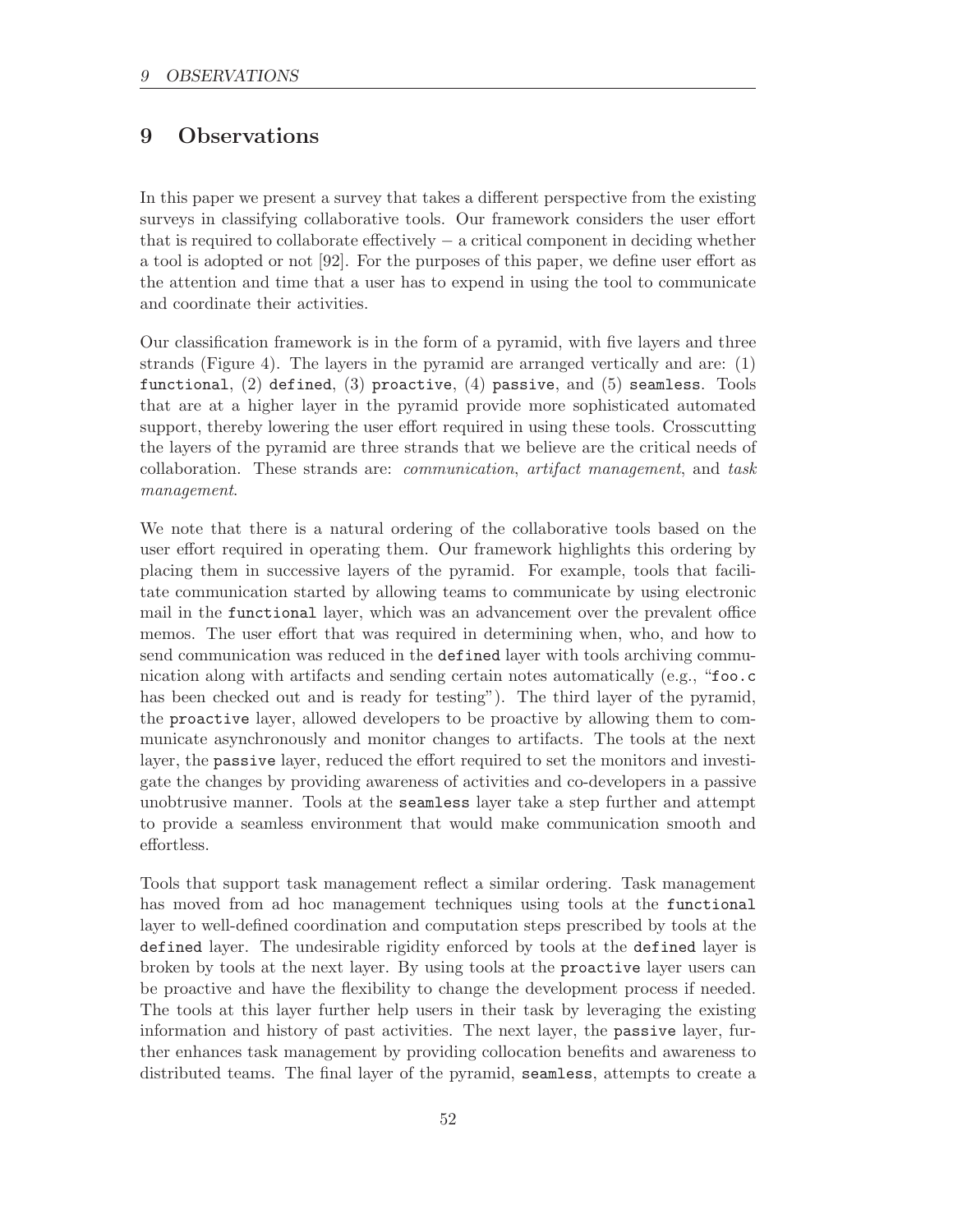# 9 Observations

In this paper we present a survey that takes a different perspective from the existing surveys in classifying collaborative tools. Our framework considers the user effort that is required to collaborate effectively − a critical component in deciding whether a tool is adopted or not [92]. For the purposes of this paper, we define user effort as the attention and time that a user has to expend in using the tool to communicate and coordinate their activities.

Our classification framework is in the form of a pyramid, with five layers and three strands (Figure 4). The layers in the pyramid are arranged vertically and are: (1) `functional`, (2) `defined`, (3) `proactive`, (4) `passive`, and (5) `seamless`. Tools that are at a higher layer in the pyramid provide more sophisticated automated support, thereby lowering the user effort required in using these tools. Crosscutting the layers of the pyramid are three strands that we believe are the critical needs of collaboration. These strands are: *communication*, *artifact management*, and *task management*.

We note that there is a natural ordering of the collaborative tools based on the user effort required in operating them. Our framework highlights this ordering by placing them in successive layers of the pyramid. For example, tools that facilitate communication started by allowing teams to communicate by using electronic mail in the `functional` layer, which was an advancement over the prevalent office memos. The user effort that was required in determining when, who, and how to send communication was reduced in the `defined` layer with tools archiving communication along with artifacts and sending certain notes automatically (e.g., "`foo.c` has been checked out and is ready for testing"). The third layer of the pyramid, the `proactive` layer, allowed developers to be proactive by allowing them to communicate asynchronously and monitor changes to artifacts. The tools at the next layer, the `passive` layer, reduced the effort required to set the monitors and investigate the changes by providing awareness of activities and co-developers in a passive unobtrusive manner. Tools at the `seamless` layer take a step further and attempt to provide a seamless environment that would make communication smooth and effortless.

Tools that support task management reflect a similar ordering. Task management has moved from ad hoc management techniques using tools at the `functional` layer to well-defined coordination and computation steps prescribed by tools at the `defined` layer. The undesirable rigidity enforced by tools at the `defined` layer is broken by tools at the next layer. By using tools at the `proactive` layer users can be proactive and have the flexibility to change the development process if needed. The tools at this layer further help users in their task by leveraging the existing information and history of past activities. The next layer, the `passive` layer, further enhances task management by providing collocation benefits and awareness to distributed teams. The final layer of the pyramid, `seamless`, attempts to create a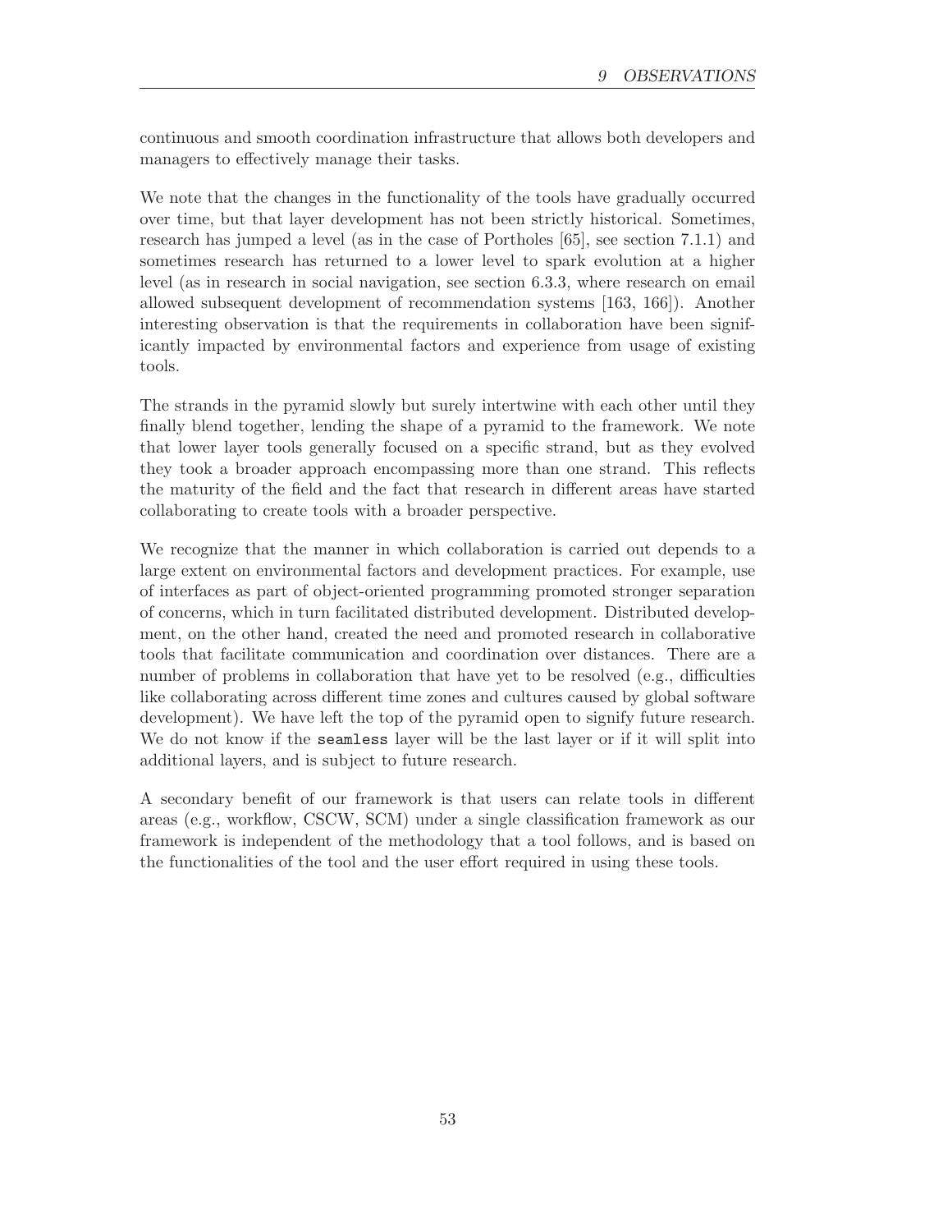continuous and smooth coordination infrastructure that allows both developers and managers to effectively manage their tasks.

We note that the changes in the functionality of the tools have gradually occurred over time, but that layer development has not been strictly historical. Sometimes, research has jumped a level (as in the case of Portholes [65], see section 7.1.1) and sometimes research has returned to a lower level to spark evolution at a higher level (as in research in social navigation, see section 6.3.3, where research on email allowed subsequent development of recommendation systems [163, 166]). Another interesting observation is that the requirements in collaboration have been significantly impacted by environmental factors and experience from usage of existing tools.

The strands in the pyramid slowly but surely intertwine with each other until they finally blend together, lending the shape of a pyramid to the framework. We note that lower layer tools generally focused on a specific strand, but as they evolved they took a broader approach encompassing more than one strand. This reflects the maturity of the field and the fact that research in different areas have started collaborating to create tools with a broader perspective.

We recognize that the manner in which collaboration is carried out depends to a large extent on environmental factors and development practices. For example, use of interfaces as part of object-oriented programming promoted stronger separation of concerns, which in turn facilitated distributed development. Distributed development, on the other hand, created the need and promoted research in collaborative tools that facilitate communication and coordination over distances. There are a number of problems in collaboration that have yet to be resolved (e.g., difficulties like collaborating across different time zones and cultures caused by global software development). We have left the top of the pyramid open to signify future research. We do not know if the `seamless` layer will be the last layer or if it will split into additional layers, and is subject to future research.

A secondary benefit of our framework is that users can relate tools in different areas (e.g., workflow, CSCW, SCM) under a single classification framework as our framework is independent of the methodology that a tool follows, and is based on the functionalities of the tool and the user effort required in using these tools.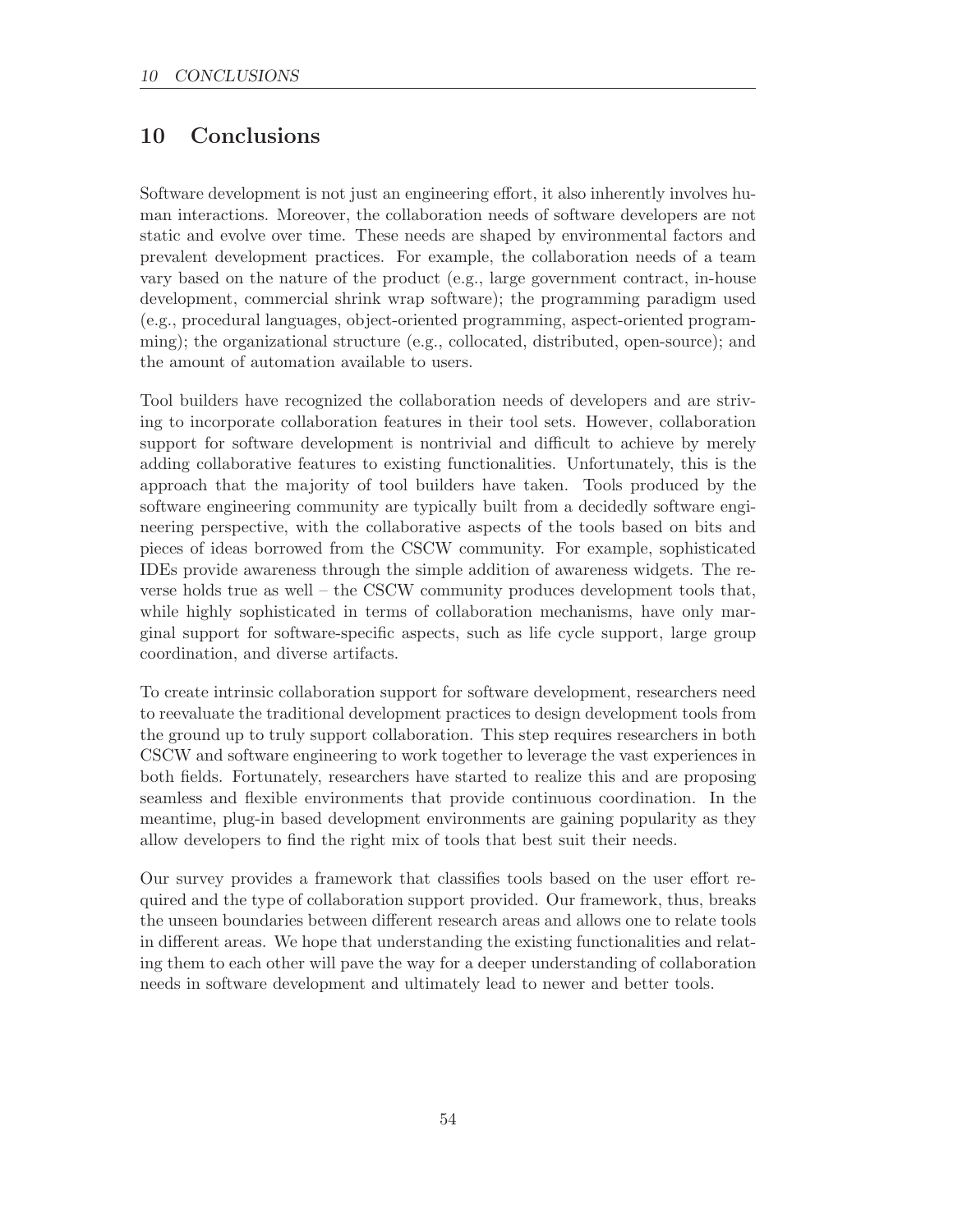## 10 Conclusions

Software development is not just an engineering effort, it also inherently involves human interactions. Moreover, the collaboration needs of software developers are not static and evolve over time. These needs are shaped by environmental factors and prevalent development practices. For example, the collaboration needs of a team vary based on the nature of the product (e.g., large government contract, in-house development, commercial shrink wrap software); the programming paradigm used (e.g., procedural languages, object-oriented programming, aspect-oriented programming); the organizational structure (e.g., collocated, distributed, open-source); and the amount of automation available to users.

Tool builders have recognized the collaboration needs of developers and are striving to incorporate collaboration features in their tool sets. However, collaboration support for software development is nontrivial and difficult to achieve by merely adding collaborative features to existing functionalities. Unfortunately, this is the approach that the majority of tool builders have taken. Tools produced by the software engineering community are typically built from a decidedly software engineering perspective, with the collaborative aspects of the tools based on bits and pieces of ideas borrowed from the CSCW community. For example, sophisticated IDEs provide awareness through the simple addition of awareness widgets. The reverse holds true as well – the CSCW community produces development tools that, while highly sophisticated in terms of collaboration mechanisms, have only marginal support for software-specific aspects, such as life cycle support, large group coordination, and diverse artifacts.

To create intrinsic collaboration support for software development, researchers need to reevaluate the traditional development practices to design development tools from the ground up to truly support collaboration. This step requires researchers in both CSCW and software engineering to work together to leverage the vast experiences in both fields. Fortunately, researchers have started to realize this and are proposing seamless and flexible environments that provide continuous coordination. In the meantime, plug-in based development environments are gaining popularity as they allow developers to find the right mix of tools that best suit their needs.

Our survey provides a framework that classifies tools based on the user effort required and the type of collaboration support provided. Our framework, thus, breaks the unseen boundaries between different research areas and allows one to relate tools in different areas. We hope that understanding the existing functionalities and relating them to each other will pave the way for a deeper understanding of collaboration needs in software development and ultimately lead to newer and better tools.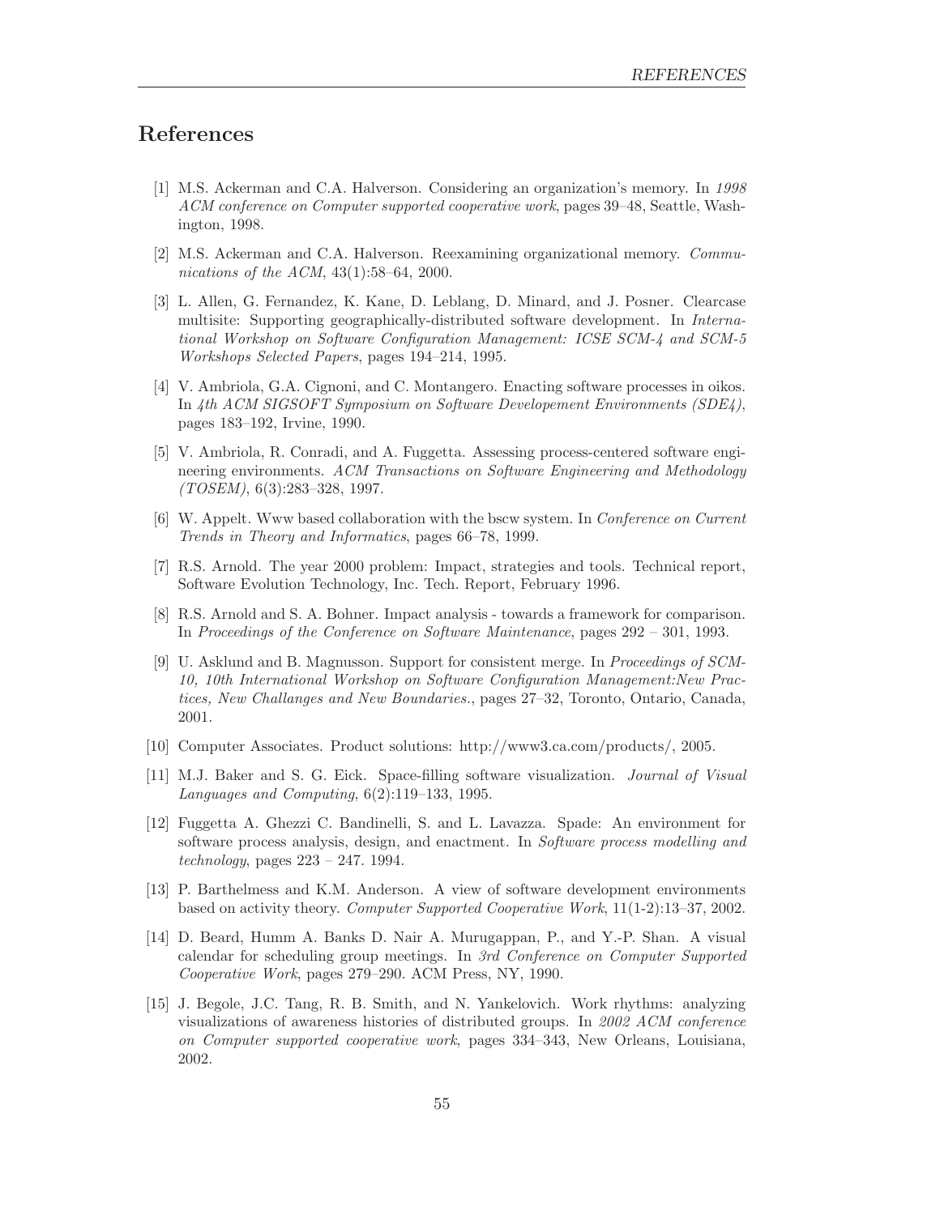# References

[1] M.S. Ackerman and C.A. Halverson. Considering an organization's memory. In *1998 ACM conference on Computer supported cooperative work*, pages 39–48, Seattle, Washington, 1998.

[2] M.S. Ackerman and C.A. Halverson. Reexamining organizational memory. *Communications of the ACM*, 43(1):58–64, 2000.

[3] L. Allen, G. Fernandez, K. Kane, D. Leblang, D. Minard, and J. Posner. Clearcase multisite: Supporting geographically-distributed software development. In *International Workshop on Software Configuration Management: ICSE SCM-4 and SCM-5 Workshops Selected Papers*, pages 194–214, 1995.

[4] V. Ambriola, G.A. Cignoni, and C. Montangero. Enacting software processes in oikos. In *4th ACM SIGSOFT Symposium on Software Developement Environments (SDE4)*, pages 183–192, Irvine, 1990.

[5] V. Ambriola, R. Conradi, and A. Fuggetta. Assessing process-centered software engineering environments. *ACM Transactions on Software Engineering and Methodology (TOSEM)*, 6(3):283–328, 1997.

[6] W. Appelt. Www based collaboration with the bscw system. In *Conference on Current Trends in Theory and Informatics*, pages 66–78, 1999.

[7] R.S. Arnold. The year 2000 problem: Impact, strategies and tools. Technical report, Software Evolution Technology, Inc. Tech. Report, February 1996.

[8] R.S. Arnold and S. A. Bohner. Impact analysis - towards a framework for comparison. In *Proceedings of the Conference on Software Maintenance*, pages 292 – 301, 1993.

[9] U. Asklund and B. Magnusson. Support for consistent merge. In *Proceedings of SCM-10, 10th International Workshop on Software Configuration Management:New Practices, New Challanges and New Boundaries.*, pages 27–32, Toronto, Ontario, Canada, 2001.

[10] Computer Associates. Product solutions: http://www3.ca.com/products/, 2005.

[11] M.J. Baker and S. G. Eick. Space-filling software visualization. *Journal of Visual Languages and Computing*, 6(2):119–133, 1995.

[12] Fuggetta A. Ghezzi C. Bandinelli, S. and L. Lavazza. Spade: An environment for software process analysis, design, and enactment. In *Software process modelling and technology*, pages 223 – 247. 1994.

[13] P. Barthelmess and K.M. Anderson. A view of software development environments based on activity theory. *Computer Supported Cooperative Work*, 11(1-2):13–37, 2002.

[14] D. Beard, Humm A. Banks D. Nair A. Murugappan, P., and Y.-P. Shan. A visual calendar for scheduling group meetings. In *3rd Conference on Computer Supported Cooperative Work*, pages 279–290. ACM Press, NY, 1990.

[15] J. Begole, J.C. Tang, R. B. Smith, and N. Yankelovich. Work rhythms: analyzing visualizations of awareness histories of distributed groups. In *2002 ACM conference on Computer supported cooperative work*, pages 334–343, New Orleans, Louisiana, 2002.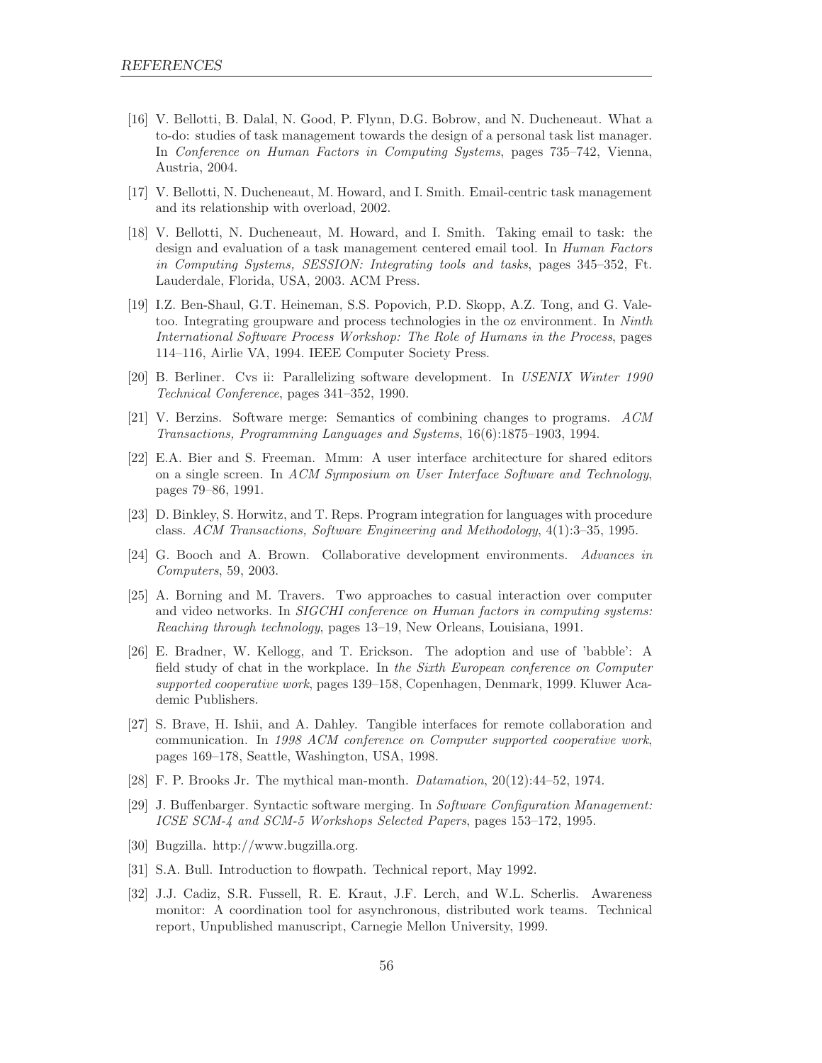[16] V. Bellotti, B. Dalal, N. Good, P. Flynn, D.G. Bobrow, and N. Ducheneaut. What a to-do: studies of task management towards the design of a personal task list manager. In *Conference on Human Factors in Computing Systems*, pages 735–742, Vienna, Austria, 2004.

[17] V. Bellotti, N. Ducheneaut, M. Howard, and I. Smith. Email-centric task management and its relationship with overload, 2002.

[18] V. Bellotti, N. Ducheneaut, M. Howard, and I. Smith. Taking email to task: the design and evaluation of a task management centered email tool. In *Human Factors in Computing Systems, SESSION: Integrating tools and tasks*, pages 345–352, Ft. Lauderdale, Florida, USA, 2003. ACM Press.

[19] I.Z. Ben-Shaul, G.T. Heineman, S.S. Popovich, P.D. Skopp, A.Z. Tong, and G. Valetoo. Integrating groupware and process technologies in the oz environment. In *Ninth International Software Process Workshop: The Role of Humans in the Process*, pages 114–116, Airlie VA, 1994. IEEE Computer Society Press.

[20] B. Berliner. Cvs ii: Parallelizing software development. In *USENIX Winter 1990 Technical Conference*, pages 341–352, 1990.

[21] V. Berzins. Software merge: Semantics of combining changes to programs. *ACM Transactions, Programming Languages and Systems*, 16(6):1875–1903, 1994.

[22] E.A. Bier and S. Freeman. Mmm: A user interface architecture for shared editors on a single screen. In *ACM Symposium on User Interface Software and Technology*, pages 79–86, 1991.

[23] D. Binkley, S. Horwitz, and T. Reps. Program integration for languages with procedure class. *ACM Transactions, Software Engineering and Methodology*, 4(1):3–35, 1995.

[24] G. Booch and A. Brown. Collaborative development environments. *Advances in Computers*, 59, 2003.

[25] A. Borning and M. Travers. Two approaches to casual interaction over computer and video networks. In *SIGCHI conference on Human factors in computing systems: Reaching through technology*, pages 13–19, New Orleans, Louisiana, 1991.

[26] E. Bradner, W. Kellogg, and T. Erickson. The adoption and use of 'babble': A field study of chat in the workplace. In *the Sixth European conference on Computer supported cooperative work*, pages 139–158, Copenhagen, Denmark, 1999. Kluwer Academic Publishers.

[27] S. Brave, H. Ishii, and A. Dahley. Tangible interfaces for remote collaboration and communication. In *1998 ACM conference on Computer supported cooperative work*, pages 169–178, Seattle, Washington, USA, 1998.

[28] F. P. Brooks Jr. The mythical man-month. *Datamation*, 20(12):44–52, 1974.

[29] J. Buffenbarger. Syntactic software merging. In *Software Configuration Management: ICSE SCM-4 and SCM-5 Workshops Selected Papers*, pages 153–172, 1995.

[30] Bugzilla. http://www.bugzilla.org.

[31] S.A. Bull. Introduction to flowpath. Technical report, May 1992.

[32] J.J. Cadiz, S.R. Fussell, R. E. Kraut, J.F. Lerch, and W.L. Scherlis. Awareness monitor: A coordination tool for asynchronous, distributed work teams. Technical report, Unpublished manuscript, Carnegie Mellon University, 1999.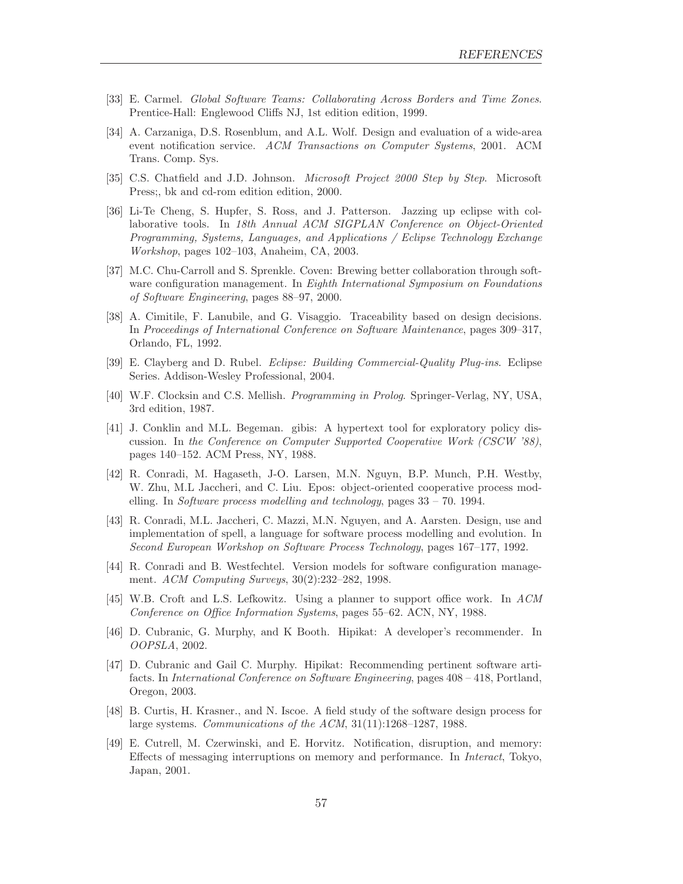[33] E. Carmel. *Global Software Teams: Collaborating Across Borders and Time Zones*. Prentice-Hall: Englewood Cliffs NJ, 1st edition edition, 1999.

[34] A. Carzaniga, D.S. Rosenblum, and A.L. Wolf. Design and evaluation of a wide-area event notification service. *ACM Transactions on Computer Systems*, 2001. ACM Trans. Comp. Sys.

[35] C.S. Chatfield and J.D. Johnson. *Microsoft Project 2000 Step by Step*. Microsoft Press;, bk and cd-rom edition edition, 2000.

[36] Li-Te Cheng, S. Hupfer, S. Ross, and J. Patterson. Jazzing up eclipse with collaborative tools. In *18th Annual ACM SIGPLAN Conference on Object-Oriented Programming, Systems, Languages, and Applications / Eclipse Technology Exchange Workshop*, pages 102–103, Anaheim, CA, 2003.

[37] M.C. Chu-Carroll and S. Sprenkle. Coven: Brewing better collaboration through software configuration management. In *Eighth International Symposium on Foundations of Software Engineering*, pages 88–97, 2000.

[38] A. Cimitile, F. Lanubile, and G. Visaggio. Traceability based on design decisions. In *Proceedings of International Conference on Software Maintenance*, pages 309–317, Orlando, FL, 1992.

[39] E. Clayberg and D. Rubel. *Eclipse: Building Commercial-Quality Plug-ins*. Eclipse Series. Addison-Wesley Professional, 2004.

[40] W.F. Clocksin and C.S. Mellish. *Programming in Prolog*. Springer-Verlag, NY, USA, 3rd edition, 1987.

[41] J. Conklin and M.L. Begeman. gibis: A hypertext tool for exploratory policy discussion. In *the Conference on Computer Supported Cooperative Work (CSCW '88)*, pages 140–152. ACM Press, NY, 1988.

[42] R. Conradi, M. Hagaseth, J-O. Larsen, M.N. Nguyn, B.P. Munch, P.H. Westby, W. Zhu, M.L Jaccheri, and C. Liu. Epos: object-oriented cooperative process modelling. In *Software process modelling and technology*, pages 33 – 70. 1994.

[43] R. Conradi, M.L. Jaccheri, C. Mazzi, M.N. Nguyen, and A. Aarsten. Design, use and implementation of spell, a language for software process modelling and evolution. In *Second European Workshop on Software Process Technology*, pages 167–177, 1992.

[44] R. Conradi and B. Westfechtel. Version models for software configuration management. *ACM Computing Surveys*, 30(2):232–282, 1998.

[45] W.B. Croft and L.S. Lefkowitz. Using a planner to support office work. In *ACM Conference on Office Information Systems*, pages 55–62. ACN, NY, 1988.

[46] D. Cubranic, G. Murphy, and K Booth. Hipikat: A developer's recommender. In *OOPSLA*, 2002.

[47] D. Cubranic and Gail C. Murphy. Hipikat: Recommending pertinent software artifacts. In *International Conference on Software Engineering*, pages 408 – 418, Portland, Oregon, 2003.

[48] B. Curtis, H. Krasner., and N. Iscoe. A field study of the software design process for large systems. *Communications of the ACM*, 31(11):1268–1287, 1988.

[49] E. Cutrell, M. Czerwinski, and E. Horvitz. Notification, disruption, and memory: Effects of messaging interruptions on memory and performance. In *Interact*, Tokyo, Japan, 2001.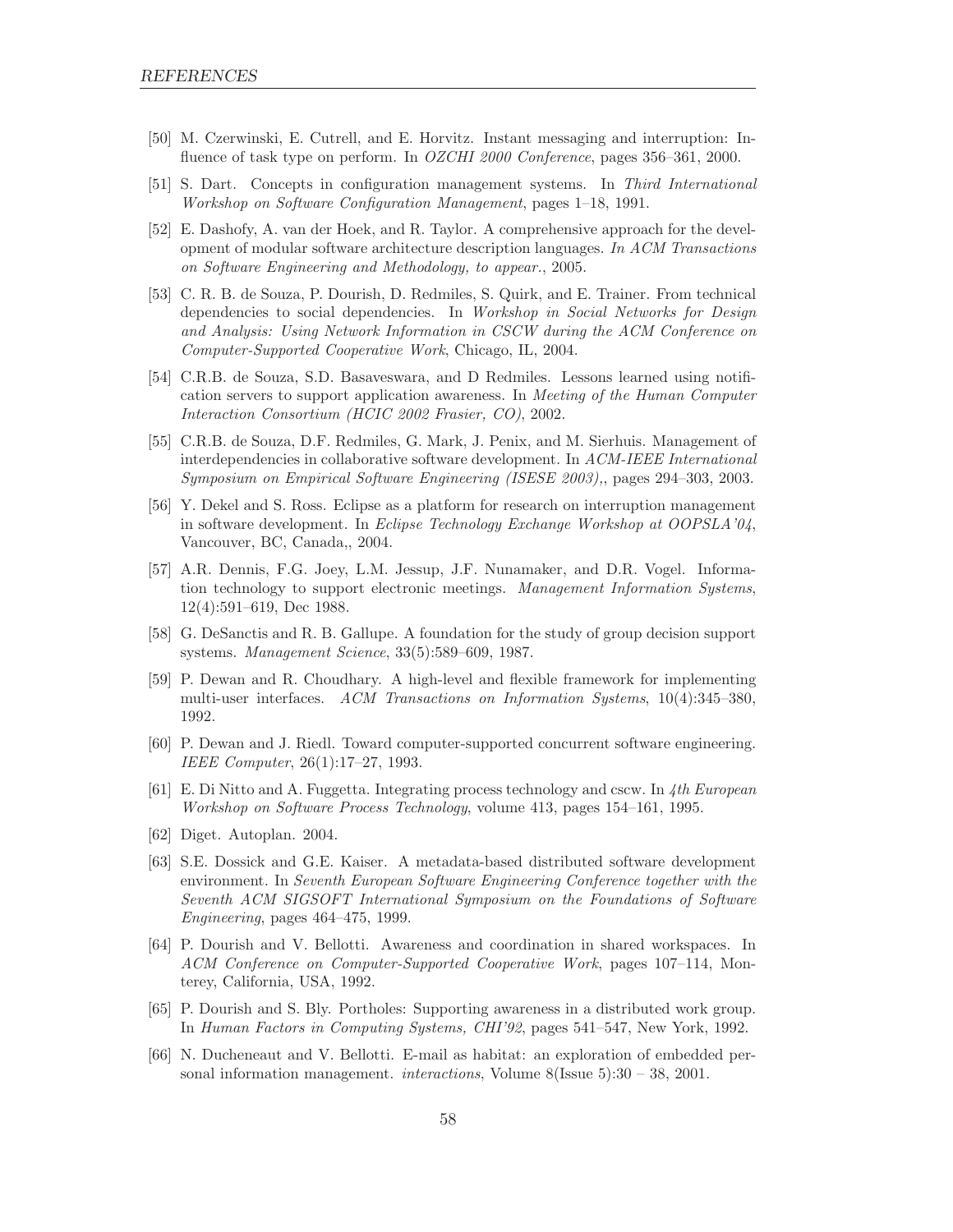[50] M. Czerwinski, E. Cutrell, and E. Horvitz. Instant messaging and interruption: Influence of task type on perform. In *OZCHI 2000 Conference*, pages 356–361, 2000.

[51] S. Dart. Concepts in configuration management systems. In *Third International Workshop on Software Configuration Management*, pages 1–18, 1991.

[52] E. Dashofy, A. van der Hoek, and R. Taylor. A comprehensive approach for the development of modular software architecture description languages. *In ACM Transactions on Software Engineering and Methodology, to appear.*, 2005.

[53] C. R. B. de Souza, P. Dourish, D. Redmiles, S. Quirk, and E. Trainer. From technical dependencies to social dependencies. In *Workshop in Social Networks for Design and Analysis: Using Network Information in CSCW during the ACM Conference on Computer-Supported Cooperative Work*, Chicago, IL, 2004.

[54] C.R.B. de Souza, S.D. Basaveswara, and D Redmiles. Lessons learned using notification servers to support application awareness. In *Meeting of the Human Computer Interaction Consortium (HCIC 2002 Frasier, CO)*, 2002.

[55] C.R.B. de Souza, D.F. Redmiles, G. Mark, J. Penix, and M. Sierhuis. Management of interdependencies in collaborative software development. In *ACM-IEEE International Symposium on Empirical Software Engineering (ISESE 2003),*, pages 294–303, 2003.

[56] Y. Dekel and S. Ross. Eclipse as a platform for research on interruption management in software development. In *Eclipse Technology Exchange Workshop at OOPSLA'04*, Vancouver, BC, Canada,, 2004.

[57] A.R. Dennis, F.G. Joey, L.M. Jessup, J.F. Nunamaker, and D.R. Vogel. Information technology to support electronic meetings. *Management Information Systems*, 12(4):591–619, Dec 1988.

[58] G. DeSanctis and R. B. Gallupe. A foundation for the study of group decision support systems. *Management Science*, 33(5):589–609, 1987.

[59] P. Dewan and R. Choudhary. A high-level and flexible framework for implementing multi-user interfaces. *ACM Transactions on Information Systems*, 10(4):345–380, 1992.

[60] P. Dewan and J. Riedl. Toward computer-supported concurrent software engineering. *IEEE Computer*, 26(1):17–27, 1993.

[61] E. Di Nitto and A. Fuggetta. Integrating process technology and cscw. In *4th European Workshop on Software Process Technology*, volume 413, pages 154–161, 1995.

[62] Diget. Autoplan. 2004.

[63] S.E. Dossick and G.E. Kaiser. A metadata-based distributed software development environment. In *Seventh European Software Engineering Conference together with the Seventh ACM SIGSOFT International Symposium on the Foundations of Software Engineering*, pages 464–475, 1999.

[64] P. Dourish and V. Bellotti. Awareness and coordination in shared workspaces. In *ACM Conference on Computer-Supported Cooperative Work*, pages 107–114, Monterey, California, USA, 1992.

[65] P. Dourish and S. Bly. Portholes: Supporting awareness in a distributed work group. In *Human Factors in Computing Systems, CHI'92*, pages 541–547, New York, 1992.

[66] N. Ducheneaut and V. Bellotti. E-mail as habitat: an exploration of embedded personal information management. *interactions*, Volume 8(Issue 5):30 – 38, 2001.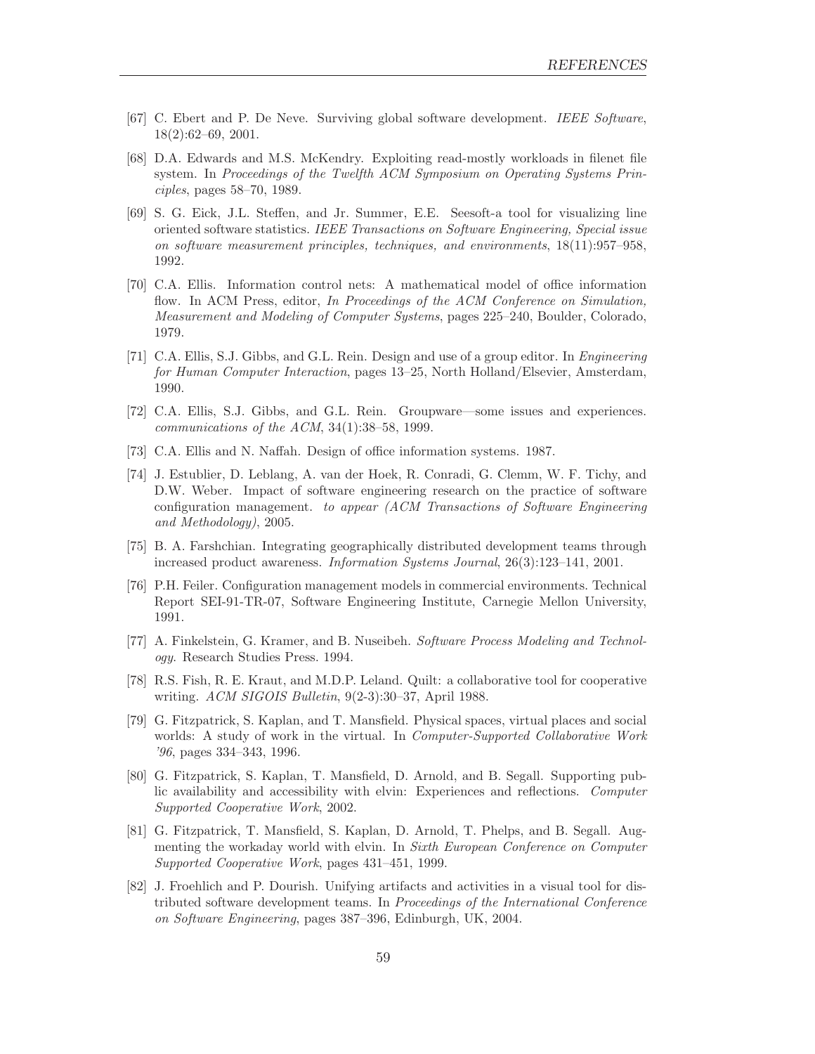[67] C. Ebert and P. De Neve. Surviving global software development. *IEEE Software*, 18(2):62–69, 2001.

[68] D.A. Edwards and M.S. McKendry. Exploiting read-mostly workloads in filenet file system. In *Proceedings of the Twelfth ACM Symposium on Operating Systems Principles*, pages 58–70, 1989.

[69] S. G. Eick, J.L. Steffen, and Jr. Summer, E.E. Seesoft-a tool for visualizing line oriented software statistics. *IEEE Transactions on Software Engineering, Special issue on software measurement principles, techniques, and environments*, 18(11):957–958, 1992.

[70] C.A. Ellis. Information control nets: A mathematical model of office information flow. In ACM Press, editor, *In Proceedings of the ACM Conference on Simulation, Measurement and Modeling of Computer Systems*, pages 225–240, Boulder, Colorado, 1979.

[71] C.A. Ellis, S.J. Gibbs, and G.L. Rein. Design and use of a group editor. In *Engineering for Human Computer Interaction*, pages 13–25, North Holland/Elsevier, Amsterdam, 1990.

[72] C.A. Ellis, S.J. Gibbs, and G.L. Rein. Groupware—some issues and experiences. *communications of the ACM*, 34(1):38–58, 1999.

[73] C.A. Ellis and N. Naffah. Design of office information systems. 1987.

[74] J. Estublier, D. Leblang, A. van der Hoek, R. Conradi, G. Clemm, W. F. Tichy, and D.W. Weber. Impact of software engineering research on the practice of software configuration management. *to appear (ACM Transactions of Software Engineering and Methodology)*, 2005.

[75] B. A. Farshchian. Integrating geographically distributed development teams through increased product awareness. *Information Systems Journal*, 26(3):123–141, 2001.

[76] P.H. Feiler. Configuration management models in commercial environments. Technical Report SEI-91-TR-07, Software Engineering Institute, Carnegie Mellon University, 1991.

[77] A. Finkelstein, G. Kramer, and B. Nuseibeh. *Software Process Modeling and Technology*. Research Studies Press. 1994.

[78] R.S. Fish, R. E. Kraut, and M.D.P. Leland. Quilt: a collaborative tool for cooperative writing. *ACM SIGOIS Bulletin*, 9(2-3):30–37, April 1988.

[79] G. Fitzpatrick, S. Kaplan, and T. Mansfield. Physical spaces, virtual places and social worlds: A study of work in the virtual. In *Computer-Supported Collaborative Work '96*, pages 334–343, 1996.

[80] G. Fitzpatrick, S. Kaplan, T. Mansfield, D. Arnold, and B. Segall. Supporting public availability and accessibility with elvin: Experiences and reflections. *Computer Supported Cooperative Work*, 2002.

[81] G. Fitzpatrick, T. Mansfield, S. Kaplan, D. Arnold, T. Phelps, and B. Segall. Augmenting the workaday world with elvin. In *Sixth European Conference on Computer Supported Cooperative Work*, pages 431–451, 1999.

[82] J. Froehlich and P. Dourish. Unifying artifacts and activities in a visual tool for distributed software development teams. In *Proceedings of the International Conference on Software Engineering*, pages 387–396, Edinburgh, UK, 2004.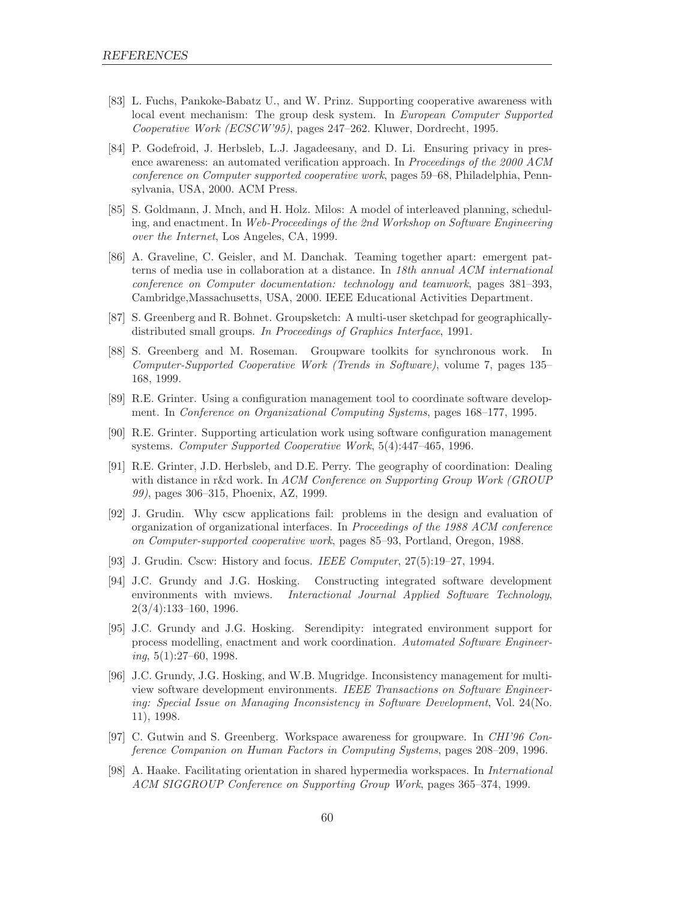[83] L. Fuchs, Pankoke-Babatz U., and W. Prinz. Supporting cooperative awareness with local event mechanism: The group desk system. In *European Computer Supported Cooperative Work (ECSCW'95)*, pages 247–262. Kluwer, Dordrecht, 1995.

[84] P. Godefroid, J. Herbsleb, L.J. Jagadeesany, and D. Li. Ensuring privacy in presence awareness: an automated verification approach. In *Proceedings of the 2000 ACM conference on Computer supported cooperative work*, pages 59–68, Philadelphia, Pennsylvania, USA, 2000. ACM Press.

[85] S. Goldmann, J. Mnch, and H. Holz. Milos: A model of interleaved planning, scheduling, and enactment. In *Web-Proceedings of the 2nd Workshop on Software Engineering over the Internet*, Los Angeles, CA, 1999.

[86] A. Graveline, C. Geisler, and M. Danchak. Teaming together apart: emergent patterns of media use in collaboration at a distance. In *18th annual ACM international conference on Computer documentation: technology and teamwork*, pages 381–393, Cambridge,Massachusetts, USA, 2000. IEEE Educational Activities Department.

[87] S. Greenberg and R. Bohnet. Groupsketch: A multi-user sketchpad for geographically-distributed small groups. *In Proceedings of Graphics Interface*, 1991.

[88] S. Greenberg and M. Roseman. Groupware toolkits for synchronous work. In *Computer-Supported Cooperative Work (Trends in Software)*, volume 7, pages 135–168, 1999.

[89] R.E. Grinter. Using a configuration management tool to coordinate software development. In *Conference on Organizational Computing Systems*, pages 168–177, 1995.

[90] R.E. Grinter. Supporting articulation work using software configuration management systems. *Computer Supported Cooperative Work*, 5(4):447–465, 1996.

[91] R.E. Grinter, J.D. Herbsleb, and D.E. Perry. The geography of coordination: Dealing with distance in r&d work. In *ACM Conference on Supporting Group Work (GROUP 99)*, pages 306–315, Phoenix, AZ, 1999.

[92] J. Grudin. Why cscw applications fail: problems in the design and evaluation of organization of organizational interfaces. In *Proceedings of the 1988 ACM conference on Computer-supported cooperative work*, pages 85–93, Portland, Oregon, 1988.

[93] J. Grudin. Cscw: History and focus. *IEEE Computer*, 27(5):19–27, 1994.

[94] J.C. Grundy and J.G. Hosking. Constructing integrated software development environments with mviews. *Interactional Journal Applied Software Technology*, 2(3/4):133–160, 1996.

[95] J.C. Grundy and J.G. Hosking. Serendipity: integrated environment support for process modelling, enactment and work coordination. *Automated Software Engineering*, 5(1):27–60, 1998.

[96] J.C. Grundy, J.G. Hosking, and W.B. Mugridge. Inconsistency management for multi-view software development environments. *IEEE Transactions on Software Engineering: Special Issue on Managing Inconsistency in Software Development*, Vol. 24(No. 11), 1998.

[97] C. Gutwin and S. Greenberg. Workspace awareness for groupware. In *CHI'96 Conference Companion on Human Factors in Computing Systems*, pages 208–209, 1996.

[98] A. Haake. Facilitating orientation in shared hypermedia workspaces. In *International ACM SIGGROUP Conference on Supporting Group Work*, pages 365–374, 1999.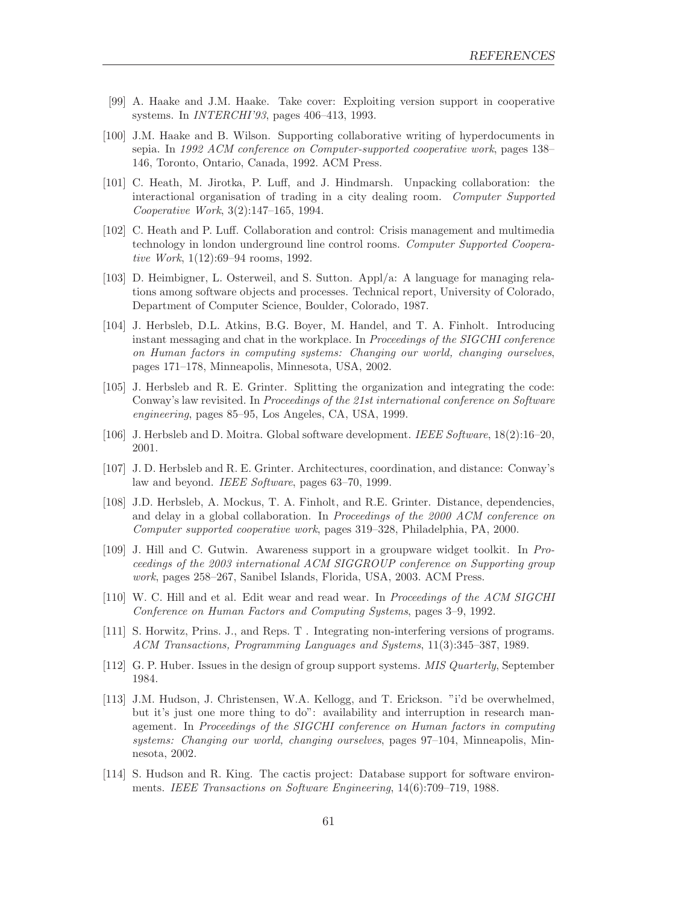[99] A. Haake and J.M. Haake. Take cover: Exploiting version support in cooperative systems. In *INTERCHI'93*, pages 406–413, 1993.

[100] J.M. Haake and B. Wilson. Supporting collaborative writing of hyperdocuments in sepia. In *1992 ACM conference on Computer-supported cooperative work*, pages 138–146, Toronto, Ontario, Canada, 1992. ACM Press.

[101] C. Heath, M. Jirotka, P. Luff, and J. Hindmarsh. Unpacking collaboration: the interactional organisation of trading in a city dealing room. *Computer Supported Cooperative Work*, 3(2):147–165, 1994.

[102] C. Heath and P. Luff. Collaboration and control: Crisis management and multimedia technology in london underground line control rooms. *Computer Supported Cooperative Work*, 1(12):69–94 rooms, 1992.

[103] D. Heimbigner, L. Osterweil, and S. Sutton. Appl/a: A language for managing relations among software objects and processes. Technical report, University of Colorado, Department of Computer Science, Boulder, Colorado, 1987.

[104] J. Herbsleb, D.L. Atkins, B.G. Boyer, M. Handel, and T. A. Finholt. Introducing instant messaging and chat in the workplace. In *Proceedings of the SIGCHI conference on Human factors in computing systems: Changing our world, changing ourselves*, pages 171–178, Minneapolis, Minnesota, USA, 2002.

[105] J. Herbsleb and R. E. Grinter. Splitting the organization and integrating the code: Conway's law revisited. In *Proceedings of the 21st international conference on Software engineering*, pages 85–95, Los Angeles, CA, USA, 1999.

[106] J. Herbsleb and D. Moitra. Global software development. *IEEE Software*, 18(2):16–20, 2001.

[107] J. D. Herbsleb and R. E. Grinter. Architectures, coordination, and distance: Conway's law and beyond. *IEEE Software*, pages 63–70, 1999.

[108] J.D. Herbsleb, A. Mockus, T. A. Finholt, and R.E. Grinter. Distance, dependencies, and delay in a global collaboration. In *Proceedings of the 2000 ACM conference on Computer supported cooperative work*, pages 319–328, Philadelphia, PA, 2000.

[109] J. Hill and C. Gutwin. Awareness support in a groupware widget toolkit. In *Proceedings of the 2003 international ACM SIGGROUP conference on Supporting group work*, pages 258–267, Sanibel Islands, Florida, USA, 2003. ACM Press.

[110] W. C. Hill and et al. Edit wear and read wear. In *Proceedings of the ACM SIGCHI Conference on Human Factors and Computing Systems*, pages 3–9, 1992.

[111] S. Horwitz, Prins. J., and Reps. T . Integrating non-interfering versions of programs. *ACM Transactions, Programming Languages and Systems*, 11(3):345–387, 1989.

[112] G. P. Huber. Issues in the design of group support systems. *MIS Quarterly*, September 1984.

[113] J.M. Hudson, J. Christensen, W.A. Kellogg, and T. Erickson. "i'd be overwhelmed, but it's just one more thing to do": availability and interruption in research management. In *Proceedings of the SIGCHI conference on Human factors in computing systems: Changing our world, changing ourselves*, pages 97–104, Minneapolis, Minnesota, 2002.

[114] S. Hudson and R. King. The cactis project: Database support for software environments. *IEEE Transactions on Software Engineering*, 14(6):709–719, 1988.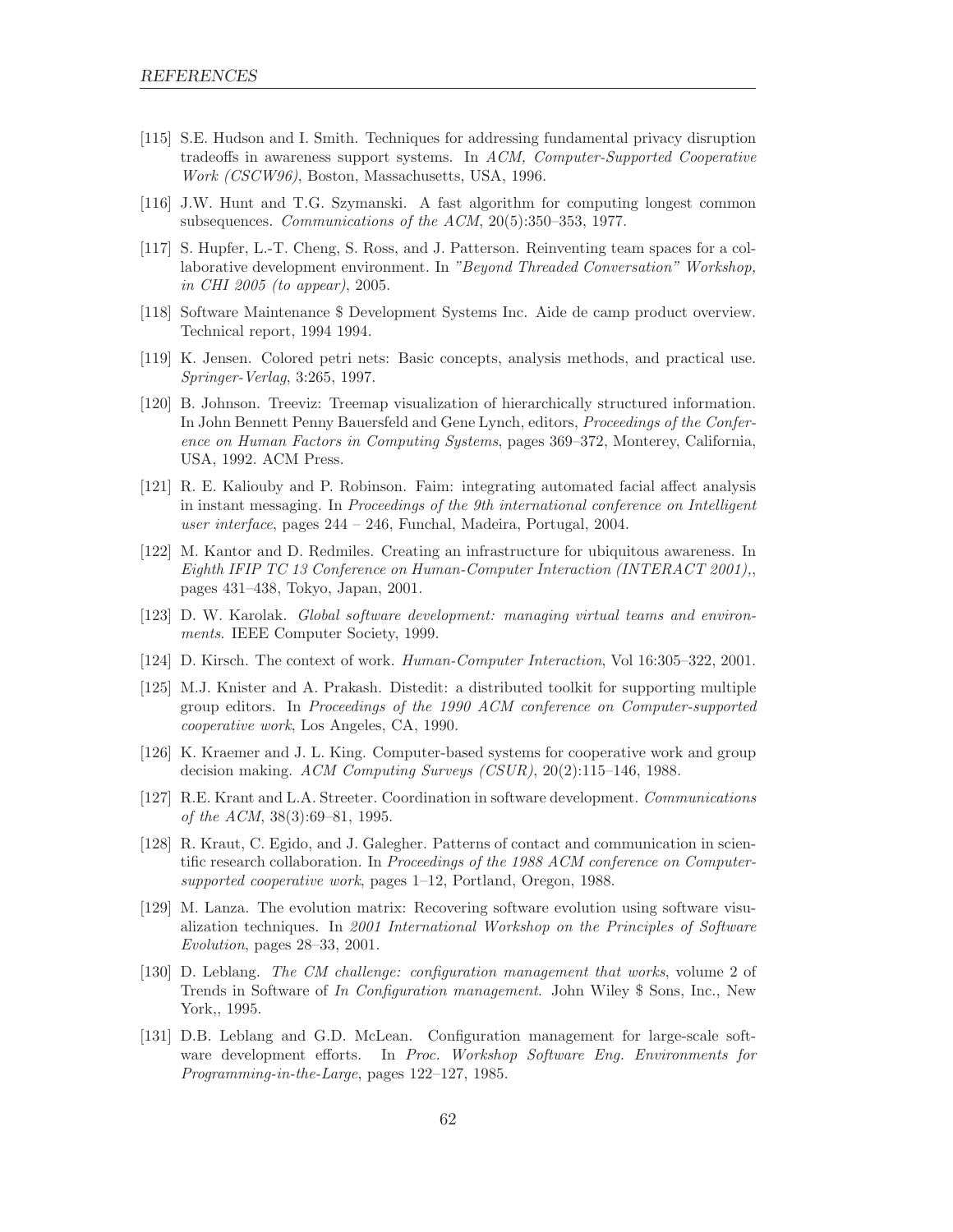[115] S.E. Hudson and I. Smith. Techniques for addressing fundamental privacy disruption tradeoffs in awareness support systems. In *ACM, Computer-Supported Cooperative Work (CSCW96)*, Boston, Massachusetts, USA, 1996.

[116] J.W. Hunt and T.G. Szymanski. A fast algorithm for computing longest common subsequences. *Communications of the ACM*, 20(5):350–353, 1977.

[117] S. Hupfer, L.-T. Cheng, S. Ross, and J. Patterson. Reinventing team spaces for a collaborative development environment. In *"Beyond Threaded Conversation" Workshop, in CHI 2005 (to appear)*, 2005.

[118] Software Maintenance $ Development Systems Inc. Aide de camp product overview. Technical report, 1994 1994.

[119] K. Jensen. Colored petri nets: Basic concepts, analysis methods, and practical use. *Springer-Verlag*, 3:265, 1997.

[120] B. Johnson. Treeviz: Treemap visualization of hierarchically structured information. In John Bennett Penny Bauersfeld and Gene Lynch, editors, *Proceedings of the Conference on Human Factors in Computing Systems*, pages 369–372, Monterey, California, USA, 1992. ACM Press.

[121] R. E. Kaliouby and P. Robinson. Faim: integrating automated facial affect analysis in instant messaging. In *Proceedings of the 9th international conference on Intelligent user interface*, pages 244 – 246, Funchal, Madeira, Portugal, 2004.

[122] M. Kantor and D. Redmiles. Creating an infrastructure for ubiquitous awareness. In *Eighth IFIP TC 13 Conference on Human-Computer Interaction (INTERACT 2001),*, pages 431–438, Tokyo, Japan, 2001.

[123] D. W. Karolak. *Global software development: managing virtual teams and environments*. IEEE Computer Society, 1999.

[124] D. Kirsch. The context of work. *Human-Computer Interaction*, Vol 16:305–322, 2001.

[125] M.J. Knister and A. Prakash. Distedit: a distributed toolkit for supporting multiple group editors. In *Proceedings of the 1990 ACM conference on Computer-supported cooperative work*, Los Angeles, CA, 1990.

[126] K. Kraemer and J. L. King. Computer-based systems for cooperative work and group decision making. *ACM Computing Surveys (CSUR)*, 20(2):115–146, 1988.

[127] R.E. Krant and L.A. Streeter. Coordination in software development. *Communications of the ACM*, 38(3):69–81, 1995.

[128] R. Kraut, C. Egido, and J. Galegher. Patterns of contact and communication in scientific research collaboration. In *Proceedings of the 1988 ACM conference on Computer-supported cooperative work*, pages 1–12, Portland, Oregon, 1988.

[129] M. Lanza. The evolution matrix: Recovering software evolution using software visualization techniques. In *2001 International Workshop on the Principles of Software Evolution*, pages 28–33, 2001.

[130] D. Leblang. *The CM challenge: configuration management that works*, volume 2 of Trends in Software of *In Configuration management*. John Wiley $ Sons, Inc., New York,, 1995.

[131] D.B. Leblang and G.D. McLean. Configuration management for large-scale software development efforts. In *Proc. Workshop Software Eng. Environments for Programming-in-the-Large*, pages 122–127, 1985.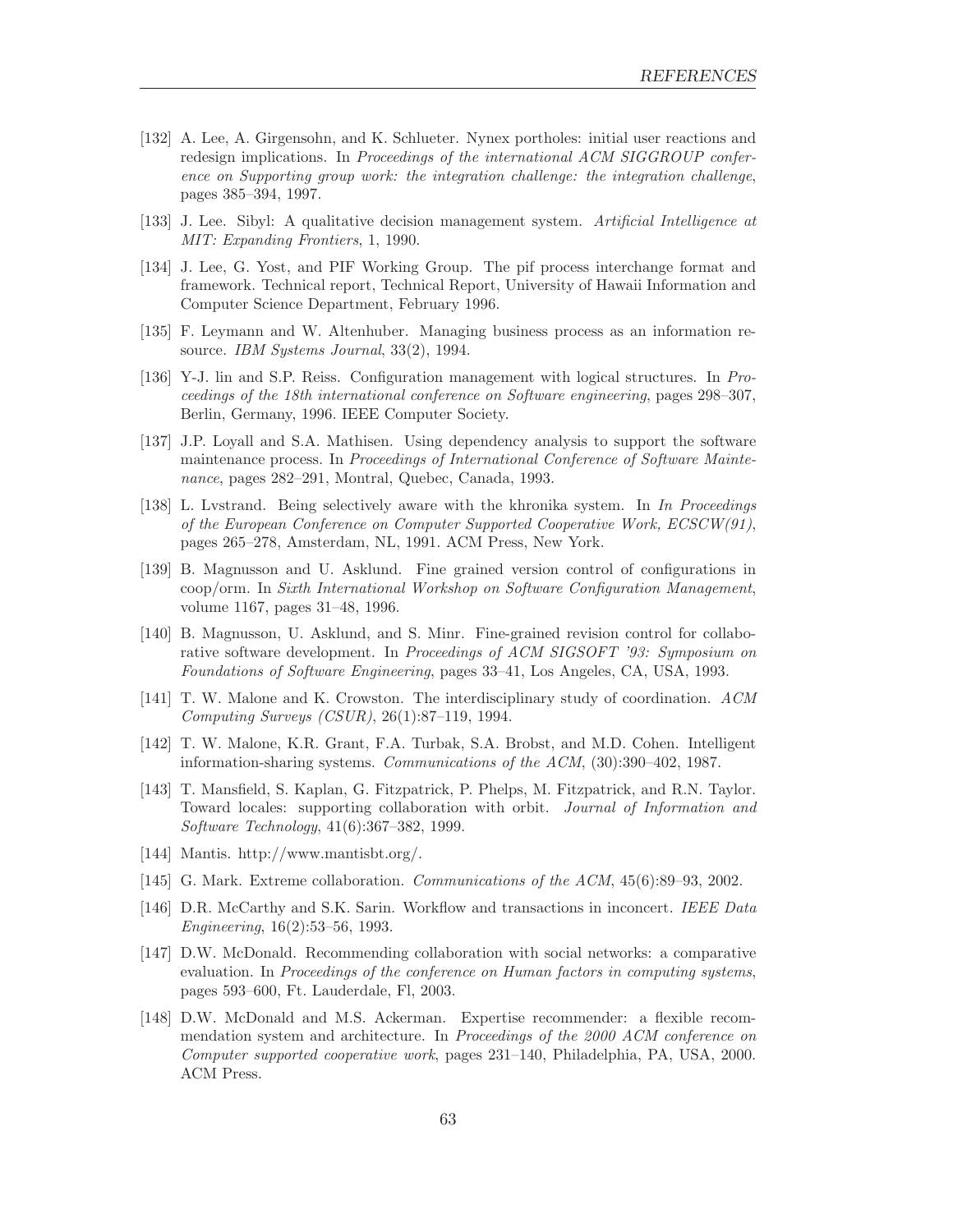[132] A. Lee, A. Girgensohn, and K. Schlueter. Nynex portholes: initial user reactions and redesign implications. In *Proceedings of the international ACM SIGGROUP conference on Supporting group work: the integration challenge: the integration challenge*, pages 385–394, 1997.

[133] J. Lee. Sibyl: A qualitative decision management system. *Artificial Intelligence at MIT: Expanding Frontiers*, 1, 1990.

[134] J. Lee, G. Yost, and PIF Working Group. The pif process interchange format and framework. Technical report, Technical Report, University of Hawaii Information and Computer Science Department, February 1996.

[135] F. Leymann and W. Altenhuber. Managing business process as an information resource. *IBM Systems Journal*, 33(2), 1994.

[136] Y-J. lin and S.P. Reiss. Configuration management with logical structures. In *Proceedings of the 18th international conference on Software engineering*, pages 298–307, Berlin, Germany, 1996. IEEE Computer Society.

[137] J.P. Loyall and S.A. Mathisen. Using dependency analysis to support the software maintenance process. In *Proceedings of International Conference of Software Maintenance*, pages 282–291, Montral, Quebec, Canada, 1993.

[138] L. Lvstrand. Being selectively aware with the khronika system. In *In Proceedings of the European Conference on Computer Supported Cooperative Work, ECSCW(91)*, pages 265–278, Amsterdam, NL, 1991. ACM Press, New York.

[139] B. Magnusson and U. Asklund. Fine grained version control of configurations in coop/orm. In *Sixth International Workshop on Software Configuration Management*, volume 1167, pages 31–48, 1996.

[140] B. Magnusson, U. Asklund, and S. Minr. Fine-grained revision control for collaborative software development. In *Proceedings of ACM SIGSOFT '93: Symposium on Foundations of Software Engineering*, pages 33–41, Los Angeles, CA, USA, 1993.

[141] T. W. Malone and K. Crowston. The interdisciplinary study of coordination. *ACM Computing Surveys (CSUR)*, 26(1):87–119, 1994.

[142] T. W. Malone, K.R. Grant, F.A. Turbak, S.A. Brobst, and M.D. Cohen. Intelligent information-sharing systems. *Communications of the ACM*, (30):390–402, 1987.

[143] T. Mansfield, S. Kaplan, G. Fitzpatrick, P. Phelps, M. Fitzpatrick, and R.N. Taylor. Toward locales: supporting collaboration with orbit. *Journal of Information and Software Technology*, 41(6):367–382, 1999.

[144] Mantis. http://www.mantisbt.org/.

[145] G. Mark. Extreme collaboration. *Communications of the ACM*, 45(6):89–93, 2002.

[146] D.R. McCarthy and S.K. Sarin. Workflow and transactions in inconcert. *IEEE Data Engineering*, 16(2):53–56, 1993.

[147] D.W. McDonald. Recommending collaboration with social networks: a comparative evaluation. In *Proceedings of the conference on Human factors in computing systems*, pages 593–600, Ft. Lauderdale, Fl, 2003.

[148] D.W. McDonald and M.S. Ackerman. Expertise recommender: a flexible recommendation system and architecture. In *Proceedings of the 2000 ACM conference on Computer supported cooperative work*, pages 231–140, Philadelphia, PA, USA, 2000. ACM Press.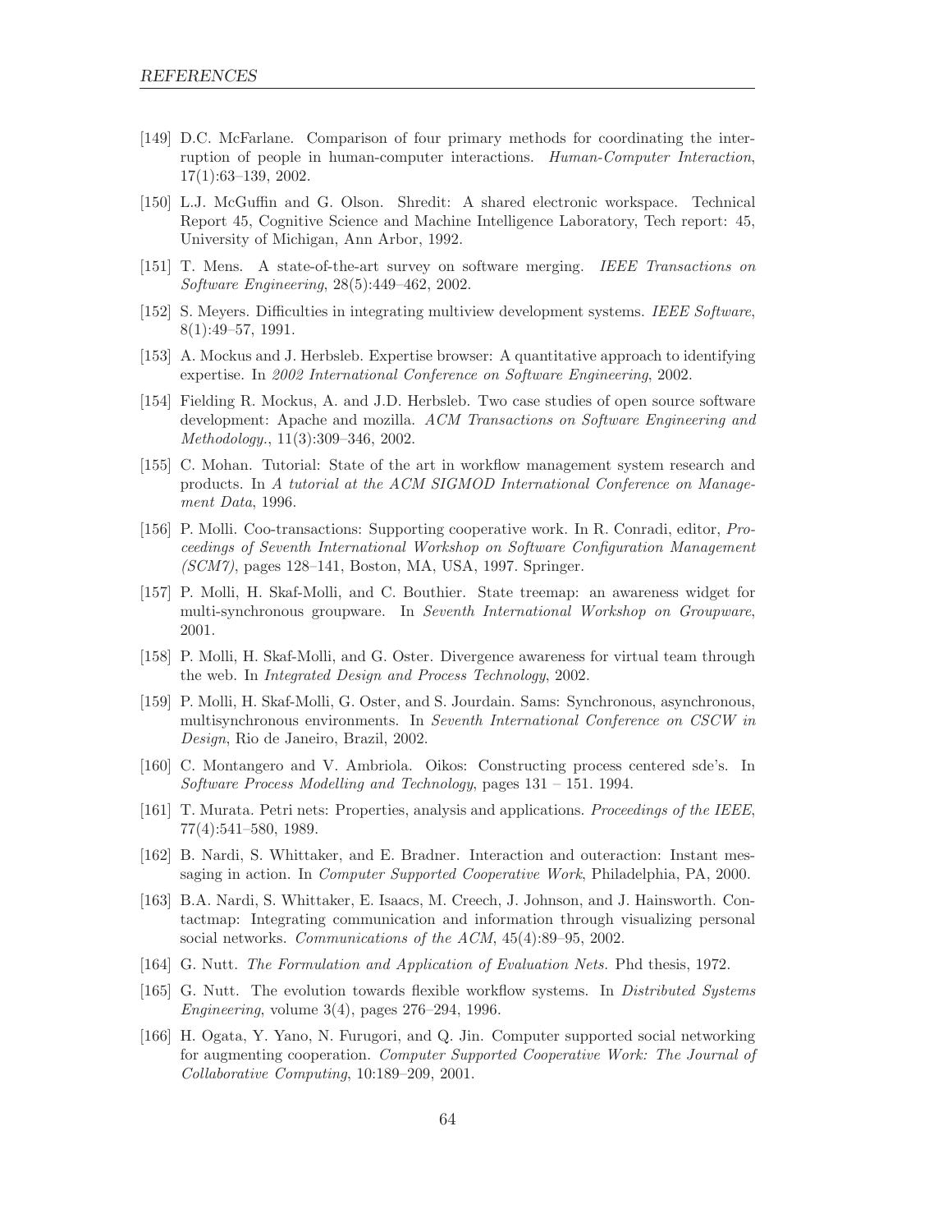[149] D.C. McFarlane. Comparison of four primary methods for coordinating the interruption of people in human-computer interactions. *Human-Computer Interaction*, 17(1):63–139, 2002.

[150] L.J. McGuffin and G. Olson. Shredit: A shared electronic workspace. Technical Report 45, Cognitive Science and Machine Intelligence Laboratory, Tech report: 45, University of Michigan, Ann Arbor, 1992.

[151] T. Mens. A state-of-the-art survey on software merging. *IEEE Transactions on Software Engineering*, 28(5):449–462, 2002.

[152] S. Meyers. Difficulties in integrating multiview development systems. *IEEE Software*, 8(1):49–57, 1991.

[153] A. Mockus and J. Herbsleb. Expertise browser: A quantitative approach to identifying expertise. In *2002 International Conference on Software Engineering*, 2002.

[154] Fielding R. Mockus, A. and J.D. Herbsleb. Two case studies of open source software development: Apache and mozilla. *ACM Transactions on Software Engineering and Methodology.*, 11(3):309–346, 2002.

[155] C. Mohan. Tutorial: State of the art in workflow management system research and products. In *A tutorial at the ACM SIGMOD International Conference on Management Data*, 1996.

[156] P. Molli. Coo-transactions: Supporting cooperative work. In R. Conradi, editor, *Proceedings of Seventh International Workshop on Software Configuration Management (SCM7)*, pages 128–141, Boston, MA, USA, 1997. Springer.

[157] P. Molli, H. Skaf-Molli, and C. Bouthier. State treemap: an awareness widget for multi-synchronous groupware. In *Seventh International Workshop on Groupware*, 2001.

[158] P. Molli, H. Skaf-Molli, and G. Oster. Divergence awareness for virtual team through the web. In *Integrated Design and Process Technology*, 2002.

[159] P. Molli, H. Skaf-Molli, G. Oster, and S. Jourdain. Sams: Synchronous, asynchronous, multisynchronous environments. In *Seventh International Conference on CSCW in Design*, Rio de Janeiro, Brazil, 2002.

[160] C. Montangero and V. Ambriola. Oikos: Constructing process centered sde's. In *Software Process Modelling and Technology*, pages 131 – 151. 1994.

[161] T. Murata. Petri nets: Properties, analysis and applications. *Proceedings of the IEEE*, 77(4):541–580, 1989.

[162] B. Nardi, S. Whittaker, and E. Bradner. Interaction and outeraction: Instant messaging in action. In *Computer Supported Cooperative Work*, Philadelphia, PA, 2000.

[163] B.A. Nardi, S. Whittaker, E. Isaacs, M. Creech, J. Johnson, and J. Hainsworth. Contactmap: Integrating communication and information through visualizing personal social networks. *Communications of the ACM*, 45(4):89–95, 2002.

[164] G. Nutt. *The Formulation and Application of Evaluation Nets.* Phd thesis, 1972.

[165] G. Nutt. The evolution towards flexible workflow systems. In *Distributed Systems Engineering*, volume 3(4), pages 276–294, 1996.

[166] H. Ogata, Y. Yano, N. Furugori, and Q. Jin. Computer supported social networking for augmenting cooperation. *Computer Supported Cooperative Work: The Journal of Collaborative Computing*, 10:189–209, 2001.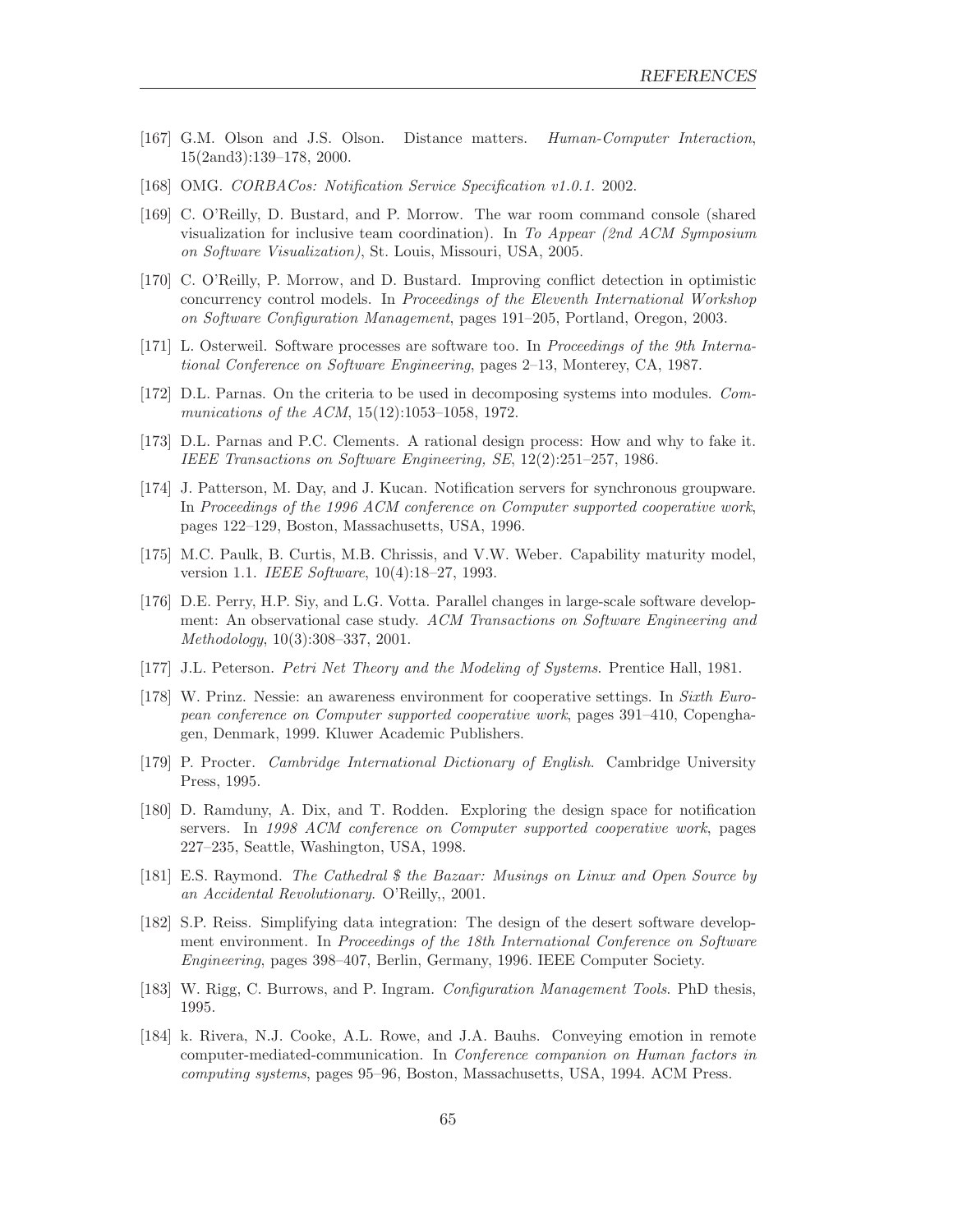[167] G.M. Olson and J.S. Olson. Distance matters. *Human-Computer Interaction*, 15(2and3):139–178, 2000.

[168] OMG. *CORBACos: Notification Service Specification v1.0.1.* 2002.

[169] C. O'Reilly, D. Bustard, and P. Morrow. The war room command console (shared visualization for inclusive team coordination). In *To Appear (2nd ACM Symposium on Software Visualization)*, St. Louis, Missouri, USA, 2005.

[170] C. O'Reilly, P. Morrow, and D. Bustard. Improving conflict detection in optimistic concurrency control models. In *Proceedings of the Eleventh International Workshop on Software Configuration Management*, pages 191–205, Portland, Oregon, 2003.

[171] L. Osterweil. Software processes are software too. In *Proceedings of the 9th International Conference on Software Engineering*, pages 2–13, Monterey, CA, 1987.

[172] D.L. Parnas. On the criteria to be used in decomposing systems into modules. *Communications of the ACM*, 15(12):1053–1058, 1972.

[173] D.L. Parnas and P.C. Clements. A rational design process: How and why to fake it. *IEEE Transactions on Software Engineering, SE*, 12(2):251–257, 1986.

[174] J. Patterson, M. Day, and J. Kucan. Notification servers for synchronous groupware. In *Proceedings of the 1996 ACM conference on Computer supported cooperative work*, pages 122–129, Boston, Massachusetts, USA, 1996.

[175] M.C. Paulk, B. Curtis, M.B. Chrissis, and V.W. Weber. Capability maturity model, version 1.1. *IEEE Software*, 10(4):18–27, 1993.

[176] D.E. Perry, H.P. Siy, and L.G. Votta. Parallel changes in large-scale software development: An observational case study. *ACM Transactions on Software Engineering and Methodology*, 10(3):308–337, 2001.

[177] J.L. Peterson. *Petri Net Theory and the Modeling of Systems*. Prentice Hall, 1981.

[178] W. Prinz. Nessie: an awareness environment for cooperative settings. In *Sixth European conference on Computer supported cooperative work*, pages 391–410, Copenhagen, Denmark, 1999. Kluwer Academic Publishers.

[179] P. Procter. *Cambridge International Dictionary of English*. Cambridge University Press, 1995.

[180] D. Ramduny, A. Dix, and T. Rodden. Exploring the design space for notification servers. In *1998 ACM conference on Computer supported cooperative work*, pages 227–235, Seattle, Washington, USA, 1998.

[181] E.S. Raymond. *The Cathedral $ the Bazaar: Musings on Linux and Open Source by an Accidental Revolutionary*. O'Reilly,, 2001.

[182] S.P. Reiss. Simplifying data integration: The design of the desert software development environment. In *Proceedings of the 18th International Conference on Software Engineering*, pages 398–407, Berlin, Germany, 1996. IEEE Computer Society.

[183] W. Rigg, C. Burrows, and P. Ingram. *Configuration Management Tools*. PhD thesis, 1995.

[184] k. Rivera, N.J. Cooke, A.L. Rowe, and J.A. Bauhs. Conveying emotion in remote computer-mediated-communication. In *Conference companion on Human factors in computing systems*, pages 95–96, Boston, Massachusetts, USA, 1994. ACM Press.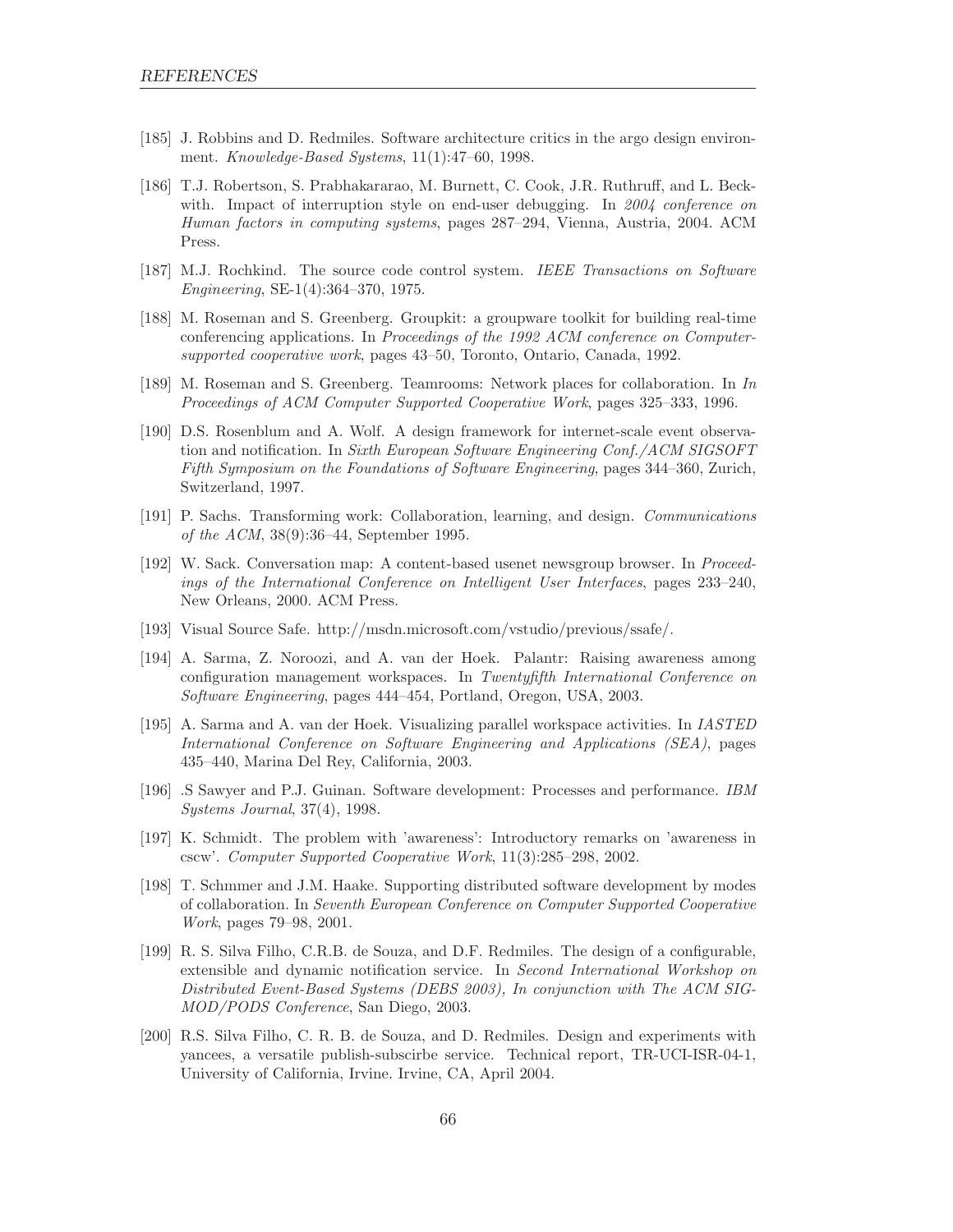[185] J. Robbins and D. Redmiles. Software architecture critics in the argo design environment. *Knowledge-Based Systems*, 11(1):47–60, 1998.

[186] T.J. Robertson, S. Prabhakararao, M. Burnett, C. Cook, J.R. Ruthruff, and L. Beckwith. Impact of interruption style on end-user debugging. In *2004 conference on Human factors in computing systems*, pages 287–294, Vienna, Austria, 2004. ACM Press.

[187] M.J. Rochkind. The source code control system. *IEEE Transactions on Software Engineering*, SE-1(4):364–370, 1975.

[188] M. Roseman and S. Greenberg. Groupkit: a groupware toolkit for building real-time conferencing applications. In *Proceedings of the 1992 ACM conference on Computer-supported cooperative work*, pages 43–50, Toronto, Ontario, Canada, 1992.

[189] M. Roseman and S. Greenberg. Teamrooms: Network places for collaboration. In *In Proceedings of ACM Computer Supported Cooperative Work*, pages 325–333, 1996.

[190] D.S. Rosenblum and A. Wolf. A design framework for internet-scale event observation and notification. In *Sixth European Software Engineering Conf./ACM SIGSOFT Fifth Symposium on the Foundations of Software Engineering*, pages 344–360, Zurich, Switzerland, 1997.

[191] P. Sachs. Transforming work: Collaboration, learning, and design. *Communications of the ACM*, 38(9):36–44, September 1995.

[192] W. Sack. Conversation map: A content-based usenet newsgroup browser. In *Proceedings of the International Conference on Intelligent User Interfaces*, pages 233–240, New Orleans, 2000. ACM Press.

[193] Visual Source Safe. http://msdn.microsoft.com/vstudio/previous/ssafe/.

[194] A. Sarma, Z. Noroozi, and A. van der Hoek. Palantr: Raising awareness among configuration management workspaces. In *Twentyfifth International Conference on Software Engineering*, pages 444–454, Portland, Oregon, USA, 2003.

[195] A. Sarma and A. van der Hoek. Visualizing parallel workspace activities. In *IASTED International Conference on Software Engineering and Applications (SEA)*, pages 435–440, Marina Del Rey, California, 2003.

[196] .S Sawyer and P.J. Guinan. Software development: Processes and performance. *IBM Systems Journal*, 37(4), 1998.

[197] K. Schmidt. The problem with 'awareness': Introductory remarks on 'awareness in cscw'. *Computer Supported Cooperative Work*, 11(3):285–298, 2002.

[198] T. Schmmer and J.M. Haake. Supporting distributed software development by modes of collaboration. In *Seventh European Conference on Computer Supported Cooperative Work*, pages 79–98, 2001.

[199] R. S. Silva Filho, C.R.B. de Souza, and D.F. Redmiles. The design of a configurable, extensible and dynamic notification service. In *Second International Workshop on Distributed Event-Based Systems (DEBS 2003), In conjunction with The ACM SIGMOD/PODS Conference*, San Diego, 2003.

[200] R.S. Silva Filho, C. R. B. de Souza, and D. Redmiles. Design and experiments with yancees, a versatile publish-subscirbe service. Technical report, TR-UCI-ISR-04-1, University of California, Irvine. Irvine, CA, April 2004.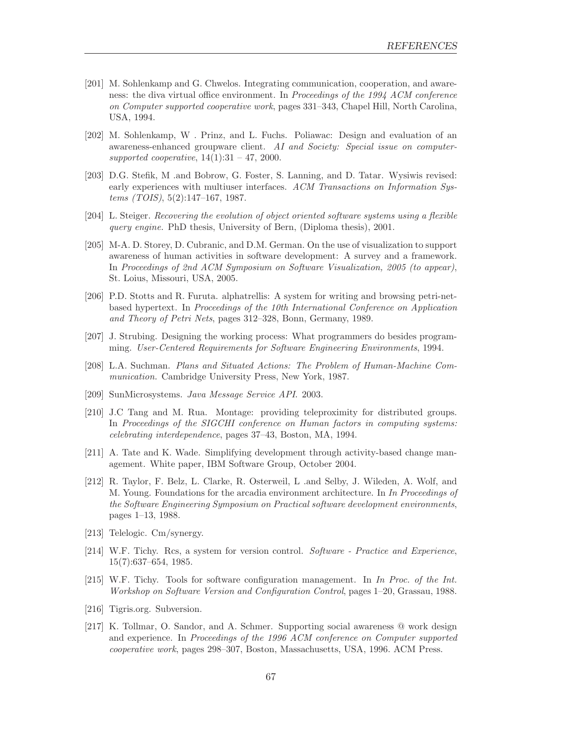[201] M. Sohlenkamp and G. Chwelos. Integrating communication, cooperation, and awareness: the diva virtual office environment. In *Proceedings of the 1994 ACM conference on Computer supported cooperative work*, pages 331–343, Chapel Hill, North Carolina, USA, 1994.

[202] M. Sohlenkamp, W . Prinz, and L. Fuchs. Poliawac: Design and evaluation of an awareness-enhanced groupware client. *AI and Society: Special issue on computer-supported cooperative*, 14(1):31 – 47, 2000.

[203] D.G. Stefik, M .and Bobrow, G. Foster, S. Lanning, and D. Tatar. Wysiwis revised: early experiences with multiuser interfaces. *ACM Transactions on Information Systems (TOIS)*, 5(2):147–167, 1987.

[204] L. Steiger. *Recovering the evolution of object oriented software systems using a flexible query engine.* PhD thesis, University of Bern, (Diploma thesis), 2001.

[205] M-A. D. Storey, D. Cubranic, and D.M. German. On the use of visualization to support awareness of human activities in software development: A survey and a framework. In *Proceedings of 2nd ACM Symposium on Software Visualization, 2005 (to appear)*, St. Loius, Missouri, USA, 2005.

[206] P.D. Stotts and R. Furuta. alphatrellis: A system for writing and browsing petri-net-based hypertext. In *Proceedings of the 10th International Conference on Application and Theory of Petri Nets*, pages 312–328, Bonn, Germany, 1989.

[207] J. Strubing. Designing the working process: What programmers do besides programming. *User-Centered Requirements for Software Engineering Environments*, 1994.

[208] L.A. Suchman. *Plans and Situated Actions: The Problem of Human-Machine Communication*. Cambridge University Press, New York, 1987.

[209] SunMicrosystems. *Java Message Service API*. 2003.

[210] J.C Tang and M. Rua. Montage: providing teleproximity for distributed groups. In *Proceedings of the SIGCHI conference on Human factors in computing systems: celebrating interdependence*, pages 37–43, Boston, MA, 1994.

[211] A. Tate and K. Wade. Simplifying development through activity-based change management. White paper, IBM Software Group, October 2004.

[212] R. Taylor, F. Belz, L. Clarke, R. Osterweil, L .and Selby, J. Wileden, A. Wolf, and M. Young. Foundations for the arcadia environment architecture. In *In Proceedings of the Software Engineering Symposium on Practical software development environments*, pages 1–13, 1988.

[213] Telelogic. Cm/synergy.

[214] W.F. Tichy. Rcs, a system for version control. *Software - Practice and Experience*, 15(7):637–654, 1985.

[215] W.F. Tichy. Tools for software configuration management. In *In Proc. of the Int. Workshop on Software Version and Configuration Control*, pages 1–20, Grassau, 1988.

[216] Tigris.org. Subversion.

[217] K. Tollmar, O. Sandor, and A. Schmer. Supporting social awareness @ work design and experience. In *Proceedings of the 1996 ACM conference on Computer supported cooperative work*, pages 298–307, Boston, Massachusetts, USA, 1996. ACM Press.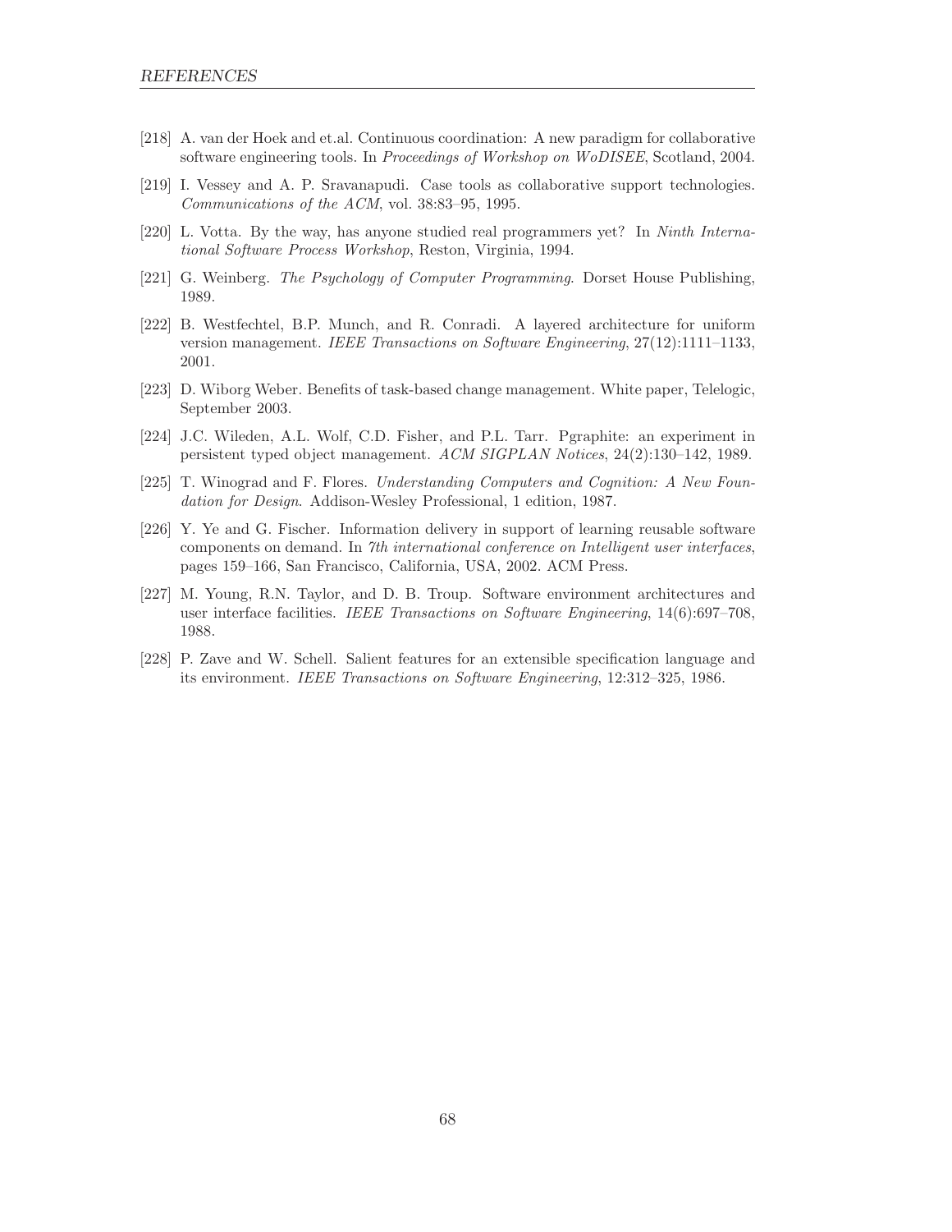[218] A. van der Hoek and et.al. Continuous coordination: A new paradigm for collaborative software engineering tools. In *Proceedings of Workshop on WoDISEE*, Scotland, 2004.

[219] I. Vessey and A. P. Sravanapudi. Case tools as collaborative support technologies. *Communications of the ACM*, vol. 38:83–95, 1995.

[220] L. Votta. By the way, has anyone studied real programmers yet? In *Ninth International Software Process Workshop*, Reston, Virginia, 1994.

[221] G. Weinberg. *The Psychology of Computer Programming*. Dorset House Publishing, 1989.

[222] B. Westfechtel, B.P. Munch, and R. Conradi. A layered architecture for uniform version management. *IEEE Transactions on Software Engineering*, 27(12):1111–1133, 2001.

[223] D. Wiborg Weber. Benefits of task-based change management. White paper, Telelogic, September 2003.

[224] J.C. Wileden, A.L. Wolf, C.D. Fisher, and P.L. Tarr. Pgraphite: an experiment in persistent typed object management. *ACM SIGPLAN Notices*, 24(2):130–142, 1989.

[225] T. Winograd and F. Flores. *Understanding Computers and Cognition: A New Foundation for Design*. Addison-Wesley Professional, 1 edition, 1987.

[226] Y. Ye and G. Fischer. Information delivery in support of learning reusable software components on demand. In *7th international conference on Intelligent user interfaces*, pages 159–166, San Francisco, California, USA, 2002. ACM Press.

[227] M. Young, R.N. Taylor, and D. B. Troup. Software environment architectures and user interface facilities. *IEEE Transactions on Software Engineering*, 14(6):697–708, 1988.

[228] P. Zave and W. Schell. Salient features for an extensible specification language and its environment. *IEEE Transactions on Software Engineering*, 12:312–325, 1986.